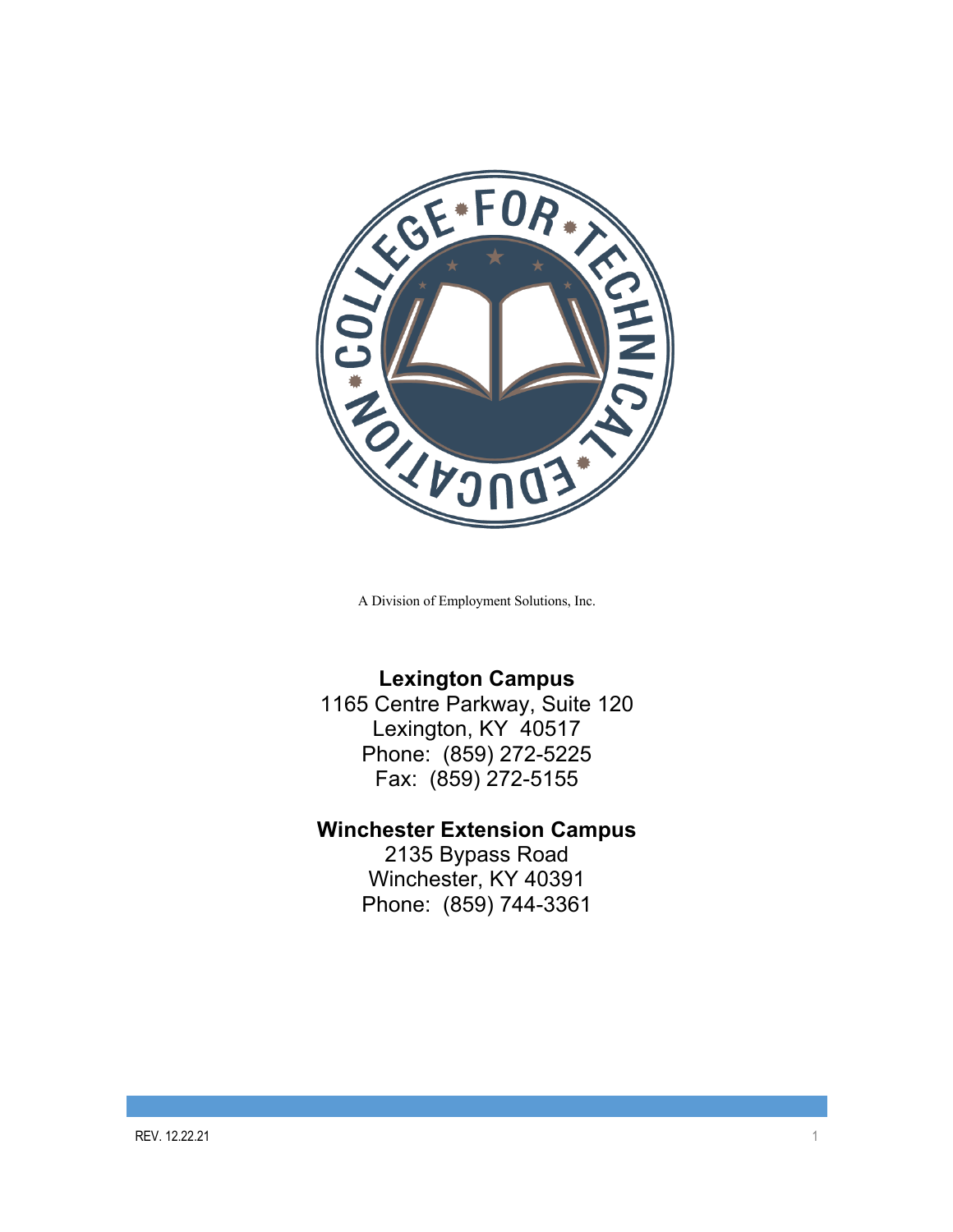COLLEGE FOR TECHNICAL EDUCATION

A Division of Employment Solutions, Inc.

**Lexington Campus**
1165 Centre Parkway, Suite 120
Lexington, KY 40517
Phone: (859) 272-5225
Fax: (859) 272-5155

**Winchester Extension Campus**
2135 Bypass Road
Winchester, KY 40391
Phone: (859) 744-3361

REV. 12.22.21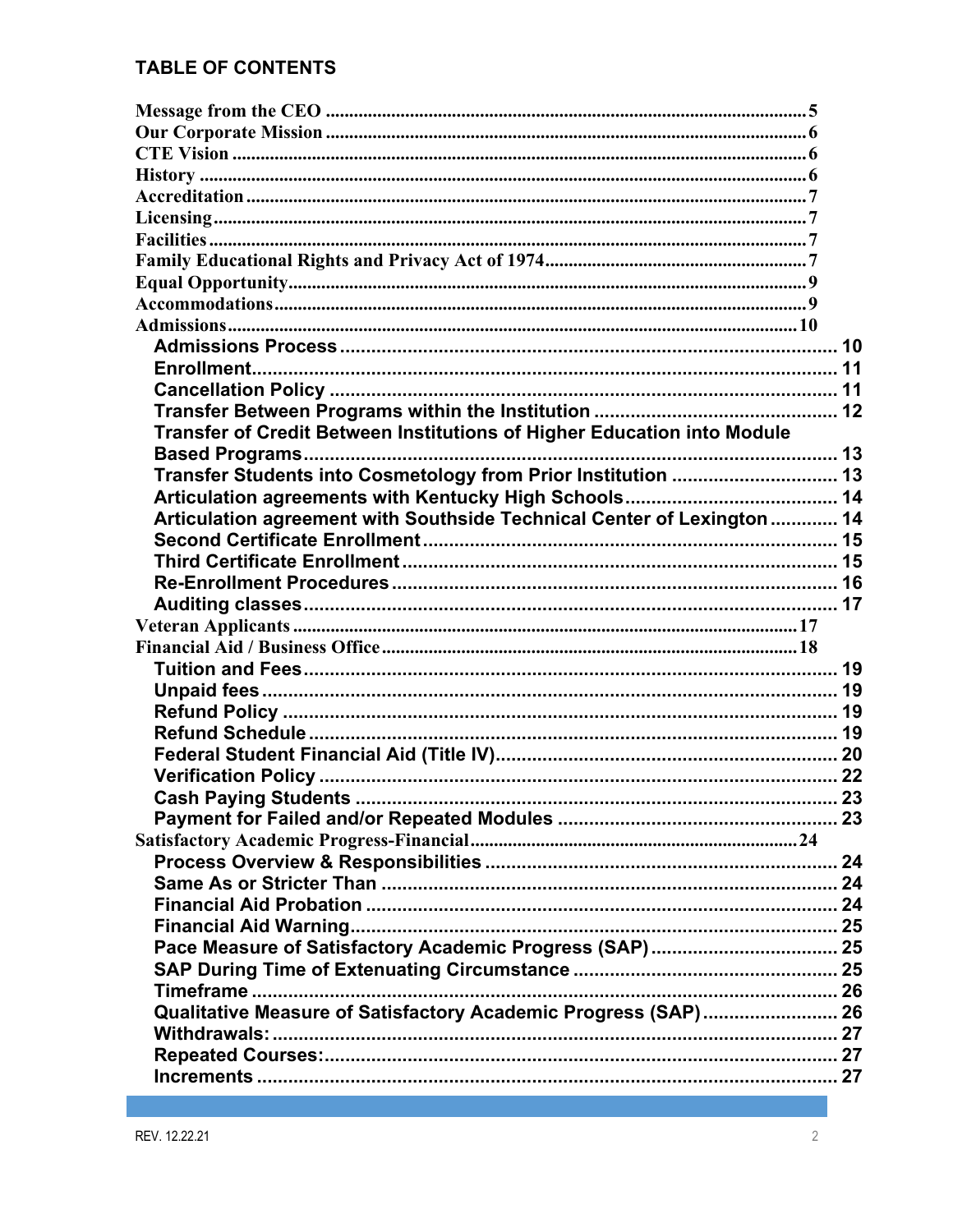## TABLE OF CONTENTS

- Message from the CEO ..... 5
- Our Corporate Mission ..... 6
- CTE Vision ..... 6
- History ..... 6
- Accreditation ..... 7
- Licensing ..... 7
- Facilities ..... 7
- Family Educational Rights and Privacy Act of 1974 ..... 7
- Equal Opportunity ..... 9
- Accommodations ..... 9
- Admissions ..... 10
  - Admissions Process ..... 10
  - Enrollment ..... 11
  - Cancellation Policy ..... 11
  - Transfer Between Programs within the Institution ..... 12
  - Transfer of Credit Between Institutions of Higher Education into Module Based Programs ..... 13
  - Transfer Students into Cosmetology from Prior Institution ..... 13
  - Articulation agreements with Kentucky High Schools ..... 14
  - Articulation agreement with Southside Technical Center of Lexington ..... 14
  - Second Certificate Enrollment ..... 15
  - Third Certificate Enrollment ..... 15
  - Re-Enrollment Procedures ..... 16
  - Auditing classes ..... 17
- Veteran Applicants ..... 17
- Financial Aid / Business Office ..... 18
  - Tuition and Fees ..... 19
  - Unpaid fees ..... 19
  - Refund Policy ..... 19
  - Refund Schedule ..... 19
  - Federal Student Financial Aid (Title IV) ..... 20
  - Verification Policy ..... 22
  - Cash Paying Students ..... 23
  - Payment for Failed and/or Repeated Modules ..... 23
- Satisfactory Academic Progress-Financial ..... 24
  - Process Overview & Responsibilities ..... 24
  - Same As or Stricter Than ..... 24
  - Financial Aid Probation ..... 24
  - Financial Aid Warning ..... 25
  - Pace Measure of Satisfactory Academic Progress (SAP) ..... 25
  - SAP During Time of Extenuating Circumstance ..... 25
  - Timeframe ..... 26
  - Qualitative Measure of Satisfactory Academic Progress (SAP) ..... 26
  - Withdrawals: ..... 27
  - Repeated Courses: ..... 27
  - Increments ..... 27

REV. 12.22.21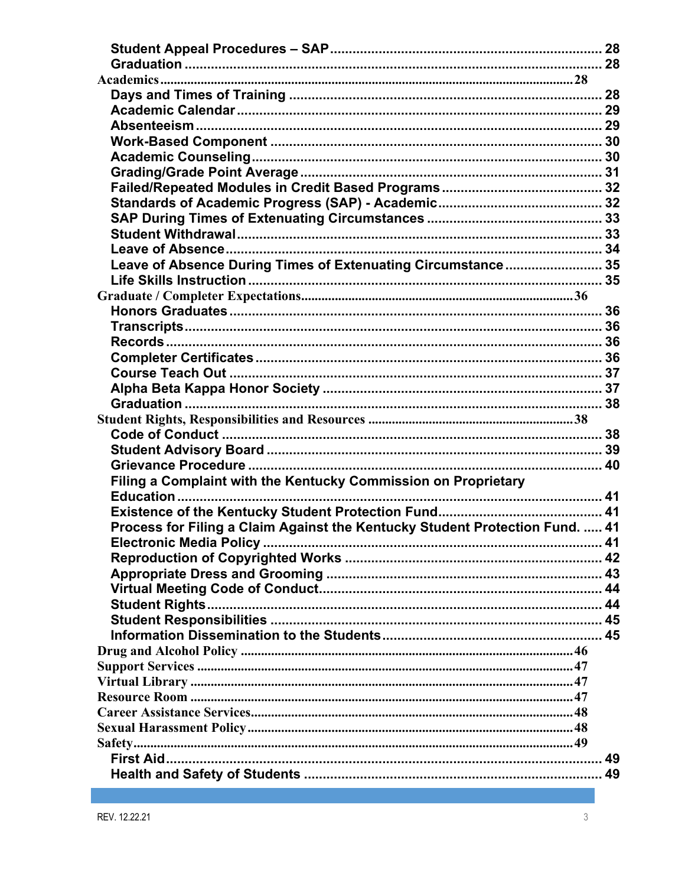Student Appeal Procedures – SAP ........ 28
Graduation ........ 28

Academics ........ 28

Days and Times of Training ........ 28
Academic Calendar ........ 29
Absenteeism ........ 29
Work-Based Component ........ 30
Academic Counseling ........ 30
Grading/Grade Point Average ........ 31
Failed/Repeated Modules in Credit Based Programs ........ 32
Standards of Academic Progress (SAP) - Academic ........ 32
SAP During Times of Extenuating Circumstances ........ 33
Student Withdrawal ........ 33
Leave of Absence ........ 34
Leave of Absence During Times of Extenuating Circumstance ........ 35
Life Skills Instruction ........ 35

Graduate / Completer Expectations ........ 36

Honors Graduates ........ 36
Transcripts ........ 36
Records ........ 36
Completer Certificates ........ 36
Course Teach Out ........ 37
Alpha Beta Kappa Honor Society ........ 37
Graduation ........ 38

Student Rights, Responsibilities and Resources ........ 38

Code of Conduct ........ 38
Student Advisory Board ........ 39
Grievance Procedure ........ 40
Filing a Complaint with the Kentucky Commission on Proprietary Education ........ 41
Existence of the Kentucky Student Protection Fund ........ 41
Process for Filing a Claim Against the Kentucky Student Protection Fund. ........ 41
Electronic Media Policy ........ 41
Reproduction of Copyrighted Works ........ 42
Appropriate Dress and Grooming ........ 43
Virtual Meeting Code of Conduct ........ 44
Student Rights ........ 44
Student Responsibilities ........ 45
Information Dissemination to the Students ........ 45

Drug and Alcohol Policy ........ 46

Support Services ........ 47

Virtual Library ........ 47

Resource Room ........ 47

Career Assistance Services ........ 48

Sexual Harassment Policy ........ 48

Safety ........ 49

First Aid ........ 49
Health and Safety of Students ........ 49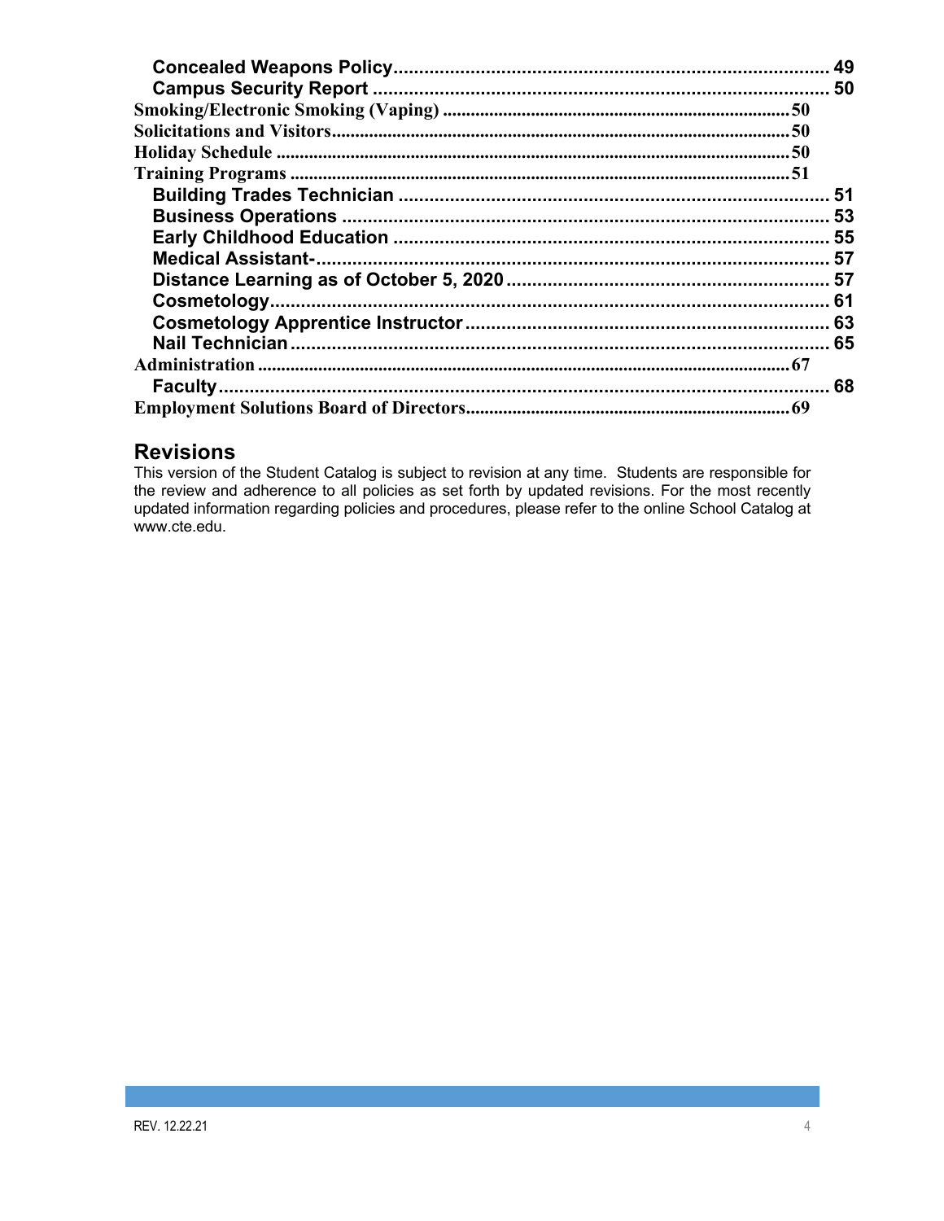Concealed Weapons Policy........................................................................ 49
Campus Security Report .......................................................................... 50
Smoking/Electronic Smoking (Vaping) ........................................................................ 50
Solicitations and Visitors........................................................................................ 50
Holiday Schedule ................................................................................................. 50
Training Programs ................................................................................................ 51
Building Trades Technician ................................................................... 51
Business Operations ............................................................................... 53
Early Childhood Education ..................................................................... 55
Medical Assistant-..................................................................................... 57
Distance Learning as of October 5, 2020 ................................................ 57
Cosmetology.............................................................................................. 61
Cosmetology Apprentice Instructor ........................................................ 63
Nail Technician.......................................................................................... 65
Administration ..................................................................................................... 67
Faculty....................................................................................................... 68
Employment Solutions Board of Directors.............................................................. 69

## Revisions

This version of the Student Catalog is subject to revision at any time. Students are responsible for the review and adherence to all policies as set forth by updated revisions. For the most recently updated information regarding policies and procedures, please refer to the online School Catalog at www.cte.edu.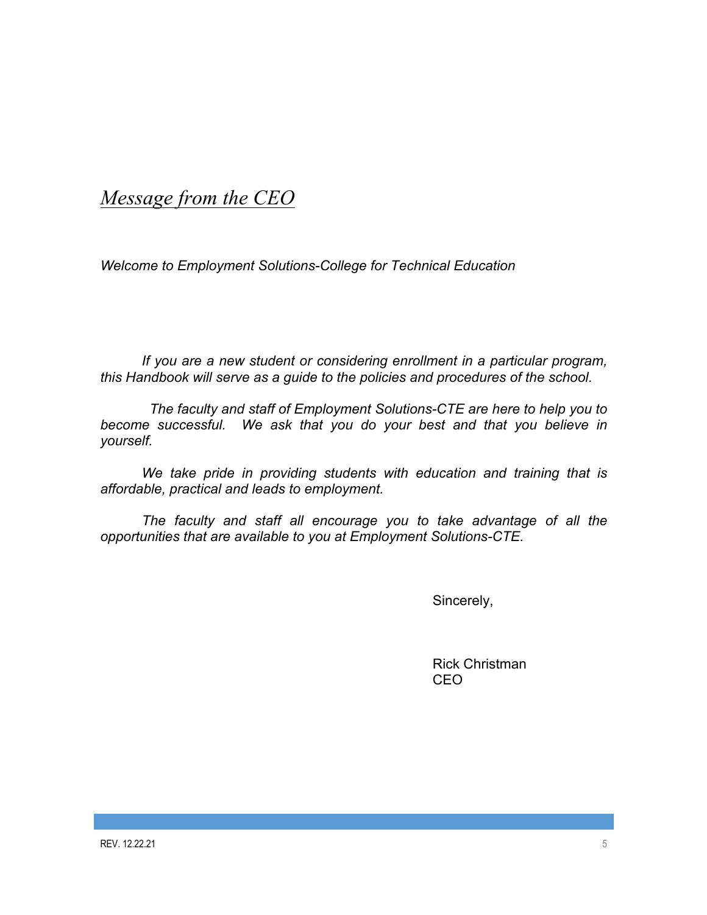# *Message from the CEO*

*Welcome to Employment Solutions-College for Technical Education*

*If you are a new student or considering enrollment in a particular program, this Handbook will serve as a guide to the policies and procedures of the school.*

*The faculty and staff of Employment Solutions-CTE are here to help you to become successful. We ask that you do your best and that you believe in yourself.*

*We take pride in providing students with education and training that is affordable, practical and leads to employment.*

*The faculty and staff all encourage you to take advantage of all the opportunities that are available to you at Employment Solutions-CTE.*

Sincerely,

Rick Christman
CEO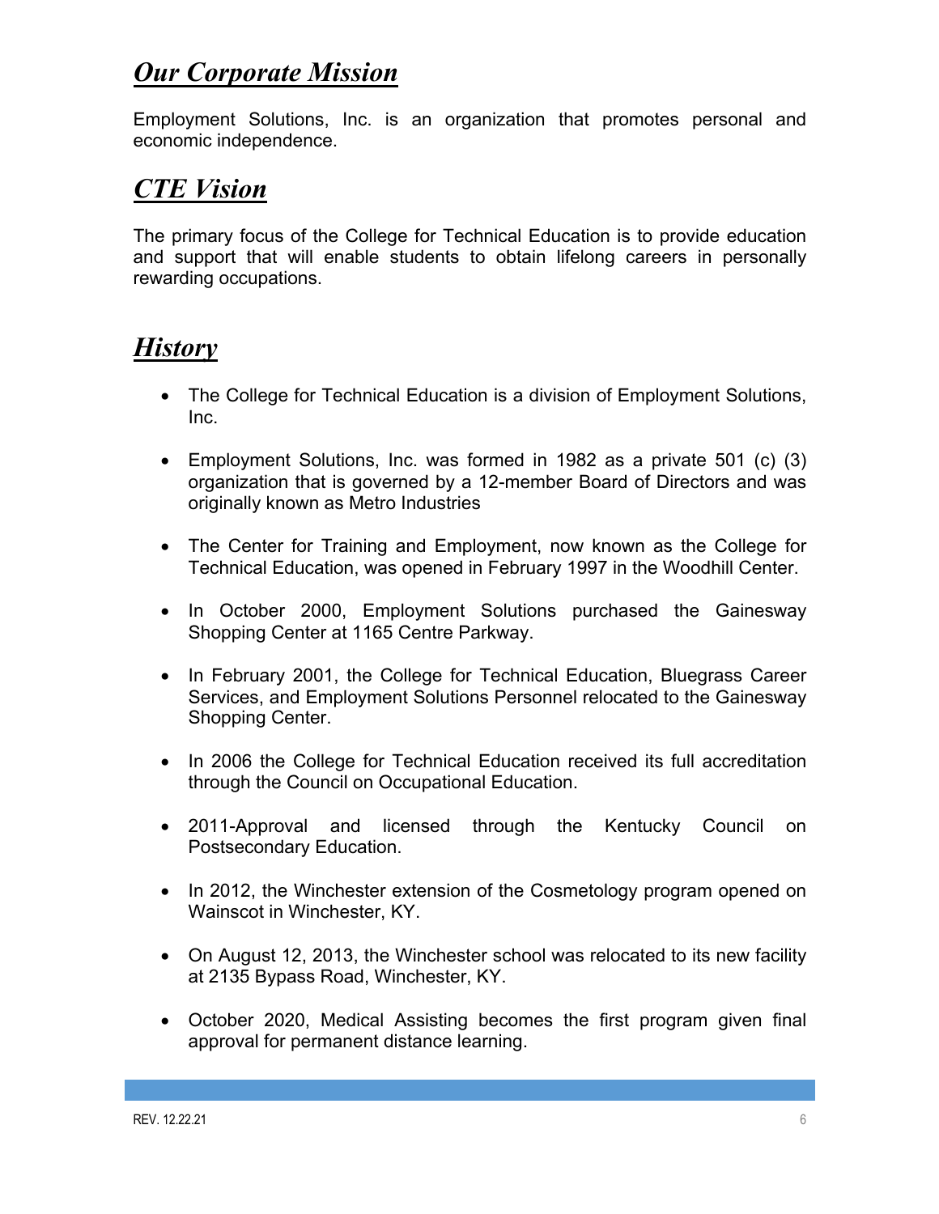## ***Our Corporate Mission***

Employment Solutions, Inc. is an organization that promotes personal and economic independence.

## ***CTE Vision***

The primary focus of the College for Technical Education is to provide education and support that will enable students to obtain lifelong careers in personally rewarding occupations.

## ***History***

- The College for Technical Education is a division of Employment Solutions, Inc.
- Employment Solutions, Inc. was formed in 1982 as a private 501 (c) (3) organization that is governed by a 12-member Board of Directors and was originally known as Metro Industries
- The Center for Training and Employment, now known as the College for Technical Education, was opened in February 1997 in the Woodhill Center.
- In October 2000, Employment Solutions purchased the Gainesway Shopping Center at 1165 Centre Parkway.
- In February 2001, the College for Technical Education, Bluegrass Career Services, and Employment Solutions Personnel relocated to the Gainesway Shopping Center.
- In 2006 the College for Technical Education received its full accreditation through the Council on Occupational Education.
- 2011-Approval and licensed through the Kentucky Council on Postsecondary Education.
- In 2012, the Winchester extension of the Cosmetology program opened on Wainscot in Winchester, KY.
- On August 12, 2013, the Winchester school was relocated to its new facility at 2135 Bypass Road, Winchester, KY.
- October 2020, Medical Assisting becomes the first program given final approval for permanent distance learning.

REV. 12.22.21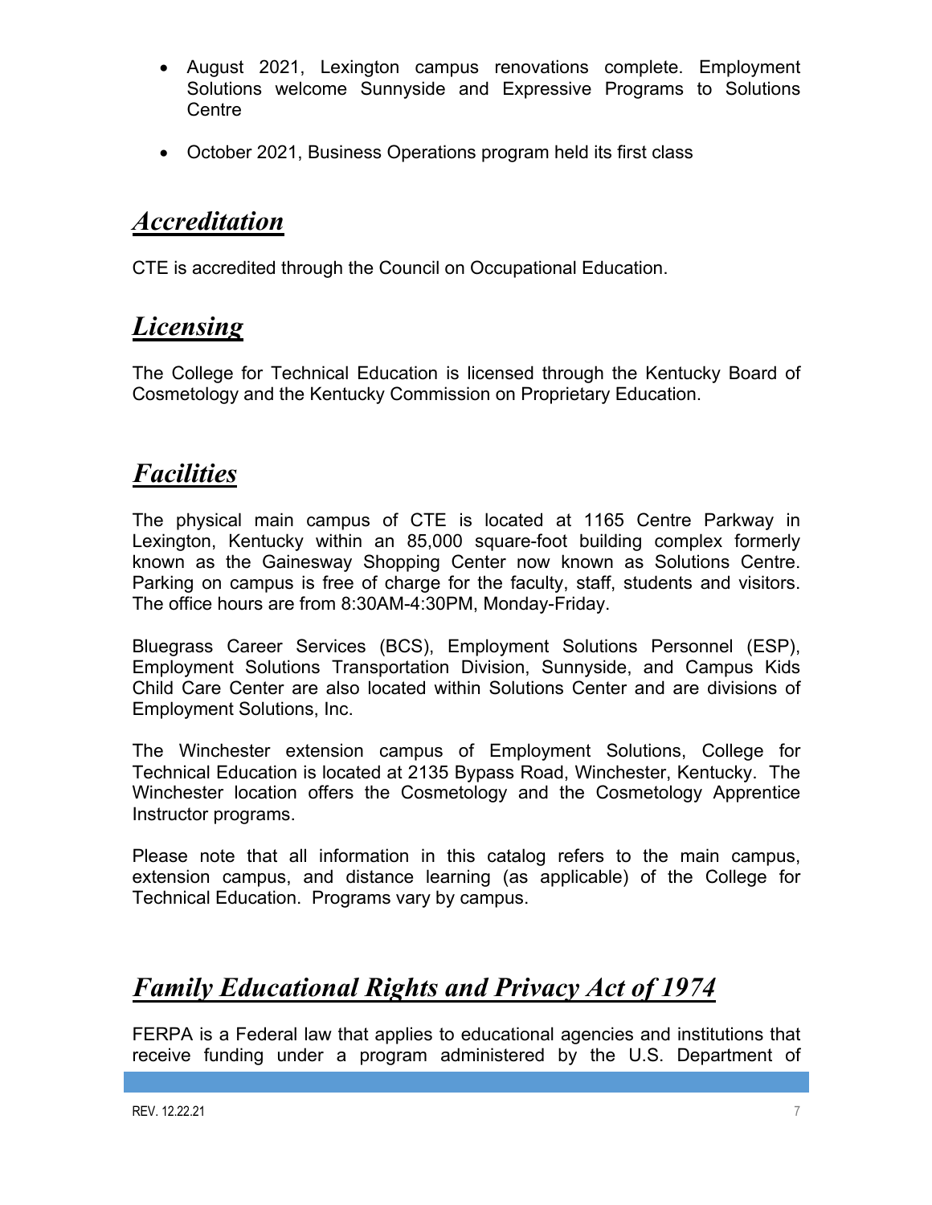- August 2021, Lexington campus renovations complete. Employment Solutions welcome Sunnyside and Expressive Programs to Solutions Centre

- October 2021, Business Operations program held its first class

## ***Accreditation***

CTE is accredited through the Council on Occupational Education.

## ***Licensing***

The College for Technical Education is licensed through the Kentucky Board of Cosmetology and the Kentucky Commission on Proprietary Education.

## ***Facilities***

The physical main campus of CTE is located at 1165 Centre Parkway in Lexington, Kentucky within an 85,000 square-foot building complex formerly known as the Gainesway Shopping Center now known as Solutions Centre. Parking on campus is free of charge for the faculty, staff, students and visitors. The office hours are from 8:30AM-4:30PM, Monday-Friday.

Bluegrass Career Services (BCS), Employment Solutions Personnel (ESP), Employment Solutions Transportation Division, Sunnyside, and Campus Kids Child Care Center are also located within Solutions Center and are divisions of Employment Solutions, Inc.

The Winchester extension campus of Employment Solutions, College for Technical Education is located at 2135 Bypass Road, Winchester, Kentucky. The Winchester location offers the Cosmetology and the Cosmetology Apprentice Instructor programs.

Please note that all information in this catalog refers to the main campus, extension campus, and distance learning (as applicable) of the College for Technical Education. Programs vary by campus.

## ***Family Educational Rights and Privacy Act of 1974***

FERPA is a Federal law that applies to educational agencies and institutions that receive funding under a program administered by the U.S. Department of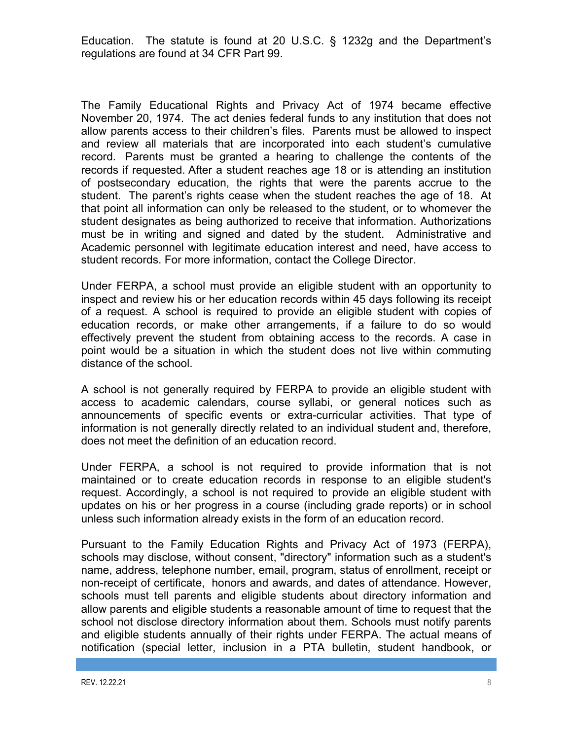Education. The statute is found at 20 U.S.C. § 1232g and the Department's regulations are found at 34 CFR Part 99.

The Family Educational Rights and Privacy Act of 1974 became effective November 20, 1974. The act denies federal funds to any institution that does not allow parents access to their children's files. Parents must be allowed to inspect and review all materials that are incorporated into each student's cumulative record. Parents must be granted a hearing to challenge the contents of the records if requested. After a student reaches age 18 or is attending an institution of postsecondary education, the rights that were the parents accrue to the student. The parent's rights cease when the student reaches the age of 18. At that point all information can only be released to the student, or to whomever the student designates as being authorized to receive that information. Authorizations must be in writing and signed and dated by the student. Administrative and Academic personnel with legitimate education interest and need, have access to student records. For more information, contact the College Director.

Under FERPA, a school must provide an eligible student with an opportunity to inspect and review his or her education records within 45 days following its receipt of a request. A school is required to provide an eligible student with copies of education records, or make other arrangements, if a failure to do so would effectively prevent the student from obtaining access to the records. A case in point would be a situation in which the student does not live within commuting distance of the school.

A school is not generally required by FERPA to provide an eligible student with access to academic calendars, course syllabi, or general notices such as announcements of specific events or extra-curricular activities. That type of information is not generally directly related to an individual student and, therefore, does not meet the definition of an education record.

Under FERPA, a school is not required to provide information that is not maintained or to create education records in response to an eligible student's request. Accordingly, a school is not required to provide an eligible student with updates on his or her progress in a course (including grade reports) or in school unless such information already exists in the form of an education record.

Pursuant to the Family Education Rights and Privacy Act of 1973 (FERPA), schools may disclose, without consent, "directory" information such as a student's name, address, telephone number, email, program, status of enrollment, receipt or non-receipt of certificate, honors and awards, and dates of attendance. However, schools must tell parents and eligible students about directory information and allow parents and eligible students a reasonable amount of time to request that the school not disclose directory information about them. Schools must notify parents and eligible students annually of their rights under FERPA. The actual means of notification (special letter, inclusion in a PTA bulletin, student handbook, or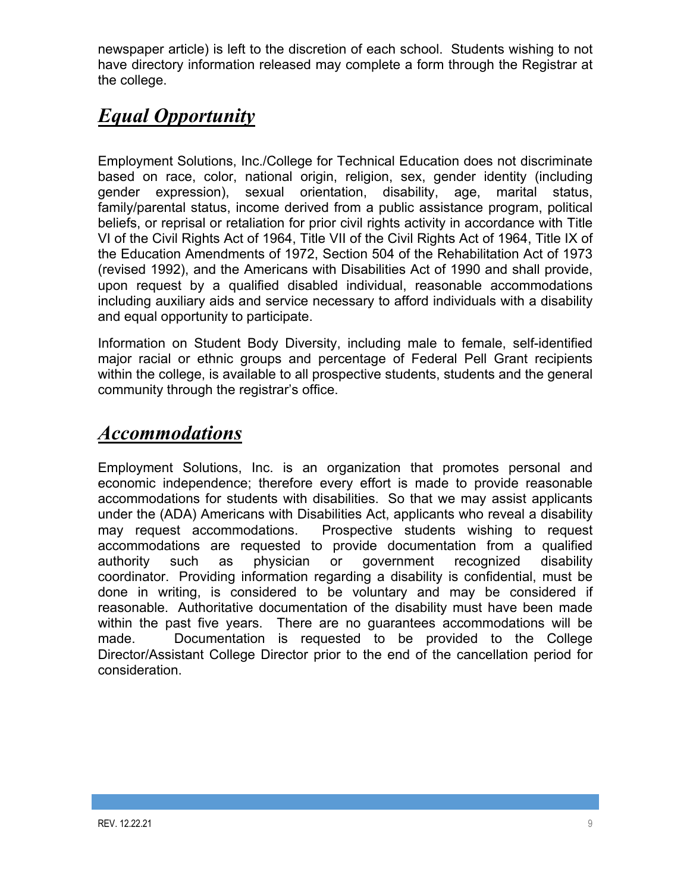newspaper article) is left to the discretion of each school. Students wishing to not have directory information released may complete a form through the Registrar at the college.

## ***Equal Opportunity***

Employment Solutions, Inc./College for Technical Education does not discriminate based on race, color, national origin, religion, sex, gender identity (including gender expression), sexual orientation, disability, age, marital status, family/parental status, income derived from a public assistance program, political beliefs, or reprisal or retaliation for prior civil rights activity in accordance with Title VI of the Civil Rights Act of 1964, Title VII of the Civil Rights Act of 1964, Title IX of the Education Amendments of 1972, Section 504 of the Rehabilitation Act of 1973 (revised 1992), and the Americans with Disabilities Act of 1990 and shall provide, upon request by a qualified disabled individual, reasonable accommodations including auxiliary aids and service necessary to afford individuals with a disability and equal opportunity to participate.

Information on Student Body Diversity, including male to female, self-identified major racial or ethnic groups and percentage of Federal Pell Grant recipients within the college, is available to all prospective students, students and the general community through the registrar's office.

## ***Accommodations***

Employment Solutions, Inc. is an organization that promotes personal and economic independence; therefore every effort is made to provide reasonable accommodations for students with disabilities. So that we may assist applicants under the (ADA) Americans with Disabilities Act, applicants who reveal a disability may request accommodations. Prospective students wishing to request accommodations are requested to provide documentation from a qualified authority such as physician or government recognized disability coordinator. Providing information regarding a disability is confidential, must be done in writing, is considered to be voluntary and may be considered if reasonable. Authoritative documentation of the disability must have been made within the past five years. There are no guarantees accommodations will be made. Documentation is requested to be provided to the College Director/Assistant College Director prior to the end of the cancellation period for consideration.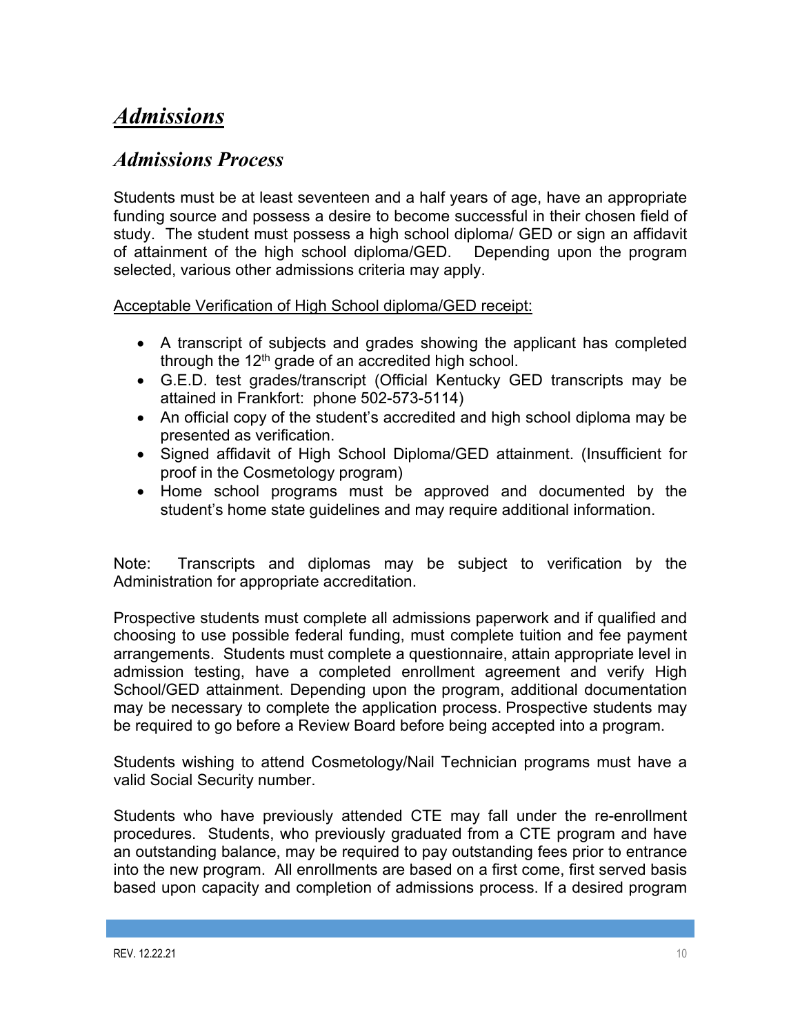# *Admissions*

## *Admissions Process*

Students must be at least seventeen and a half years of age, have an appropriate funding source and possess a desire to become successful in their chosen field of study. The student must possess a high school diploma/ GED or sign an affidavit of attainment of the high school diploma/GED. Depending upon the program selected, various other admissions criteria may apply.

Acceptable Verification of High School diploma/GED receipt:

- A transcript of subjects and grades showing the applicant has completed through the 12th grade of an accredited high school.
- G.E.D. test grades/transcript (Official Kentucky GED transcripts may be attained in Frankfort: phone 502-573-5114)
- An official copy of the student's accredited and high school diploma may be presented as verification.
- Signed affidavit of High School Diploma/GED attainment. (Insufficient for proof in the Cosmetology program)
- Home school programs must be approved and documented by the student's home state guidelines and may require additional information.

Note: Transcripts and diplomas may be subject to verification by the Administration for appropriate accreditation.

Prospective students must complete all admissions paperwork and if qualified and choosing to use possible federal funding, must complete tuition and fee payment arrangements. Students must complete a questionnaire, attain appropriate level in admission testing, have a completed enrollment agreement and verify High School/GED attainment. Depending upon the program, additional documentation may be necessary to complete the application process. Prospective students may be required to go before a Review Board before being accepted into a program.

Students wishing to attend Cosmetology/Nail Technician programs must have a valid Social Security number.

Students who have previously attended CTE may fall under the re-enrollment procedures. Students, who previously graduated from a CTE program and have an outstanding balance, may be required to pay outstanding fees prior to entrance into the new program. All enrollments are based on a first come, first served basis based upon capacity and completion of admissions process. If a desired program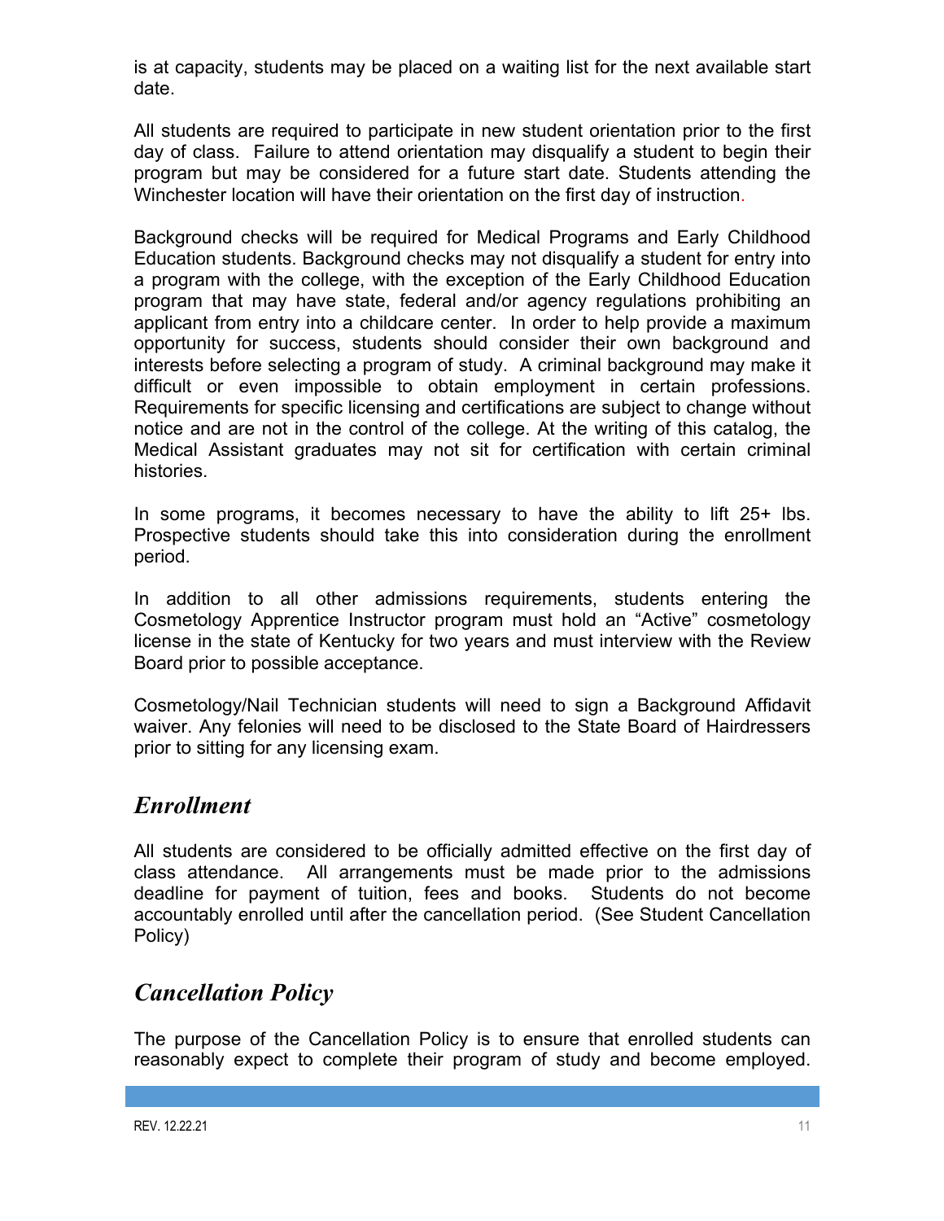is at capacity, students may be placed on a waiting list for the next available start date.

All students are required to participate in new student orientation prior to the first day of class. Failure to attend orientation may disqualify a student to begin their program but may be considered for a future start date. Students attending the Winchester location will have their orientation on the first day of instruction.

Background checks will be required for Medical Programs and Early Childhood Education students. Background checks may not disqualify a student for entry into a program with the college, with the exception of the Early Childhood Education program that may have state, federal and/or agency regulations prohibiting an applicant from entry into a childcare center. In order to help provide a maximum opportunity for success, students should consider their own background and interests before selecting a program of study. A criminal background may make it difficult or even impossible to obtain employment in certain professions. Requirements for specific licensing and certifications are subject to change without notice and are not in the control of the college. At the writing of this catalog, the Medical Assistant graduates may not sit for certification with certain criminal histories.

In some programs, it becomes necessary to have the ability to lift 25+ lbs. Prospective students should take this into consideration during the enrollment period.

In addition to all other admissions requirements, students entering the Cosmetology Apprentice Instructor program must hold an "Active" cosmetology license in the state of Kentucky for two years and must interview with the Review Board prior to possible acceptance.

Cosmetology/Nail Technician students will need to sign a Background Affidavit waiver. Any felonies will need to be disclosed to the State Board of Hairdressers prior to sitting for any licensing exam.

## *Enrollment*

All students are considered to be officially admitted effective on the first day of class attendance. All arrangements must be made prior to the admissions deadline for payment of tuition, fees and books. Students do not become accountably enrolled until after the cancellation period. (See Student Cancellation Policy)

## *Cancellation Policy*

The purpose of the Cancellation Policy is to ensure that enrolled students can reasonably expect to complete their program of study and become employed.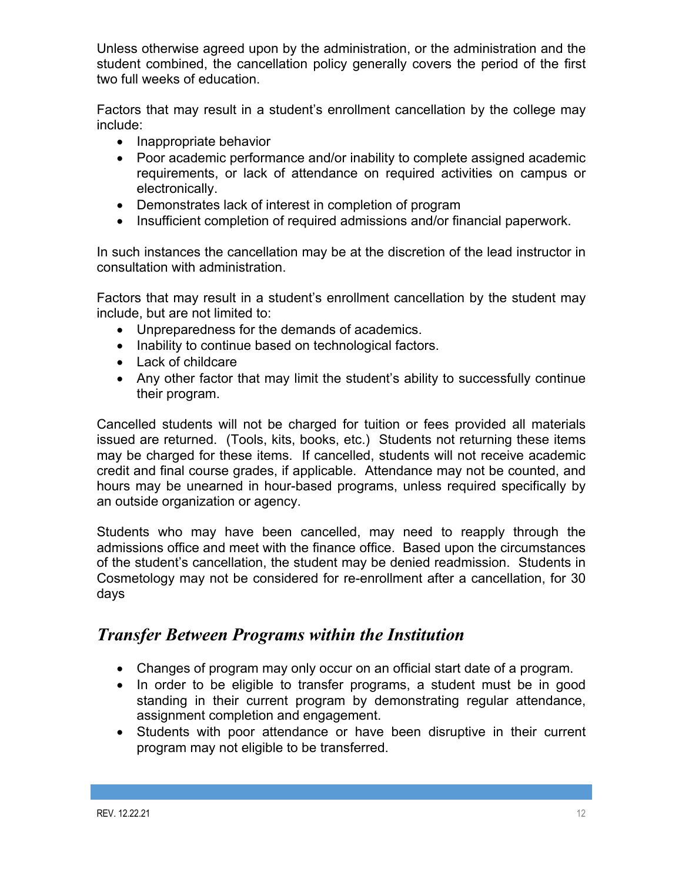Unless otherwise agreed upon by the administration, or the administration and the student combined, the cancellation policy generally covers the period of the first two full weeks of education.

Factors that may result in a student's enrollment cancellation by the college may include:

- Inappropriate behavior
- Poor academic performance and/or inability to complete assigned academic requirements, or lack of attendance on required activities on campus or electronically.
- Demonstrates lack of interest in completion of program
- Insufficient completion of required admissions and/or financial paperwork.

In such instances the cancellation may be at the discretion of the lead instructor in consultation with administration.

Factors that may result in a student's enrollment cancellation by the student may include, but are not limited to:

- Unpreparedness for the demands of academics.
- Inability to continue based on technological factors.
- Lack of childcare
- Any other factor that may limit the student's ability to successfully continue their program.

Cancelled students will not be charged for tuition or fees provided all materials issued are returned. (Tools, kits, books, etc.) Students not returning these items may be charged for these items. If cancelled, students will not receive academic credit and final course grades, if applicable. Attendance may not be counted, and hours may be unearned in hour-based programs, unless required specifically by an outside organization or agency.

Students who may have been cancelled, may need to reapply through the admissions office and meet with the finance office. Based upon the circumstances of the student's cancellation, the student may be denied readmission. Students in Cosmetology may not be considered for re-enrollment after a cancellation, for 30 days

## *Transfer Between Programs within the Institution*

- Changes of program may only occur on an official start date of a program.
- In order to be eligible to transfer programs, a student must be in good standing in their current program by demonstrating regular attendance, assignment completion and engagement.
- Students with poor attendance or have been disruptive in their current program may not eligible to be transferred.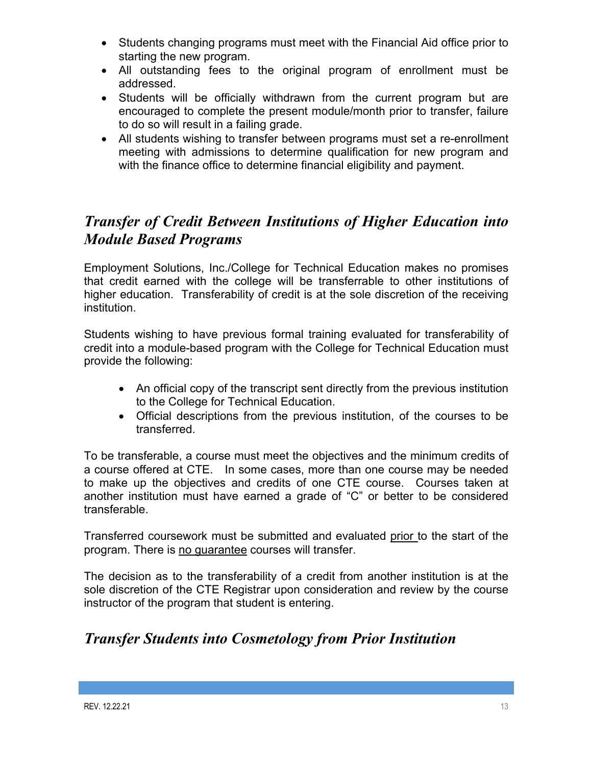- Students changing programs must meet with the Financial Aid office prior to starting the new program.
- All outstanding fees to the original program of enrollment must be addressed.
- Students will be officially withdrawn from the current program but are encouraged to complete the present module/month prior to transfer, failure to do so will result in a failing grade.
- All students wishing to transfer between programs must set a re-enrollment meeting with admissions to determine qualification for new program and with the finance office to determine financial eligibility and payment.

## *Transfer of Credit Between Institutions of Higher Education into Module Based Programs*

Employment Solutions, Inc./College for Technical Education makes no promises that credit earned with the college will be transferrable to other institutions of higher education. Transferability of credit is at the sole discretion of the receiving institution.

Students wishing to have previous formal training evaluated for transferability of credit into a module-based program with the College for Technical Education must provide the following:

- An official copy of the transcript sent directly from the previous institution to the College for Technical Education.
- Official descriptions from the previous institution, of the courses to be transferred.

To be transferable, a course must meet the objectives and the minimum credits of a course offered at CTE. In some cases, more than one course may be needed to make up the objectives and credits of one CTE course. Courses taken at another institution must have earned a grade of "C" or better to be considered transferable.

Transferred coursework must be submitted and evaluated <u>prior</u> to the start of the program. There is <u>no guarantee</u> courses will transfer.

The decision as to the transferability of a credit from another institution is at the sole discretion of the CTE Registrar upon consideration and review by the course instructor of the program that student is entering.

## *Transfer Students into Cosmetology from Prior Institution*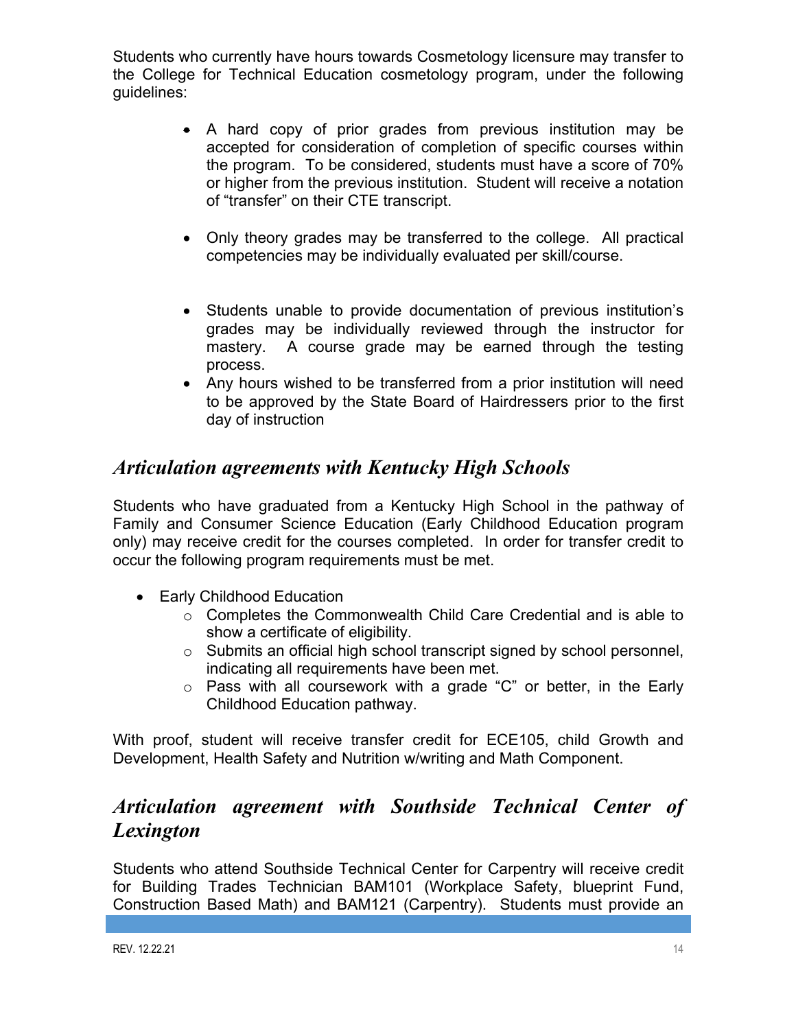Students who currently have hours towards Cosmetology licensure may transfer to the College for Technical Education cosmetology program, under the following guidelines:

- A hard copy of prior grades from previous institution may be accepted for consideration of completion of specific courses within the program. To be considered, students must have a score of 70% or higher from the previous institution. Student will receive a notation of "transfer" on their CTE transcript.
- Only theory grades may be transferred to the college. All practical competencies may be individually evaluated per skill/course.
- Students unable to provide documentation of previous institution's grades may be individually reviewed through the instructor for mastery. A course grade may be earned through the testing process.
- Any hours wished to be transferred from a prior institution will need to be approved by the State Board of Hairdressers prior to the first day of instruction

## *Articulation agreements with Kentucky High Schools*

Students who have graduated from a Kentucky High School in the pathway of Family and Consumer Science Education (Early Childhood Education program only) may receive credit for the courses completed. In order for transfer credit to occur the following program requirements must be met.

- Early Childhood Education
  - Completes the Commonwealth Child Care Credential and is able to show a certificate of eligibility.
  - Submits an official high school transcript signed by school personnel, indicating all requirements have been met.
  - Pass with all coursework with a grade "C" or better, in the Early Childhood Education pathway.

With proof, student will receive transfer credit for ECE105, child Growth and Development, Health Safety and Nutrition w/writing and Math Component.

## *Articulation agreement with Southside Technical Center of Lexington*

Students who attend Southside Technical Center for Carpentry will receive credit for Building Trades Technician BAM101 (Workplace Safety, blueprint Fund, Construction Based Math) and BAM121 (Carpentry). Students must provide an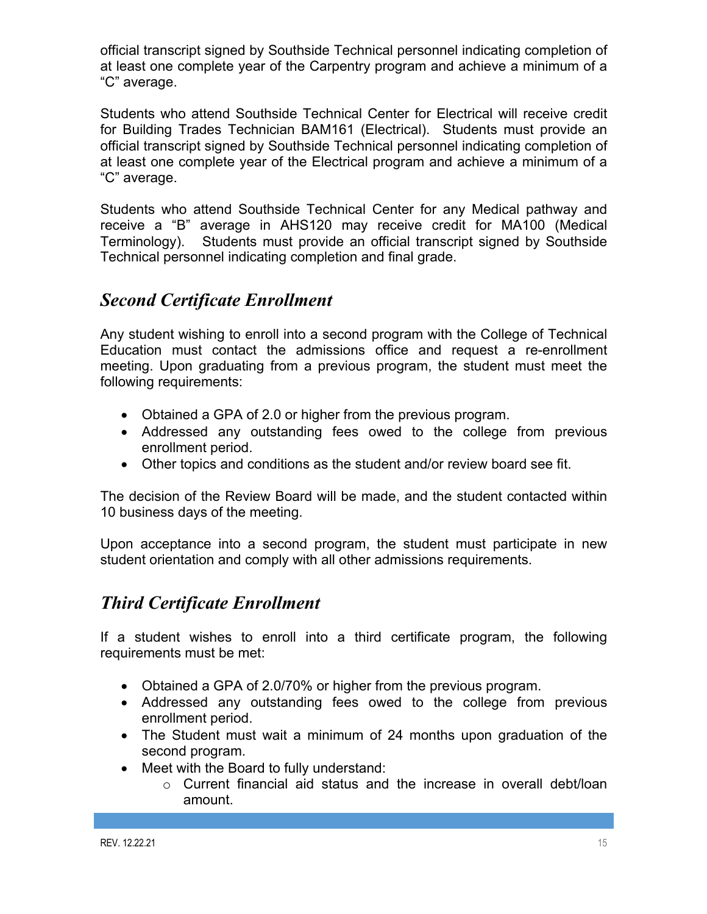official transcript signed by Southside Technical personnel indicating completion of at least one complete year of the Carpentry program and achieve a minimum of a "C" average.

Students who attend Southside Technical Center for Electrical will receive credit for Building Trades Technician BAM161 (Electrical). Students must provide an official transcript signed by Southside Technical personnel indicating completion of at least one complete year of the Electrical program and achieve a minimum of a "C" average.

Students who attend Southside Technical Center for any Medical pathway and receive a "B" average in AHS120 may receive credit for MA100 (Medical Terminology). Students must provide an official transcript signed by Southside Technical personnel indicating completion and final grade.

## *Second Certificate Enrollment*

Any student wishing to enroll into a second program with the College of Technical Education must contact the admissions office and request a re-enrollment meeting. Upon graduating from a previous program, the student must meet the following requirements:

- Obtained a GPA of 2.0 or higher from the previous program.
- Addressed any outstanding fees owed to the college from previous enrollment period.
- Other topics and conditions as the student and/or review board see fit.

The decision of the Review Board will be made, and the student contacted within 10 business days of the meeting.

Upon acceptance into a second program, the student must participate in new student orientation and comply with all other admissions requirements.

## *Third Certificate Enrollment*

If a student wishes to enroll into a third certificate program, the following requirements must be met:

- Obtained a GPA of 2.0/70% or higher from the previous program.
- Addressed any outstanding fees owed to the college from previous enrollment period.
- The Student must wait a minimum of 24 months upon graduation of the second program.
- Meet with the Board to fully understand:
    - Current financial aid status and the increase in overall debt/loan amount.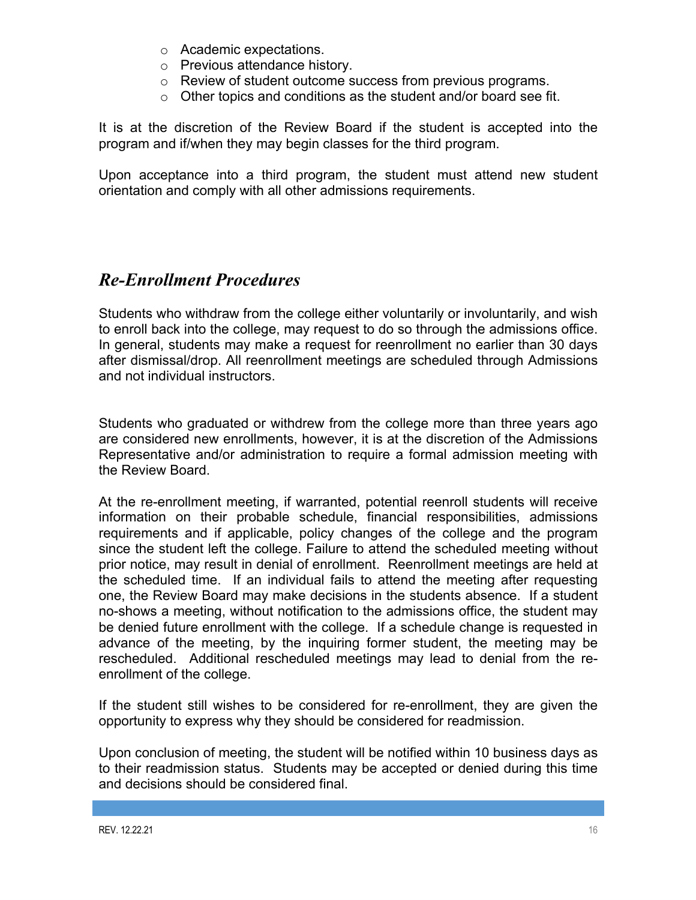- Academic expectations.
- Previous attendance history.
- Review of student outcome success from previous programs.
- Other topics and conditions as the student and/or board see fit.

It is at the discretion of the Review Board if the student is accepted into the program and if/when they may begin classes for the third program.

Upon acceptance into a third program, the student must attend new student orientation and comply with all other admissions requirements.

## *Re-Enrollment Procedures*

Students who withdraw from the college either voluntarily or involuntarily, and wish to enroll back into the college, may request to do so through the admissions office. In general, students may make a request for reenrollment no earlier than 30 days after dismissal/drop. All reenrollment meetings are scheduled through Admissions and not individual instructors.

Students who graduated or withdrew from the college more than three years ago are considered new enrollments, however, it is at the discretion of the Admissions Representative and/or administration to require a formal admission meeting with the Review Board.

At the re-enrollment meeting, if warranted, potential reenroll students will receive information on their probable schedule, financial responsibilities, admissions requirements and if applicable, policy changes of the college and the program since the student left the college. Failure to attend the scheduled meeting without prior notice, may result in denial of enrollment. Reenrollment meetings are held at the scheduled time. If an individual fails to attend the meeting after requesting one, the Review Board may make decisions in the students absence. If a student no-shows a meeting, without notification to the admissions office, the student may be denied future enrollment with the college. If a schedule change is requested in advance of the meeting, by the inquiring former student, the meeting may be rescheduled. Additional rescheduled meetings may lead to denial from the re-enrollment of the college.

If the student still wishes to be considered for re-enrollment, they are given the opportunity to express why they should be considered for readmission.

Upon conclusion of meeting, the student will be notified within 10 business days as to their readmission status. Students may be accepted or denied during this time and decisions should be considered final.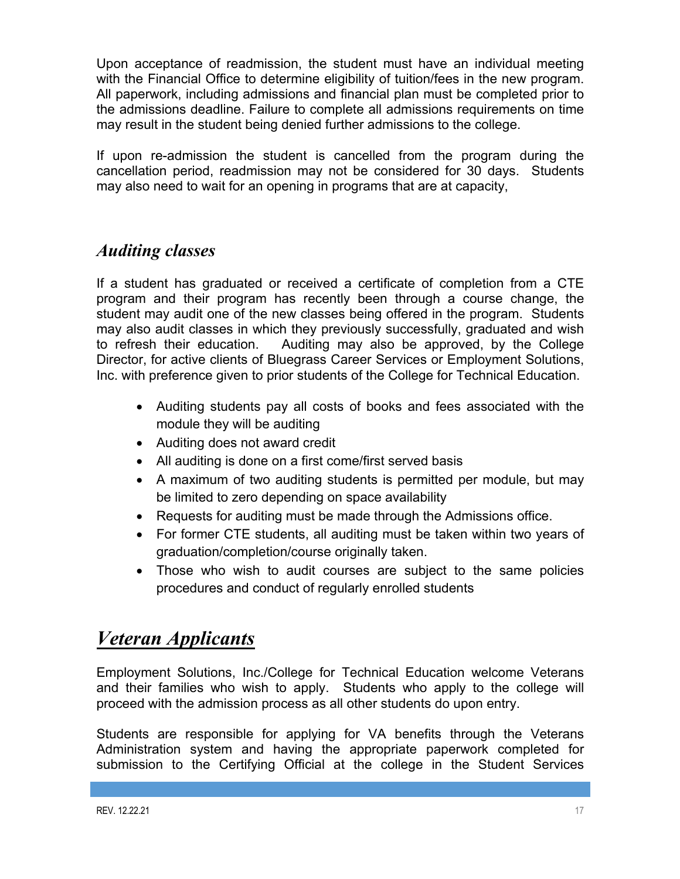Upon acceptance of readmission, the student must have an individual meeting with the Financial Office to determine eligibility of tuition/fees in the new program. All paperwork, including admissions and financial plan must be completed prior to the admissions deadline. Failure to complete all admissions requirements on time may result in the student being denied further admissions to the college.

If upon re-admission the student is cancelled from the program during the cancellation period, readmission may not be considered for 30 days. Students may also need to wait for an opening in programs that are at capacity,

### *Auditing classes*

If a student has graduated or received a certificate of completion from a CTE program and their program has recently been through a course change, the student may audit one of the new classes being offered in the program. Students may also audit classes in which they previously successfully, graduated and wish to refresh their education. Auditing may also be approved, by the College Director, for active clients of Bluegrass Career Services or Employment Solutions, Inc. with preference given to prior students of the College for Technical Education.

- Auditing students pay all costs of books and fees associated with the module they will be auditing
- Auditing does not award credit
- All auditing is done on a first come/first served basis
- A maximum of two auditing students is permitted per module, but may be limited to zero depending on space availability
- Requests for auditing must be made through the Admissions office.
- For former CTE students, all auditing must be taken within two years of graduation/completion/course originally taken.
- Those who wish to audit courses are subject to the same policies procedures and conduct of regularly enrolled students

## ***Veteran Applicants***

Employment Solutions, Inc./College for Technical Education welcome Veterans and their families who wish to apply. Students who apply to the college will proceed with the admission process as all other students do upon entry.

Students are responsible for applying for VA benefits through the Veterans Administration system and having the appropriate paperwork completed for submission to the Certifying Official at the college in the Student Services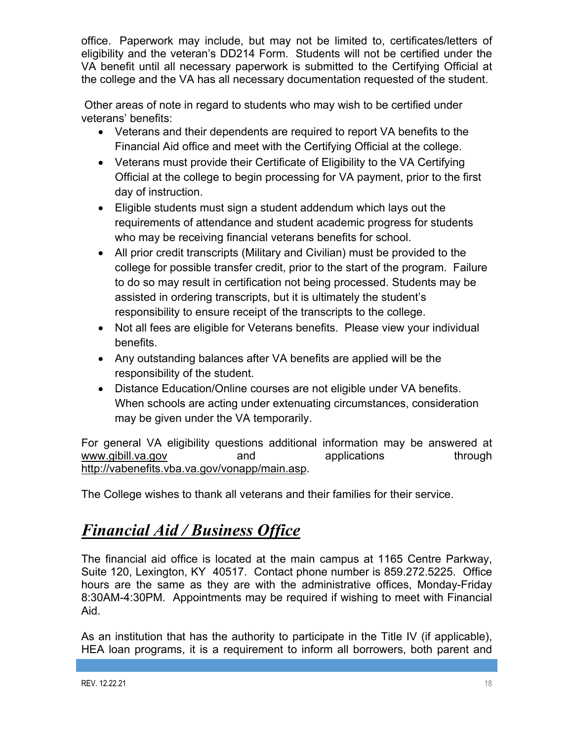office. Paperwork may include, but may not be limited to, certificates/letters of eligibility and the veteran's DD214 Form. Students will not be certified under the VA benefit until all necessary paperwork is submitted to the Certifying Official at the college and the VA has all necessary documentation requested of the student.

Other areas of note in regard to students who may wish to be certified under veterans' benefits:

- Veterans and their dependents are required to report VA benefits to the Financial Aid office and meet with the Certifying Official at the college.
- Veterans must provide their Certificate of Eligibility to the VA Certifying Official at the college to begin processing for VA payment, prior to the first day of instruction.
- Eligible students must sign a student addendum which lays out the requirements of attendance and student academic progress for students who may be receiving financial veterans benefits for school.
- All prior credit transcripts (Military and Civilian) must be provided to the college for possible transfer credit, prior to the start of the program. Failure to do so may result in certification not being processed. Students may be assisted in ordering transcripts, but it is ultimately the student's responsibility to ensure receipt of the transcripts to the college.
- Not all fees are eligible for Veterans benefits. Please view your individual benefits.
- Any outstanding balances after VA benefits are applied will be the responsibility of the student.
- Distance Education/Online courses are not eligible under VA benefits. When schools are acting under extenuating circumstances, consideration may be given under the VA temporarily.

For general VA eligibility questions additional information may be answered at www.gibill.va.gov and applications through http://vabenefits.vba.va.gov/vonapp/main.asp.

The College wishes to thank all veterans and their families for their service.

## ***Financial Aid / Business Office***

The financial aid office is located at the main campus at 1165 Centre Parkway, Suite 120, Lexington, KY 40517. Contact phone number is 859.272.5225. Office hours are the same as they are with the administrative offices, Monday-Friday 8:30AM-4:30PM. Appointments may be required if wishing to meet with Financial Aid.

As an institution that has the authority to participate in the Title IV (if applicable), HEA loan programs, it is a requirement to inform all borrowers, both parent and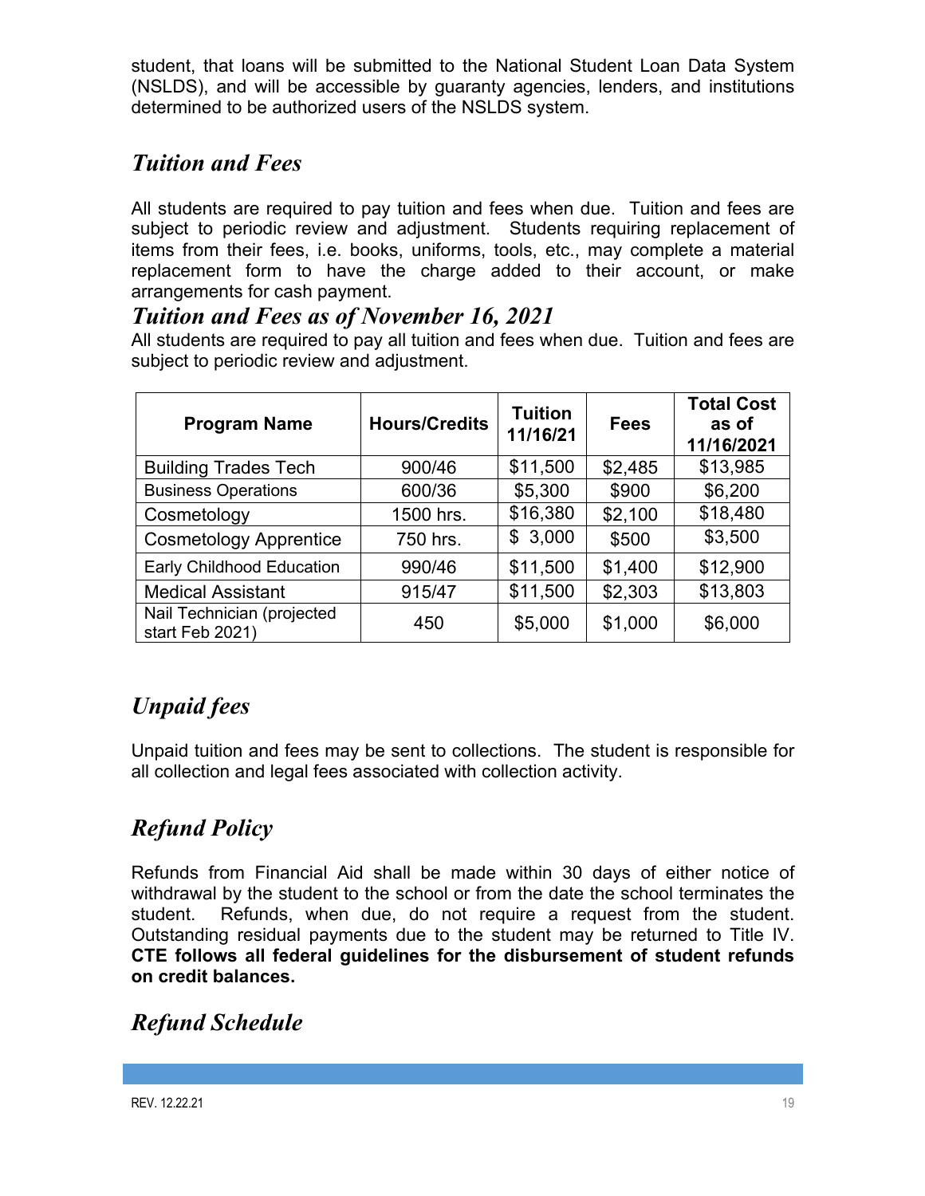student, that loans will be submitted to the National Student Loan Data System (NSLDS), and will be accessible by guaranty agencies, lenders, and institutions determined to be authorized users of the NSLDS system.

## *Tuition and Fees*

All students are required to pay tuition and fees when due. Tuition and fees are subject to periodic review and adjustment. Students requiring replacement of items from their fees, i.e. books, uniforms, tools, etc., may complete a material replacement form to have the charge added to their account, or make arrangements for cash payment.

## *Tuition and Fees as of November 16, 2021*

All students are required to pay all tuition and fees when due. Tuition and fees are subject to periodic review and adjustment.

| Program Name | Hours/Credits | Tuition 11/16/21 | Fees | Total Cost as of 11/16/2021 |
|---|---|---|---|---|
| Building Trades Tech | 900/46 | $11,500 | $2,485 | $13,985 |
| Business Operations | 600/36 | $5,300 | $900 | $6,200 |
| Cosmetology | 1500 hrs. | $16,380 | $2,100 | $18,480 |
| Cosmetology Apprentice | 750 hrs. | $ 3,000 | $500 | $3,500 |
| Early Childhood Education | 990/46 | $11,500 | $1,400 | $12,900 |
| Medical Assistant | 915/47 | $11,500 | $2,303 | $13,803 |
| Nail Technician (projected start Feb 2021) | 450 | $5,000 | $1,000 | $6,000 |

## *Unpaid fees*

Unpaid tuition and fees may be sent to collections. The student is responsible for all collection and legal fees associated with collection activity.

## *Refund Policy*

Refunds from Financial Aid shall be made within 30 days of either notice of withdrawal by the student to the school or from the date the school terminates the student. Refunds, when due, do not require a request from the student. Outstanding residual payments due to the student may be returned to Title IV. **CTE follows all federal guidelines for the disbursement of student refunds on credit balances.**

## *Refund Schedule*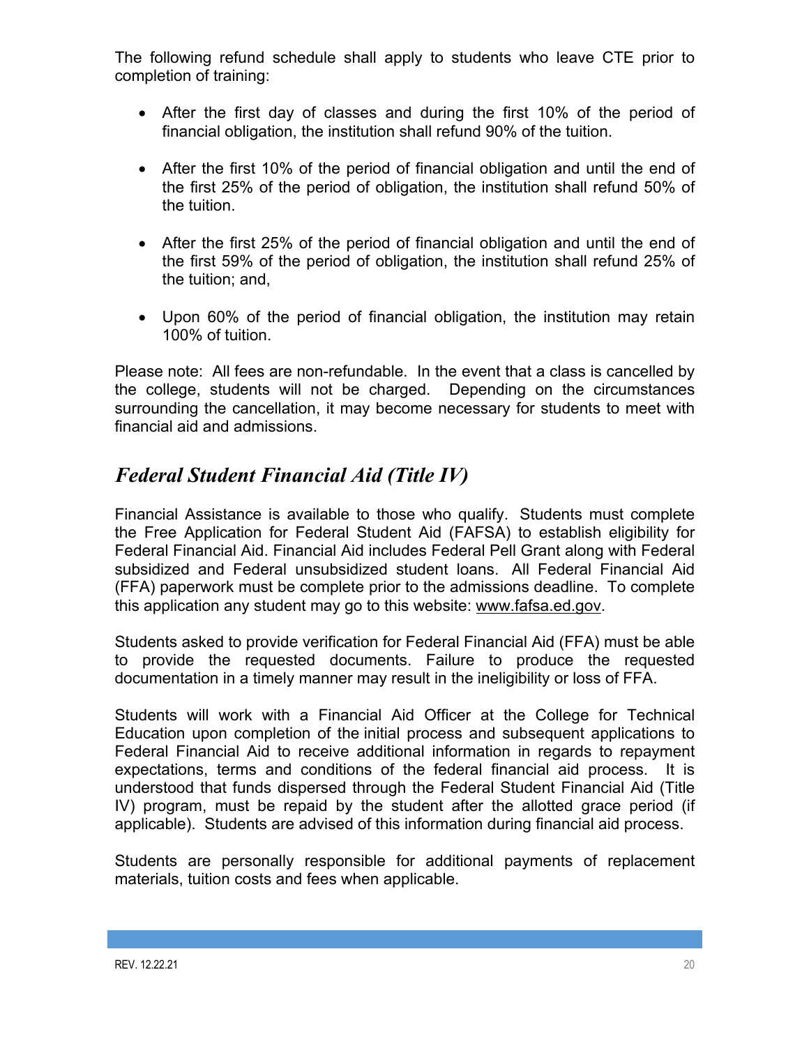The following refund schedule shall apply to students who leave CTE prior to completion of training:

- After the first day of classes and during the first 10% of the period of financial obligation, the institution shall refund 90% of the tuition.
- After the first 10% of the period of financial obligation and until the end of the first 25% of the period of obligation, the institution shall refund 50% of the tuition.
- After the first 25% of the period of financial obligation and until the end of the first 59% of the period of obligation, the institution shall refund 25% of the tuition; and,
- Upon 60% of the period of financial obligation, the institution may retain 100% of tuition.

Please note: All fees are non-refundable. In the event that a class is cancelled by the college, students will not be charged. Depending on the circumstances surrounding the cancellation, it may become necessary for students to meet with financial aid and admissions.

## *Federal Student Financial Aid (Title IV)*

Financial Assistance is available to those who qualify. Students must complete the Free Application for Federal Student Aid (FAFSA) to establish eligibility for Federal Financial Aid. Financial Aid includes Federal Pell Grant along with Federal subsidized and Federal unsubsidized student loans. All Federal Financial Aid (FFA) paperwork must be complete prior to the admissions deadline. To complete this application any student may go to this website: www.fafsa.ed.gov.

Students asked to provide verification for Federal Financial Aid (FFA) must be able to provide the requested documents. Failure to produce the requested documentation in a timely manner may result in the ineligibility or loss of FFA.

Students will work with a Financial Aid Officer at the College for Technical Education upon completion of the initial process and subsequent applications to Federal Financial Aid to receive additional information in regards to repayment expectations, terms and conditions of the federal financial aid process. It is understood that funds dispersed through the Federal Student Financial Aid (Title IV) program, must be repaid by the student after the allotted grace period (if applicable). Students are advised of this information during financial aid process.

Students are personally responsible for additional payments of replacement materials, tuition costs and fees when applicable.

REV. 12.22.21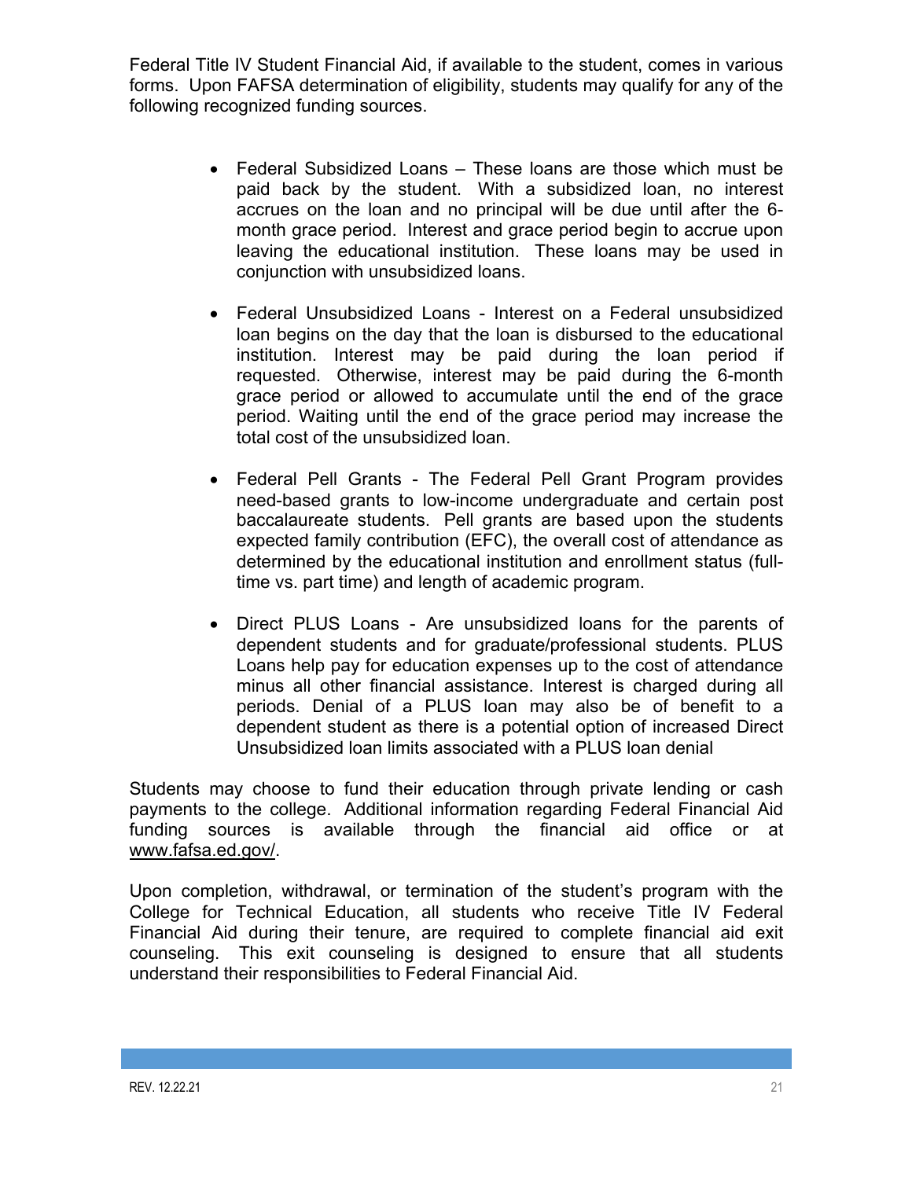Federal Title IV Student Financial Aid, if available to the student, comes in various forms. Upon FAFSA determination of eligibility, students may qualify for any of the following recognized funding sources.

- Federal Subsidized Loans – These loans are those which must be paid back by the student. With a subsidized loan, no interest accrues on the loan and no principal will be due until after the 6-month grace period. Interest and grace period begin to accrue upon leaving the educational institution. These loans may be used in conjunction with unsubsidized loans.

- Federal Unsubsidized Loans - Interest on a Federal unsubsidized loan begins on the day that the loan is disbursed to the educational institution. Interest may be paid during the loan period if requested. Otherwise, interest may be paid during the 6-month grace period or allowed to accumulate until the end of the grace period. Waiting until the end of the grace period may increase the total cost of the unsubsidized loan.

- Federal Pell Grants - The Federal Pell Grant Program provides need-based grants to low-income undergraduate and certain post baccalaureate students. Pell grants are based upon the students expected family contribution (EFC), the overall cost of attendance as determined by the educational institution and enrollment status (full-time vs. part time) and length of academic program.

- Direct PLUS Loans - Are unsubsidized loans for the parents of dependent students and for graduate/professional students. PLUS Loans help pay for education expenses up to the cost of attendance minus all other financial assistance. Interest is charged during all periods. Denial of a PLUS loan may also be of benefit to a dependent student as there is a potential option of increased Direct Unsubsidized loan limits associated with a PLUS loan denial

Students may choose to fund their education through private lending or cash payments to the college. Additional information regarding Federal Financial Aid funding sources is available through the financial aid office or at www.fafsa.ed.gov/.

Upon completion, withdrawal, or termination of the student's program with the College for Technical Education, all students who receive Title IV Federal Financial Aid during their tenure, are required to complete financial aid exit counseling. This exit counseling is designed to ensure that all students understand their responsibilities to Federal Financial Aid.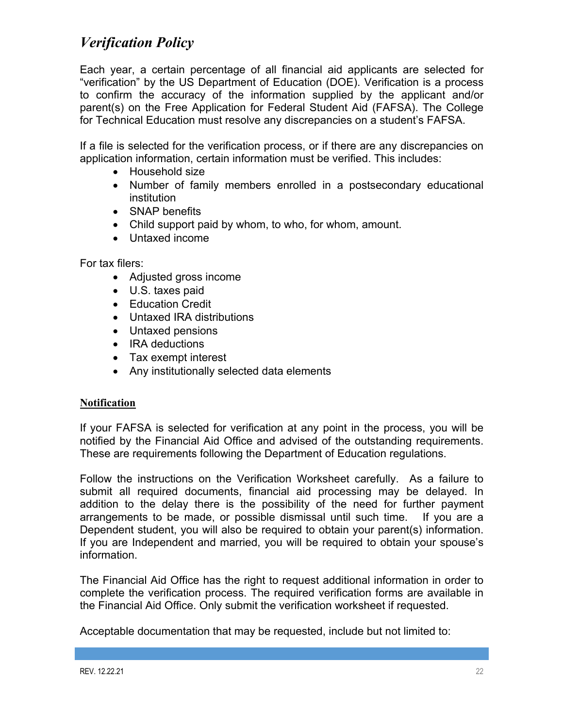## *Verification Policy*

Each year, a certain percentage of all financial aid applicants are selected for "verification" by the US Department of Education (DOE). Verification is a process to confirm the accuracy of the information supplied by the applicant and/or parent(s) on the Free Application for Federal Student Aid (FAFSA). The College for Technical Education must resolve any discrepancies on a student's FAFSA.

If a file is selected for the verification process, or if there are any discrepancies on application information, certain information must be verified. This includes:

- Household size
- Number of family members enrolled in a postsecondary educational institution
- SNAP benefits
- Child support paid by whom, to who, for whom, amount.
- Untaxed income

For tax filers:

- Adjusted gross income
- U.S. taxes paid
- Education Credit
- Untaxed IRA distributions
- Untaxed pensions
- IRA deductions
- Tax exempt interest
- Any institutionally selected data elements

**Notification**

If your FAFSA is selected for verification at any point in the process, you will be notified by the Financial Aid Office and advised of the outstanding requirements. These are requirements following the Department of Education regulations.

Follow the instructions on the Verification Worksheet carefully. As a failure to submit all required documents, financial aid processing may be delayed. In addition to the delay there is the possibility of the need for further payment arrangements to be made, or possible dismissal until such time. If you are a Dependent student, you will also be required to obtain your parent(s) information. If you are Independent and married, you will be required to obtain your spouse's information.

The Financial Aid Office has the right to request additional information in order to complete the verification process. The required verification forms are available in the Financial Aid Office. Only submit the verification worksheet if requested.

Acceptable documentation that may be requested, include but not limited to: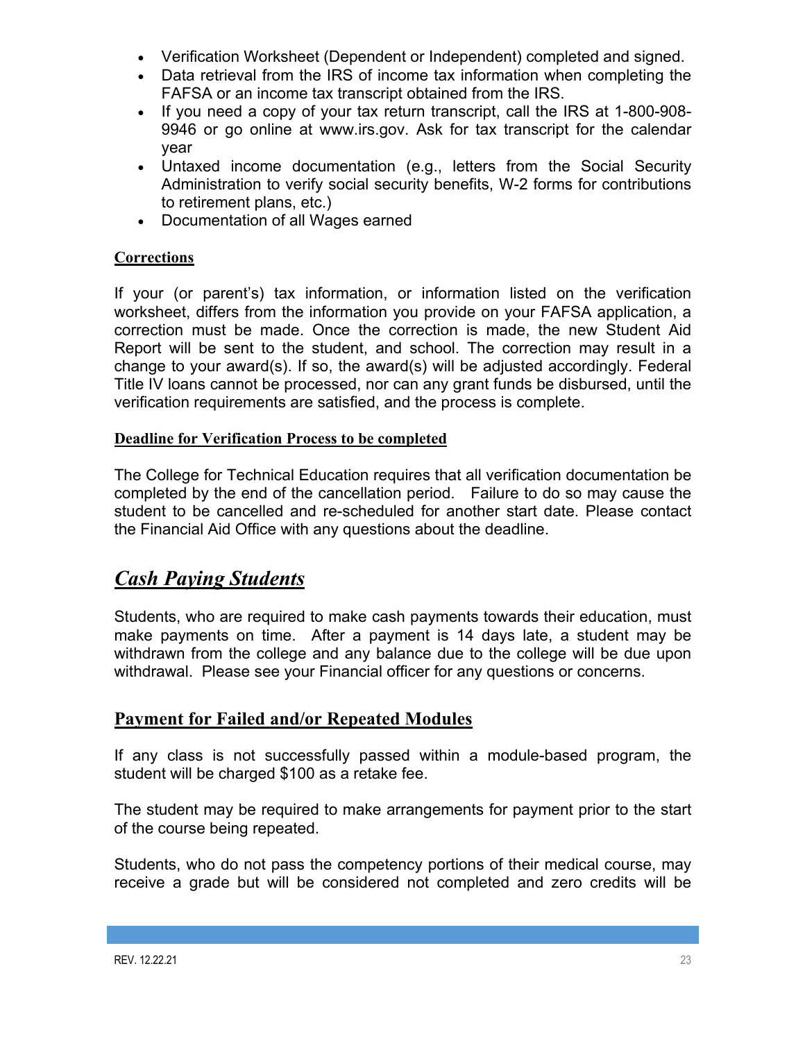- Verification Worksheet (Dependent or Independent) completed and signed.
- Data retrieval from the IRS of income tax information when completing the FAFSA or an income tax transcript obtained from the IRS.
- If you need a copy of your tax return transcript, call the IRS at 1-800-908-9946 or go online at www.irs.gov. Ask for tax transcript for the calendar year
- Untaxed income documentation (e.g., letters from the Social Security Administration to verify social security benefits, W-2 forms for contributions to retirement plans, etc.)
- Documentation of all Wages earned

**Corrections**

If your (or parent's) tax information, or information listed on the verification worksheet, differs from the information you provide on your FAFSA application, a correction must be made. Once the correction is made, the new Student Aid Report will be sent to the student, and school. The correction may result in a change to your award(s). If so, the award(s) will be adjusted accordingly. Federal Title IV loans cannot be processed, nor can any grant funds be disbursed, until the verification requirements are satisfied, and the process is complete.

**Deadline for Verification Process to be completed**

The College for Technical Education requires that all verification documentation be completed by the end of the cancellation period. Failure to do so may cause the student to be cancelled and re-scheduled for another start date. Please contact the Financial Aid Office with any questions about the deadline.

## ***Cash Paying Students***

Students, who are required to make cash payments towards their education, must make payments on time. After a payment is 14 days late, a student may be withdrawn from the college and any balance due to the college will be due upon withdrawal. Please see your Financial officer for any questions or concerns.

## **Payment for Failed and/or Repeated Modules**

If any class is not successfully passed within a module-based program, the student will be charged $100 as a retake fee.

The student may be required to make arrangements for payment prior to the start of the course being repeated.

Students, who do not pass the competency portions of their medical course, may receive a grade but will be considered not completed and zero credits will be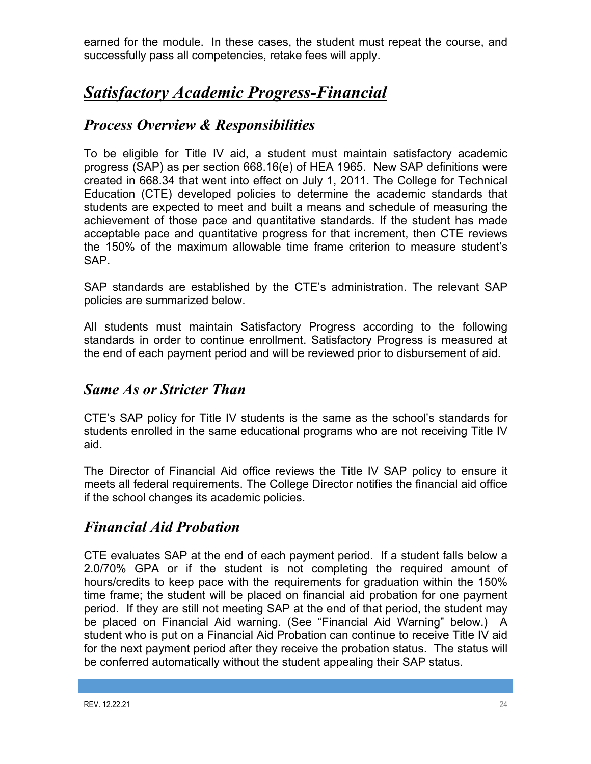earned for the module. In these cases, the student must repeat the course, and successfully pass all competencies, retake fees will apply.

# ***Satisfactory Academic Progress-Financial***

## *Process Overview & Responsibilities*

To be eligible for Title IV aid, a student must maintain satisfactory academic progress (SAP) as per section 668.16(e) of HEA 1965. New SAP definitions were created in 668.34 that went into effect on July 1, 2011. The College for Technical Education (CTE) developed policies to determine the academic standards that students are expected to meet and built a means and schedule of measuring the achievement of those pace and quantitative standards. If the student has made acceptable pace and quantitative progress for that increment, then CTE reviews the 150% of the maximum allowable time frame criterion to measure student's SAP.

SAP standards are established by the CTE's administration. The relevant SAP policies are summarized below.

All students must maintain Satisfactory Progress according to the following standards in order to continue enrollment. Satisfactory Progress is measured at the end of each payment period and will be reviewed prior to disbursement of aid.

## *Same As or Stricter Than*

CTE's SAP policy for Title IV students is the same as the school's standards for students enrolled in the same educational programs who are not receiving Title IV aid.

The Director of Financial Aid office reviews the Title IV SAP policy to ensure it meets all federal requirements. The College Director notifies the financial aid office if the school changes its academic policies.

## *Financial Aid Probation*

CTE evaluates SAP at the end of each payment period. If a student falls below a 2.0/70% GPA or if the student is not completing the required amount of hours/credits to keep pace with the requirements for graduation within the 150% time frame; the student will be placed on financial aid probation for one payment period. If they are still not meeting SAP at the end of that period, the student may be placed on Financial Aid warning. (See "Financial Aid Warning" below.) A student who is put on a Financial Aid Probation can continue to receive Title IV aid for the next payment period after they receive the probation status. The status will be conferred automatically without the student appealing their SAP status.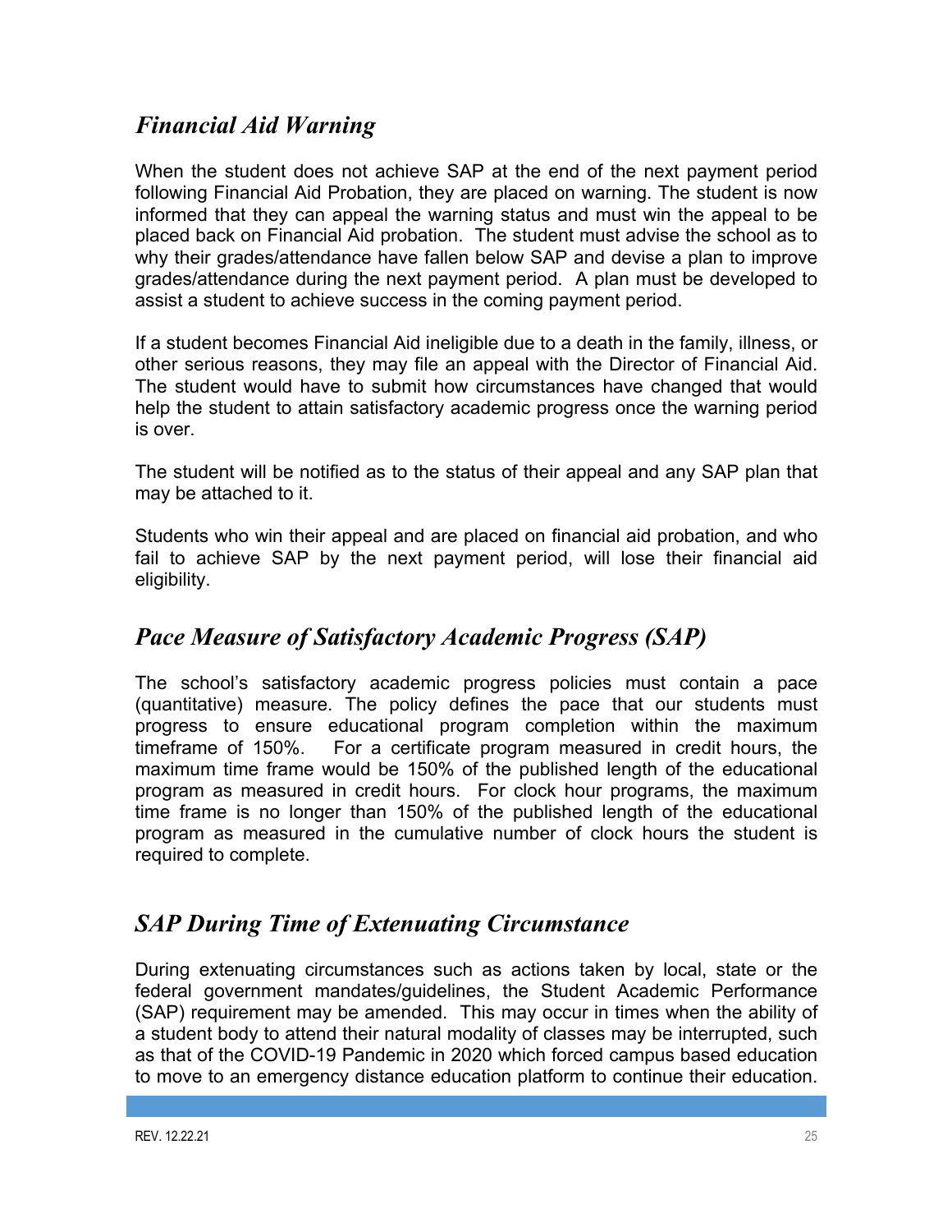## *Financial Aid Warning*

When the student does not achieve SAP at the end of the next payment period following Financial Aid Probation, they are placed on warning. The student is now informed that they can appeal the warning status and must win the appeal to be placed back on Financial Aid probation. The student must advise the school as to why their grades/attendance have fallen below SAP and devise a plan to improve grades/attendance during the next payment period. A plan must be developed to assist a student to achieve success in the coming payment period.

If a student becomes Financial Aid ineligible due to a death in the family, illness, or other serious reasons, they may file an appeal with the Director of Financial Aid. The student would have to submit how circumstances have changed that would help the student to attain satisfactory academic progress once the warning period is over.

The student will be notified as to the status of their appeal and any SAP plan that may be attached to it.

Students who win their appeal and are placed on financial aid probation, and who fail to achieve SAP by the next payment period, will lose their financial aid eligibility.

## *Pace Measure of Satisfactory Academic Progress (SAP)*

The school's satisfactory academic progress policies must contain a pace (quantitative) measure. The policy defines the pace that our students must progress to ensure educational program completion within the maximum timeframe of 150%. For a certificate program measured in credit hours, the maximum time frame would be 150% of the published length of the educational program as measured in credit hours. For clock hour programs, the maximum time frame is no longer than 150% of the published length of the educational program as measured in the cumulative number of clock hours the student is required to complete.

## *SAP During Time of Extenuating Circumstance*

During extenuating circumstances such as actions taken by local, state or the federal government mandates/guidelines, the Student Academic Performance (SAP) requirement may be amended. This may occur in times when the ability of a student body to attend their natural modality of classes may be interrupted, such as that of the COVID-19 Pandemic in 2020 which forced campus based education to move to an emergency distance education platform to continue their education.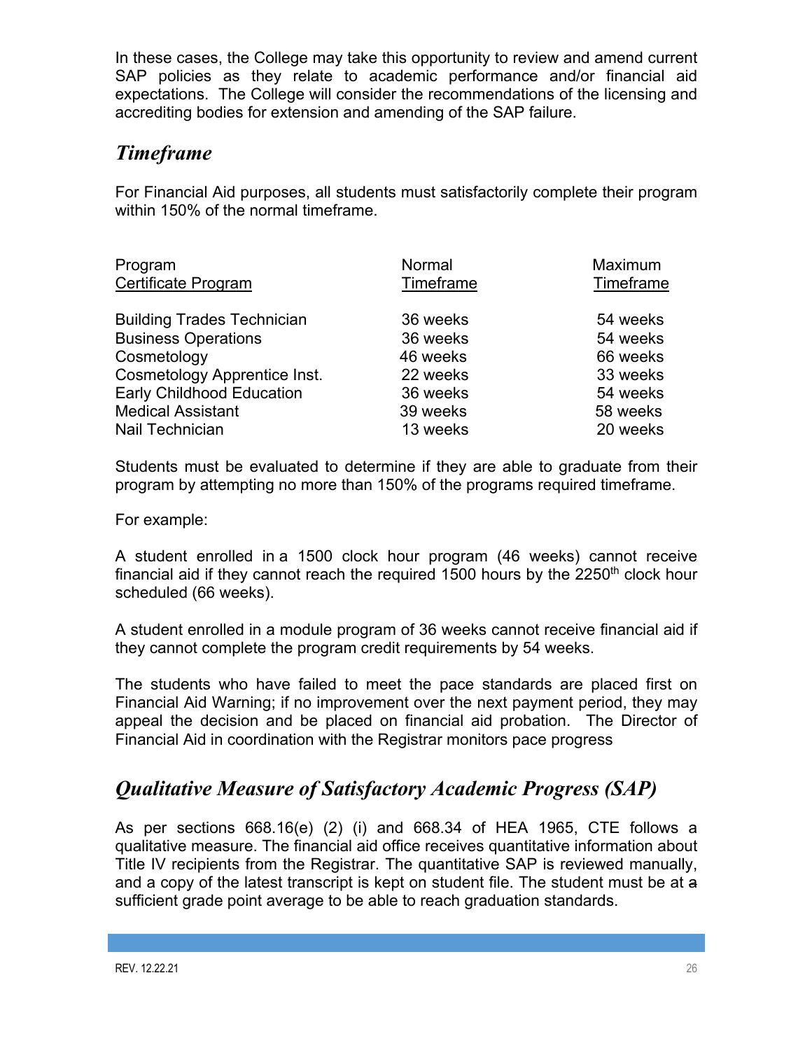In these cases, the College may take this opportunity to review and amend current SAP policies as they relate to academic performance and/or financial aid expectations. The College will consider the recommendations of the licensing and accrediting bodies for extension and amending of the SAP failure.

## *Timeframe*

For Financial Aid purposes, all students must satisfactorily complete their program within 150% of the normal timeframe.

| Program<br>Certificate Program | Normal<br>Timeframe | Maximum<br>Timeframe |
|---|---|---|
| Building Trades Technician | 36 weeks | 54 weeks |
| Business Operations | 36 weeks | 54 weeks |
| Cosmetology | 46 weeks | 66 weeks |
| Cosmetology Apprentice Inst. | 22 weeks | 33 weeks |
| Early Childhood Education | 36 weeks | 54 weeks |
| Medical Assistant | 39 weeks | 58 weeks |
| Nail Technician | 13 weeks | 20 weeks |

Students must be evaluated to determine if they are able to graduate from their program by attempting no more than 150% of the programs required timeframe.

For example:

A student enrolled in a 1500 clock hour program (46 weeks) cannot receive financial aid if they cannot reach the required 1500 hours by the 2250th clock hour scheduled (66 weeks).

A student enrolled in a module program of 36 weeks cannot receive financial aid if they cannot complete the program credit requirements by 54 weeks.

The students who have failed to meet the pace standards are placed first on Financial Aid Warning; if no improvement over the next payment period, they may appeal the decision and be placed on financial aid probation. The Director of Financial Aid in coordination with the Registrar monitors pace progress

## *Qualitative Measure of Satisfactory Academic Progress (SAP)*

As per sections 668.16(e) (2) (i) and 668.34 of HEA 1965, CTE follows a qualitative measure. The financial aid office receives quantitative information about Title IV recipients from the Registrar. The quantitative SAP is reviewed manually, and a copy of the latest transcript is kept on student file. The student must be at ~~a~~ sufficient grade point average to be able to reach graduation standards.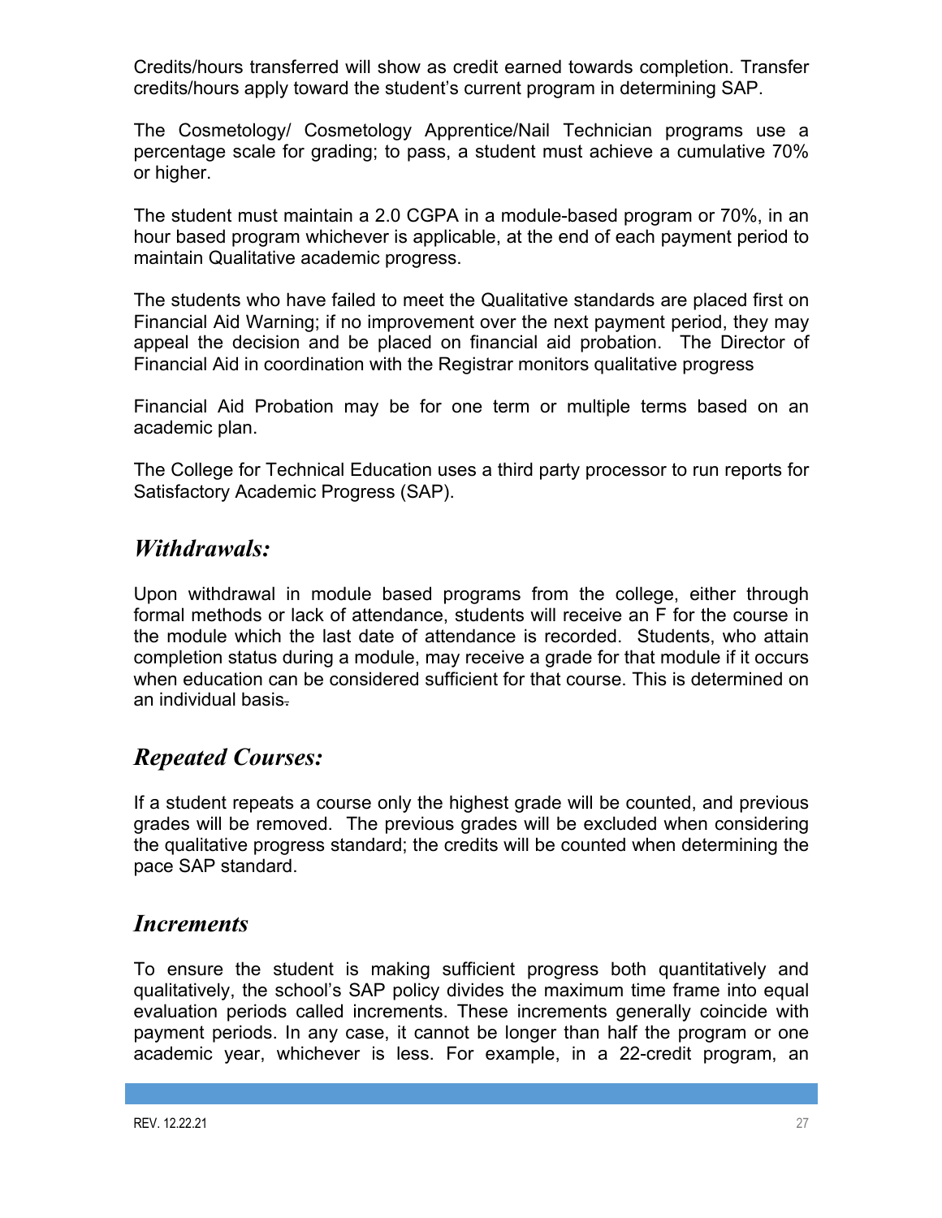Credits/hours transferred will show as credit earned towards completion. Transfer credits/hours apply toward the student's current program in determining SAP.

The Cosmetology/ Cosmetology Apprentice/Nail Technician programs use a percentage scale for grading; to pass, a student must achieve a cumulative 70% or higher.

The student must maintain a 2.0 CGPA in a module-based program or 70%, in an hour based program whichever is applicable, at the end of each payment period to maintain Qualitative academic progress.

The students who have failed to meet the Qualitative standards are placed first on Financial Aid Warning; if no improvement over the next payment period, they may appeal the decision and be placed on financial aid probation. The Director of Financial Aid in coordination with the Registrar monitors qualitative progress

Financial Aid Probation may be for one term or multiple terms based on an academic plan.

The College for Technical Education uses a third party processor to run reports for Satisfactory Academic Progress (SAP).

## *Withdrawals:*

Upon withdrawal in module based programs from the college, either through formal methods or lack of attendance, students will receive an F for the course in the module which the last date of attendance is recorded. Students, who attain completion status during a module, may receive a grade for that module if it occurs when education can be considered sufficient for that course. This is determined on an individual basis.

## *Repeated Courses:*

If a student repeats a course only the highest grade will be counted, and previous grades will be removed. The previous grades will be excluded when considering the qualitative progress standard; the credits will be counted when determining the pace SAP standard.

## *Increments*

To ensure the student is making sufficient progress both quantitatively and qualitatively, the school's SAP policy divides the maximum time frame into equal evaluation periods called increments. These increments generally coincide with payment periods. In any case, it cannot be longer than half the program or one academic year, whichever is less. For example, in a 22-credit program, an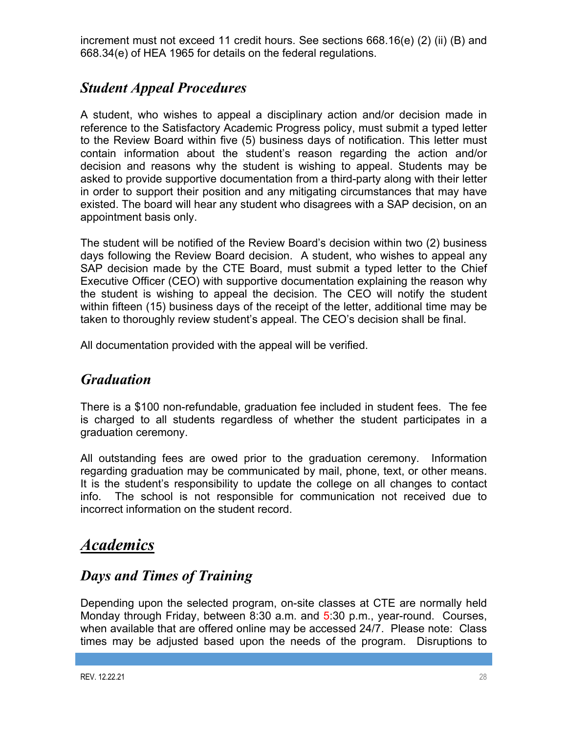increment must not exceed 11 credit hours. See sections 668.16(e) (2) (ii) (B) and 668.34(e) of HEA 1965 for details on the federal regulations.

## *Student Appeal Procedures*

A student, who wishes to appeal a disciplinary action and/or decision made in reference to the Satisfactory Academic Progress policy, must submit a typed letter to the Review Board within five (5) business days of notification. This letter must contain information about the student's reason regarding the action and/or decision and reasons why the student is wishing to appeal. Students may be asked to provide supportive documentation from a third-party along with their letter in order to support their position and any mitigating circumstances that may have existed. The board will hear any student who disagrees with a SAP decision, on an appointment basis only.

The student will be notified of the Review Board's decision within two (2) business days following the Review Board decision. A student, who wishes to appeal any SAP decision made by the CTE Board, must submit a typed letter to the Chief Executive Officer (CEO) with supportive documentation explaining the reason why the student is wishing to appeal the decision. The CEO will notify the student within fifteen (15) business days of the receipt of the letter, additional time may be taken to thoroughly review student's appeal. The CEO's decision shall be final.

All documentation provided with the appeal will be verified.

## *Graduation*

There is a $100 non-refundable, graduation fee included in student fees. The fee is charged to all students regardless of whether the student participates in a graduation ceremony.

All outstanding fees are owed prior to the graduation ceremony. Information regarding graduation may be communicated by mail, phone, text, or other means. It is the student's responsibility to update the college on all changes to contact info. The school is not responsible for communication not received due to incorrect information on the student record.

# ***Academics***

## *Days and Times of Training*

Depending upon the selected program, on-site classes at CTE are normally held Monday through Friday, between 8:30 a.m. and 5:30 p.m., year-round. Courses, when available that are offered online may be accessed 24/7. Please note: Class times may be adjusted based upon the needs of the program. Disruptions to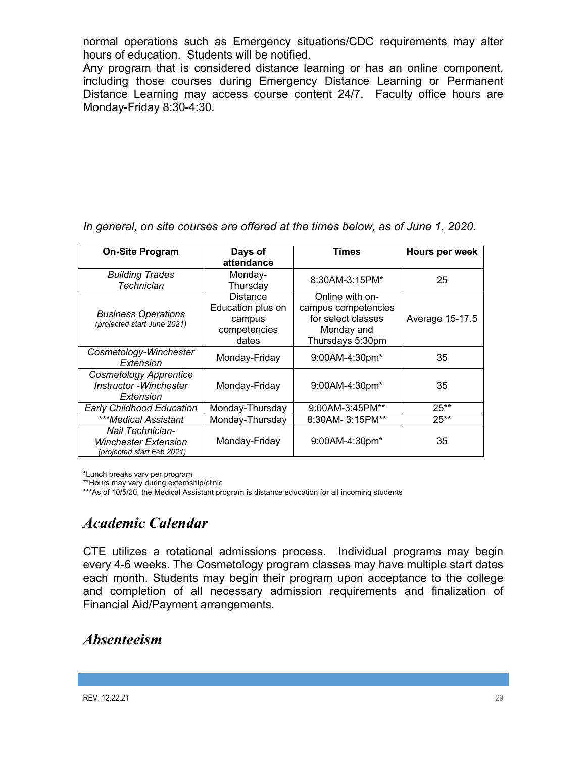normal operations such as Emergency situations/CDC requirements may alter hours of education. Students will be notified.

Any program that is considered distance learning or has an online component, including those courses during Emergency Distance Learning or Permanent Distance Learning may access course content 24/7. Faculty office hours are Monday-Friday 8:30-4:30.

*In general, on site courses are offered at the times below, as of June 1, 2020.*

| On-Site Program | Days of attendance | Times | Hours per week |
|---|---|---|---|
| *Building Trades Technician* | Monday-Thursday | 8:30AM-3:15PM* | 25 |
| *Business Operations* *(projected start June 2021)* | Distance Education plus on campus competencies dates | Online with on-campus competencies for select classes Monday and Thursdays 5:30pm | Average 15-17.5 |
| *Cosmetology-Winchester Extension* | Monday-Friday | 9:00AM-4:30pm* | 35 |
| *Cosmetology Apprentice Instructor -Winchester Extension* | Monday-Friday | 9:00AM-4:30pm* | 35 |
| *Early Childhood Education* | Monday-Thursday | 9:00AM-3:45PM** | 25** |
| *\*\*\*Medical Assistant* | Monday-Thursday | 8:30AM- 3:15PM** | 25** |
| *Nail Technician-Winchester Extension* *(projected start Feb 2021)* | Monday-Friday | 9:00AM-4:30pm* | 35 |

*Lunch breaks vary per program

**Hours may vary during externship/clinic

***As of 10/5/20, the Medical Assistant program is distance education for all incoming students

## *Academic Calendar*

CTE utilizes a rotational admissions process. Individual programs may begin every 4-6 weeks. The Cosmetology program classes may have multiple start dates each month. Students may begin their program upon acceptance to the college and completion of all necessary admission requirements and finalization of Financial Aid/Payment arrangements.

## *Absenteeism*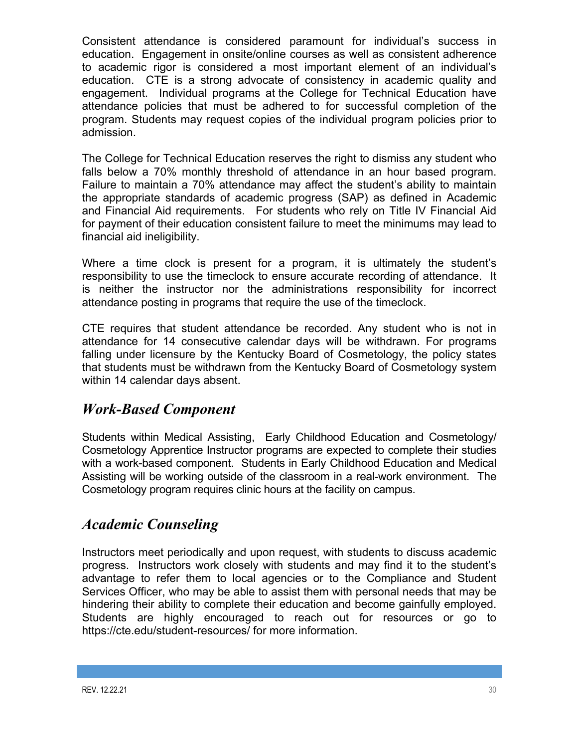Consistent attendance is considered paramount for individual's success in education. Engagement in onsite/online courses as well as consistent adherence to academic rigor is considered a most important element of an individual's education. CTE is a strong advocate of consistency in academic quality and engagement. Individual programs at the College for Technical Education have attendance policies that must be adhered to for successful completion of the program. Students may request copies of the individual program policies prior to admission.

The College for Technical Education reserves the right to dismiss any student who falls below a 70% monthly threshold of attendance in an hour based program. Failure to maintain a 70% attendance may affect the student's ability to maintain the appropriate standards of academic progress (SAP) as defined in Academic and Financial Aid requirements. For students who rely on Title IV Financial Aid for payment of their education consistent failure to meet the minimums may lead to financial aid ineligibility.

Where a time clock is present for a program, it is ultimately the student's responsibility to use the timeclock to ensure accurate recording of attendance. It is neither the instructor nor the administrations responsibility for incorrect attendance posting in programs that require the use of the timeclock.

CTE requires that student attendance be recorded. Any student who is not in attendance for 14 consecutive calendar days will be withdrawn. For programs falling under licensure by the Kentucky Board of Cosmetology, the policy states that students must be withdrawn from the Kentucky Board of Cosmetology system within 14 calendar days absent.

## *Work-Based Component*

Students within Medical Assisting, Early Childhood Education and Cosmetology/ Cosmetology Apprentice Instructor programs are expected to complete their studies with a work-based component. Students in Early Childhood Education and Medical Assisting will be working outside of the classroom in a real-work environment. The Cosmetology program requires clinic hours at the facility on campus.

## *Academic Counseling*

Instructors meet periodically and upon request, with students to discuss academic progress. Instructors work closely with students and may find it to the student's advantage to refer them to local agencies or to the Compliance and Student Services Officer, who may be able to assist them with personal needs that may be hindering their ability to complete their education and become gainfully employed. Students are highly encouraged to reach out for resources or go to https://cte.edu/student-resources/ for more information.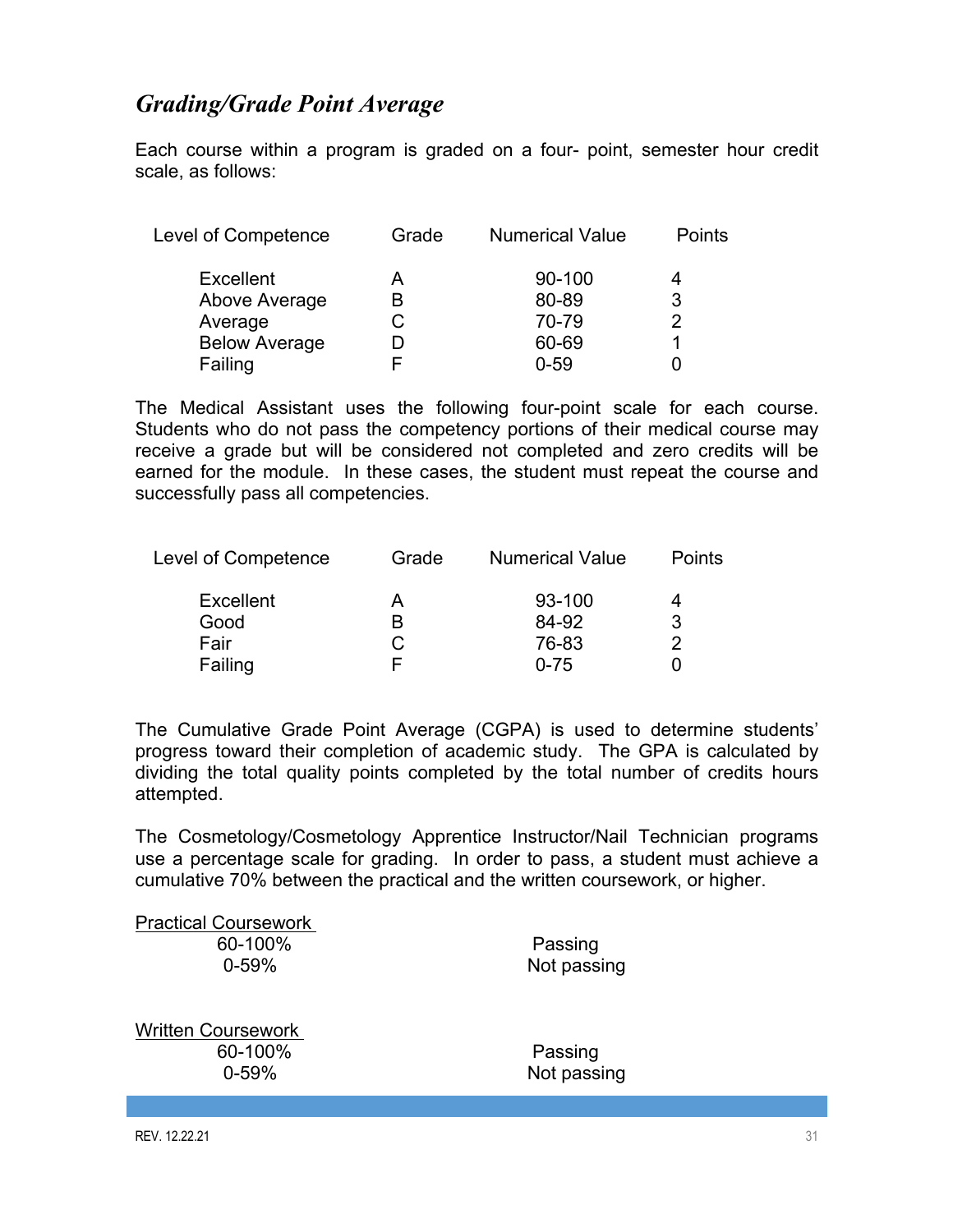## *Grading/Grade Point Average*

Each course within a program is graded on a four- point, semester hour credit scale, as follows:

| Level of Competence | Grade | Numerical Value | Points |
|---|---|---|---|
| Excellent | A | 90-100 | 4 |
| Above Average | B | 80-89 | 3 |
| Average | C | 70-79 | 2 |
| Below Average | D | 60-69 | 1 |
| Failing | F | 0-59 | 0 |

The Medical Assistant uses the following four-point scale for each course. Students who do not pass the competency portions of their medical course may receive a grade but will be considered not completed and zero credits will be earned for the module. In these cases, the student must repeat the course and successfully pass all competencies.

| Level of Competence | Grade | Numerical Value | Points |
|---|---|---|---|
| Excellent | A | 93-100 | 4 |
| Good | B | 84-92 | 3 |
| Fair | C | 76-83 | 2 |
| Failing | F | 0-75 | 0 |

The Cumulative Grade Point Average (CGPA) is used to determine students' progress toward their completion of academic study. The GPA is calculated by dividing the total quality points completed by the total number of credits hours attempted.

The Cosmetology/Cosmetology Apprentice Instructor/Nail Technician programs use a percentage scale for grading. In order to pass, a student must achieve a cumulative 70% between the practical and the written coursework, or higher.

<u>Practical Coursework</u>

| | |
|---|---|
| 60-100% | Passing |
| 0-59% | Not passing |

<u>Written Coursework</u>

| | |
|---|---|
| 60-100% | Passing |
| 0-59% | Not passing |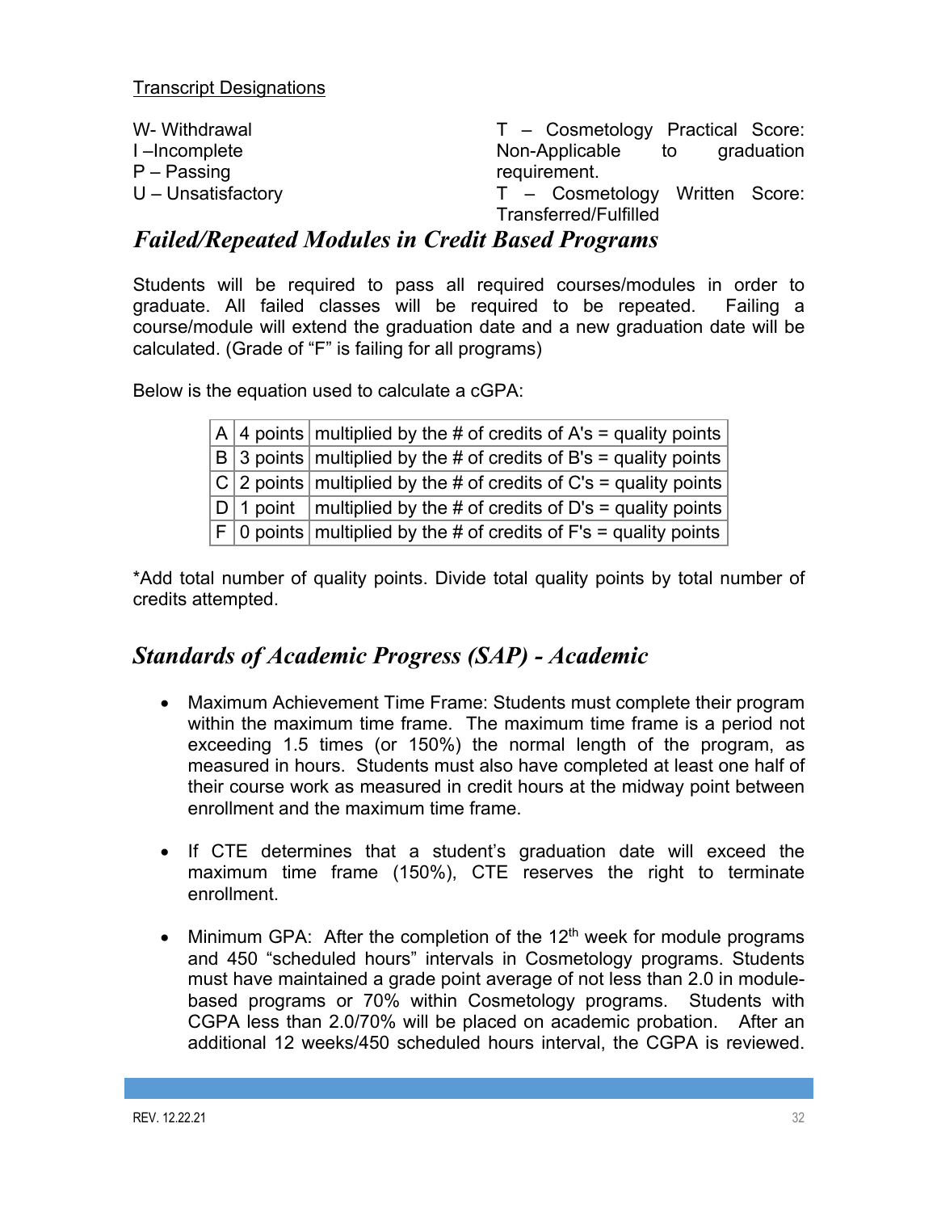Transcript Designations

W- Withdrawal
I –Incomplete
P – Passing
U – Unsatisfactory
T – Cosmetology Practical Score: Non-Applicable to graduation requirement.
T – Cosmetology Written Score: Transferred/Fulfilled

## *Failed/Repeated Modules in Credit Based Programs*

Students will be required to pass all required courses/modules in order to graduate. All failed classes will be required to be repeated. Failing a course/module will extend the graduation date and a new graduation date will be calculated. (Grade of "F" is failing for all programs)

Below is the equation used to calculate a cGPA:

| | | |
|---|---|---|
| A | 4 points | multiplied by the # of credits of A's = quality points |
| B | 3 points | multiplied by the # of credits of B's = quality points |
| C | 2 points | multiplied by the # of credits of C's = quality points |
| D | 1 point | multiplied by the # of credits of D's = quality points |
| F | 0 points | multiplied by the # of credits of F's = quality points |

*Add total number of quality points. Divide total quality points by total number of credits attempted.

## *Standards of Academic Progress (SAP) - Academic*

- Maximum Achievement Time Frame: Students must complete their program within the maximum time frame. The maximum time frame is a period not exceeding 1.5 times (or 150%) the normal length of the program, as measured in hours. Students must also have completed at least one half of their course work as measured in credit hours at the midway point between enrollment and the maximum time frame.

- If CTE determines that a student's graduation date will exceed the maximum time frame (150%), CTE reserves the right to terminate enrollment.

- Minimum GPA: After the completion of the 12th week for module programs and 450 "scheduled hours" intervals in Cosmetology programs. Students must have maintained a grade point average of not less than 2.0 in module-based programs or 70% within Cosmetology programs. Students with CGPA less than 2.0/70% will be placed on academic probation. After an additional 12 weeks/450 scheduled hours interval, the CGPA is reviewed.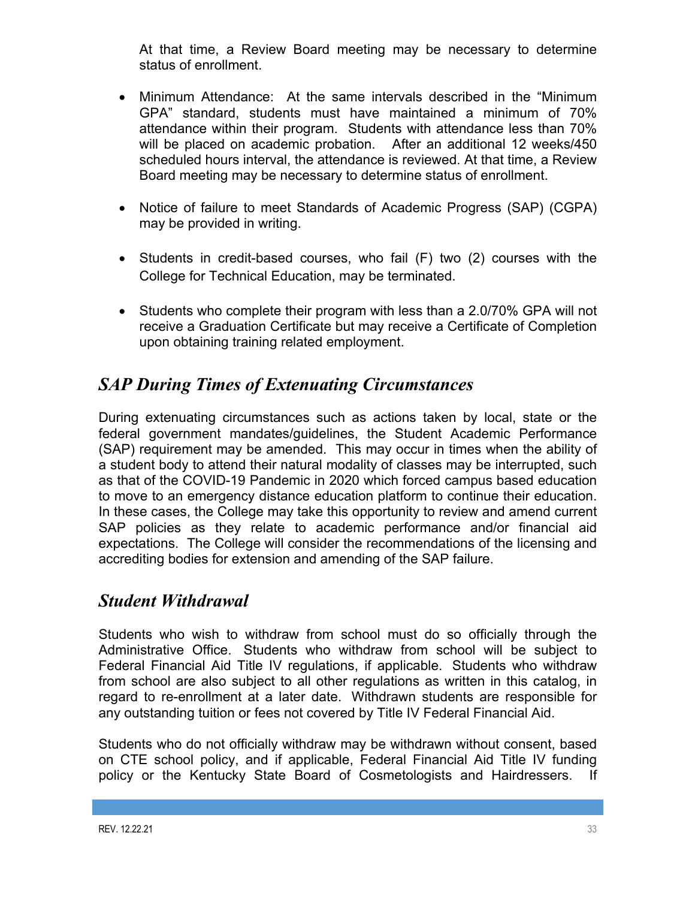At that time, a Review Board meeting may be necessary to determine status of enrollment.

- Minimum Attendance: At the same intervals described in the "Minimum GPA" standard, students must have maintained a minimum of 70% attendance within their program. Students with attendance less than 70% will be placed on academic probation. After an additional 12 weeks/450 scheduled hours interval, the attendance is reviewed. At that time, a Review Board meeting may be necessary to determine status of enrollment.
- Notice of failure to meet Standards of Academic Progress (SAP) (CGPA) may be provided in writing.
- Students in credit-based courses, who fail (F) two (2) courses with the College for Technical Education, may be terminated.
- Students who complete their program with less than a 2.0/70% GPA will not receive a Graduation Certificate but may receive a Certificate of Completion upon obtaining training related employment.

## *SAP During Times of Extenuating Circumstances*

During extenuating circumstances such as actions taken by local, state or the federal government mandates/guidelines, the Student Academic Performance (SAP) requirement may be amended. This may occur in times when the ability of a student body to attend their natural modality of classes may be interrupted, such as that of the COVID-19 Pandemic in 2020 which forced campus based education to move to an emergency distance education platform to continue their education. In these cases, the College may take this opportunity to review and amend current SAP policies as they relate to academic performance and/or financial aid expectations. The College will consider the recommendations of the licensing and accrediting bodies for extension and amending of the SAP failure.

## *Student Withdrawal*

Students who wish to withdraw from school must do so officially through the Administrative Office. Students who withdraw from school will be subject to Federal Financial Aid Title IV regulations, if applicable. Students who withdraw from school are also subject to all other regulations as written in this catalog, in regard to re-enrollment at a later date. Withdrawn students are responsible for any outstanding tuition or fees not covered by Title IV Federal Financial Aid.

Students who do not officially withdraw may be withdrawn without consent, based on CTE school policy, and if applicable, Federal Financial Aid Title IV funding policy or the Kentucky State Board of Cosmetologists and Hairdressers. If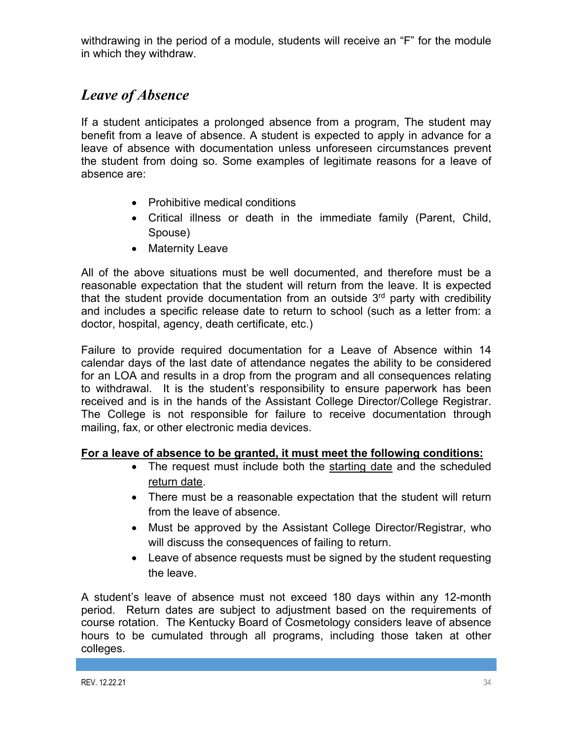withdrawing in the period of a module, students will receive an "F" for the module in which they withdraw.

## *Leave of Absence*

If a student anticipates a prolonged absence from a program, The student may benefit from a leave of absence. A student is expected to apply in advance for a leave of absence with documentation unless unforeseen circumstances prevent the student from doing so. Some examples of legitimate reasons for a leave of absence are:

- Prohibitive medical conditions
- Critical illness or death in the immediate family (Parent, Child, Spouse)
- Maternity Leave

All of the above situations must be well documented, and therefore must be a reasonable expectation that the student will return from the leave. It is expected that the student provide documentation from an outside 3rd party with credibility and includes a specific release date to return to school (such as a letter from: a doctor, hospital, agency, death certificate, etc.)

Failure to provide required documentation for a Leave of Absence within 14 calendar days of the last date of attendance negates the ability to be considered for an LOA and results in a drop from the program and all consequences relating to withdrawal. It is the student's responsibility to ensure paperwork has been received and is in the hands of the Assistant College Director/College Registrar. The College is not responsible for failure to receive documentation through mailing, fax, or other electronic media devices.

**For a leave of absence to be granted, it must meet the following conditions:**

- The request must include both the starting date and the scheduled return date.
- There must be a reasonable expectation that the student will return from the leave of absence.
- Must be approved by the Assistant College Director/Registrar, who will discuss the consequences of failing to return.
- Leave of absence requests must be signed by the student requesting the leave.

A student's leave of absence must not exceed 180 days within any 12-month period. Return dates are subject to adjustment based on the requirements of course rotation. The Kentucky Board of Cosmetology considers leave of absence hours to be cumulated through all programs, including those taken at other colleges.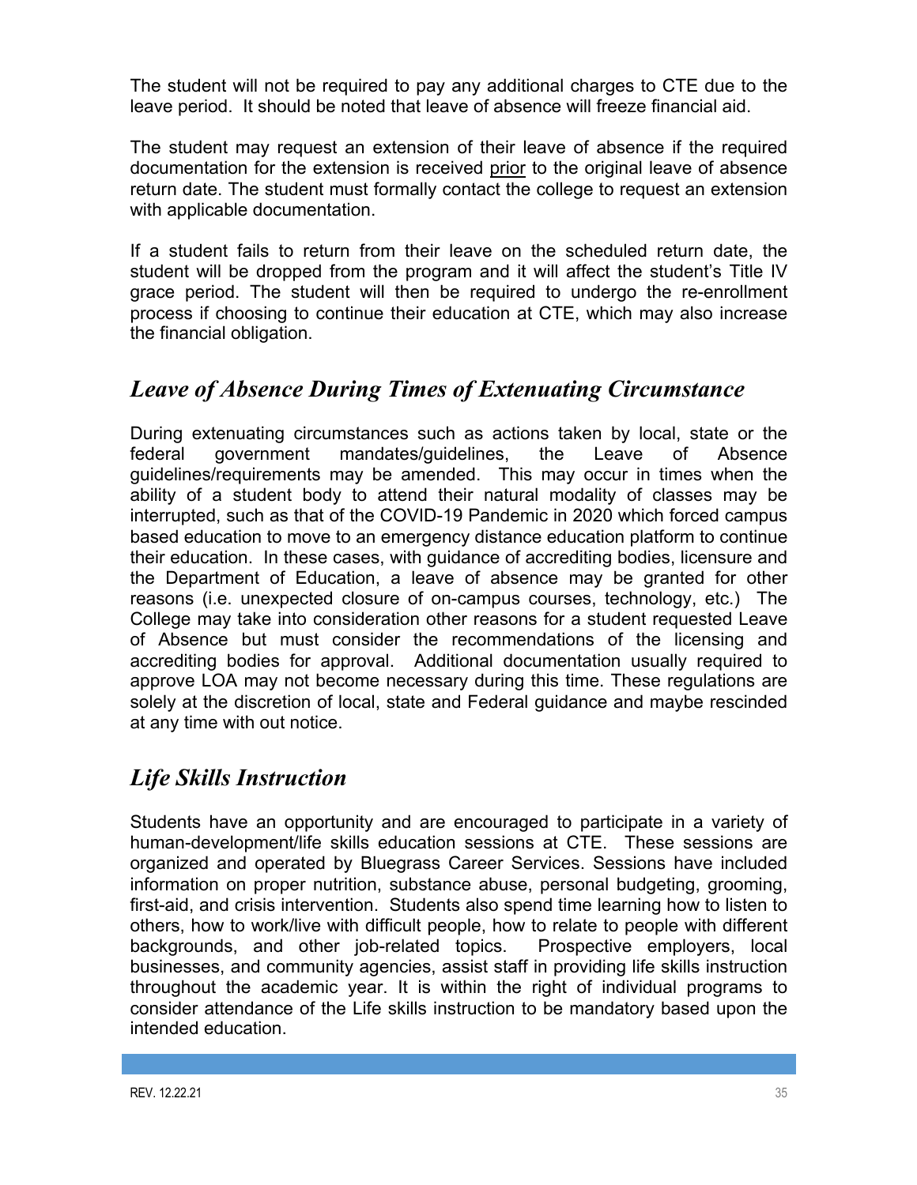The student will not be required to pay any additional charges to CTE due to the leave period. It should be noted that leave of absence will freeze financial aid.

The student may request an extension of their leave of absence if the required documentation for the extension is received prior to the original leave of absence return date. The student must formally contact the college to request an extension with applicable documentation.

If a student fails to return from their leave on the scheduled return date, the student will be dropped from the program and it will affect the student's Title IV grace period. The student will then be required to undergo the re-enrollment process if choosing to continue their education at CTE, which may also increase the financial obligation.

## *Leave of Absence During Times of Extenuating Circumstance*

During extenuating circumstances such as actions taken by local, state or the federal government mandates/guidelines, the Leave of Absence guidelines/requirements may be amended. This may occur in times when the ability of a student body to attend their natural modality of classes may be interrupted, such as that of the COVID-19 Pandemic in 2020 which forced campus based education to move to an emergency distance education platform to continue their education. In these cases, with guidance of accrediting bodies, licensure and the Department of Education, a leave of absence may be granted for other reasons (i.e. unexpected closure of on-campus courses, technology, etc.) The College may take into consideration other reasons for a student requested Leave of Absence but must consider the recommendations of the licensing and accrediting bodies for approval. Additional documentation usually required to approve LOA may not become necessary during this time. These regulations are solely at the discretion of local, state and Federal guidance and maybe rescinded at any time with out notice.

## *Life Skills Instruction*

Students have an opportunity and are encouraged to participate in a variety of human-development/life skills education sessions at CTE. These sessions are organized and operated by Bluegrass Career Services. Sessions have included information on proper nutrition, substance abuse, personal budgeting, grooming, first-aid, and crisis intervention. Students also spend time learning how to listen to others, how to work/live with difficult people, how to relate to people with different backgrounds, and other job-related topics. Prospective employers, local businesses, and community agencies, assist staff in providing life skills instruction throughout the academic year. It is within the right of individual programs to consider attendance of the Life skills instruction to be mandatory based upon the intended education.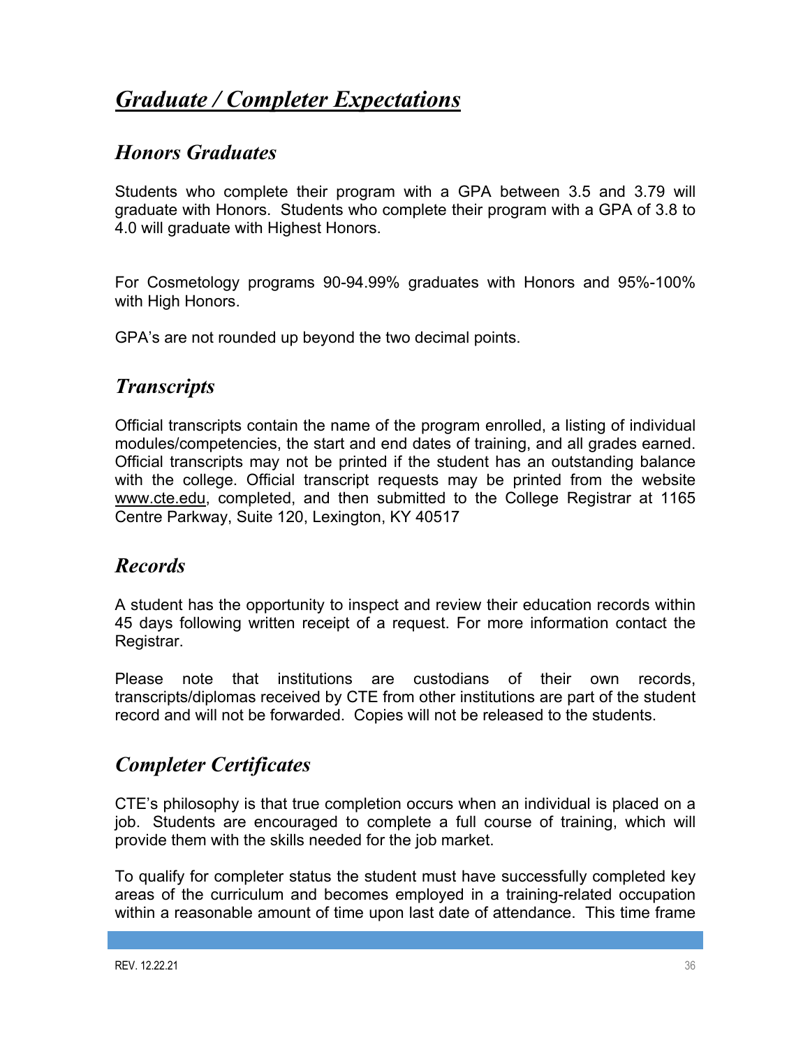# ***Graduate / Completer Expectations***

## *Honors Graduates*

Students who complete their program with a GPA between 3.5 and 3.79 will graduate with Honors. Students who complete their program with a GPA of 3.8 to 4.0 will graduate with Highest Honors.

For Cosmetology programs 90-94.99% graduates with Honors and 95%-100% with High Honors.

GPA's are not rounded up beyond the two decimal points.

## *Transcripts*

Official transcripts contain the name of the program enrolled, a listing of individual modules/competencies, the start and end dates of training, and all grades earned. Official transcripts may not be printed if the student has an outstanding balance with the college. Official transcript requests may be printed from the website www.cte.edu, completed, and then submitted to the College Registrar at 1165 Centre Parkway, Suite 120, Lexington, KY 40517

## *Records*

A student has the opportunity to inspect and review their education records within 45 days following written receipt of a request. For more information contact the Registrar.

Please note that institutions are custodians of their own records, transcripts/diplomas received by CTE from other institutions are part of the student record and will not be forwarded. Copies will not be released to the students.

## *Completer Certificates*

CTE's philosophy is that true completion occurs when an individual is placed on a job. Students are encouraged to complete a full course of training, which will provide them with the skills needed for the job market.

To qualify for completer status the student must have successfully completed key areas of the curriculum and becomes employed in a training-related occupation within a reasonable amount of time upon last date of attendance. This time frame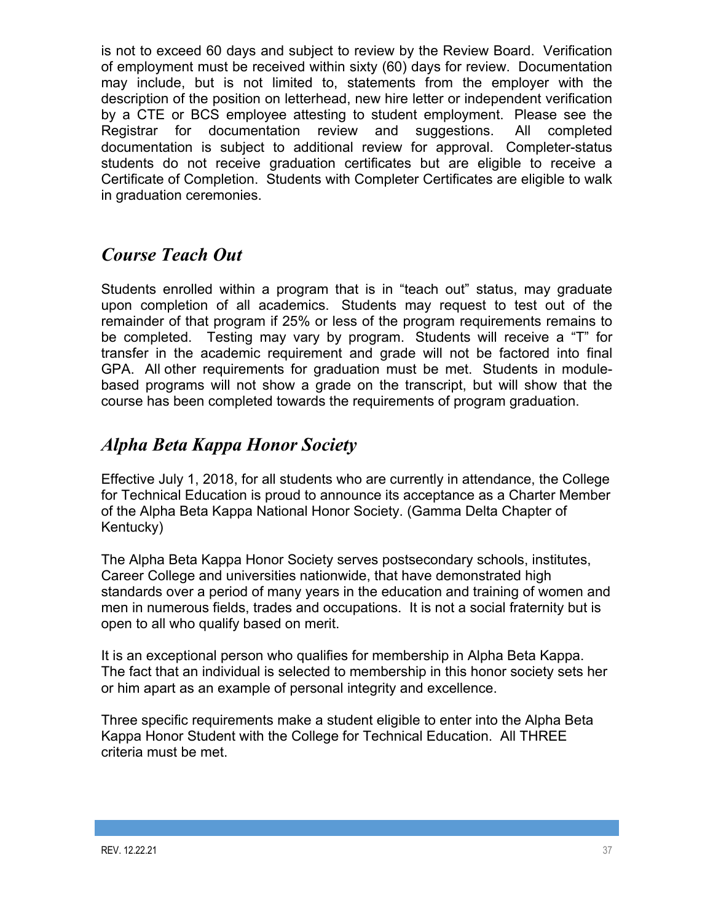is not to exceed 60 days and subject to review by the Review Board. Verification of employment must be received within sixty (60) days for review. Documentation may include, but is not limited to, statements from the employer with the description of the position on letterhead, new hire letter or independent verification by a CTE or BCS employee attesting to student employment. Please see the Registrar for documentation review and suggestions. All completed documentation is subject to additional review for approval. Completer-status students do not receive graduation certificates but are eligible to receive a Certificate of Completion. Students with Completer Certificates are eligible to walk in graduation ceremonies.

## *Course Teach Out*

Students enrolled within a program that is in "teach out" status, may graduate upon completion of all academics. Students may request to test out of the remainder of that program if 25% or less of the program requirements remains to be completed. Testing may vary by program. Students will receive a "T" for transfer in the academic requirement and grade will not be factored into final GPA. All other requirements for graduation must be met. Students in module-based programs will not show a grade on the transcript, but will show that the course has been completed towards the requirements of program graduation.

## *Alpha Beta Kappa Honor Society*

Effective July 1, 2018, for all students who are currently in attendance, the College for Technical Education is proud to announce its acceptance as a Charter Member of the Alpha Beta Kappa National Honor Society. (Gamma Delta Chapter of Kentucky)

The Alpha Beta Kappa Honor Society serves postsecondary schools, institutes, Career College and universities nationwide, that have demonstrated high standards over a period of many years in the education and training of women and men in numerous fields, trades and occupations. It is not a social fraternity but is open to all who qualify based on merit.

It is an exceptional person who qualifies for membership in Alpha Beta Kappa. The fact that an individual is selected to membership in this honor society sets her or him apart as an example of personal integrity and excellence.

Three specific requirements make a student eligible to enter into the Alpha Beta Kappa Honor Student with the College for Technical Education. All THREE criteria must be met.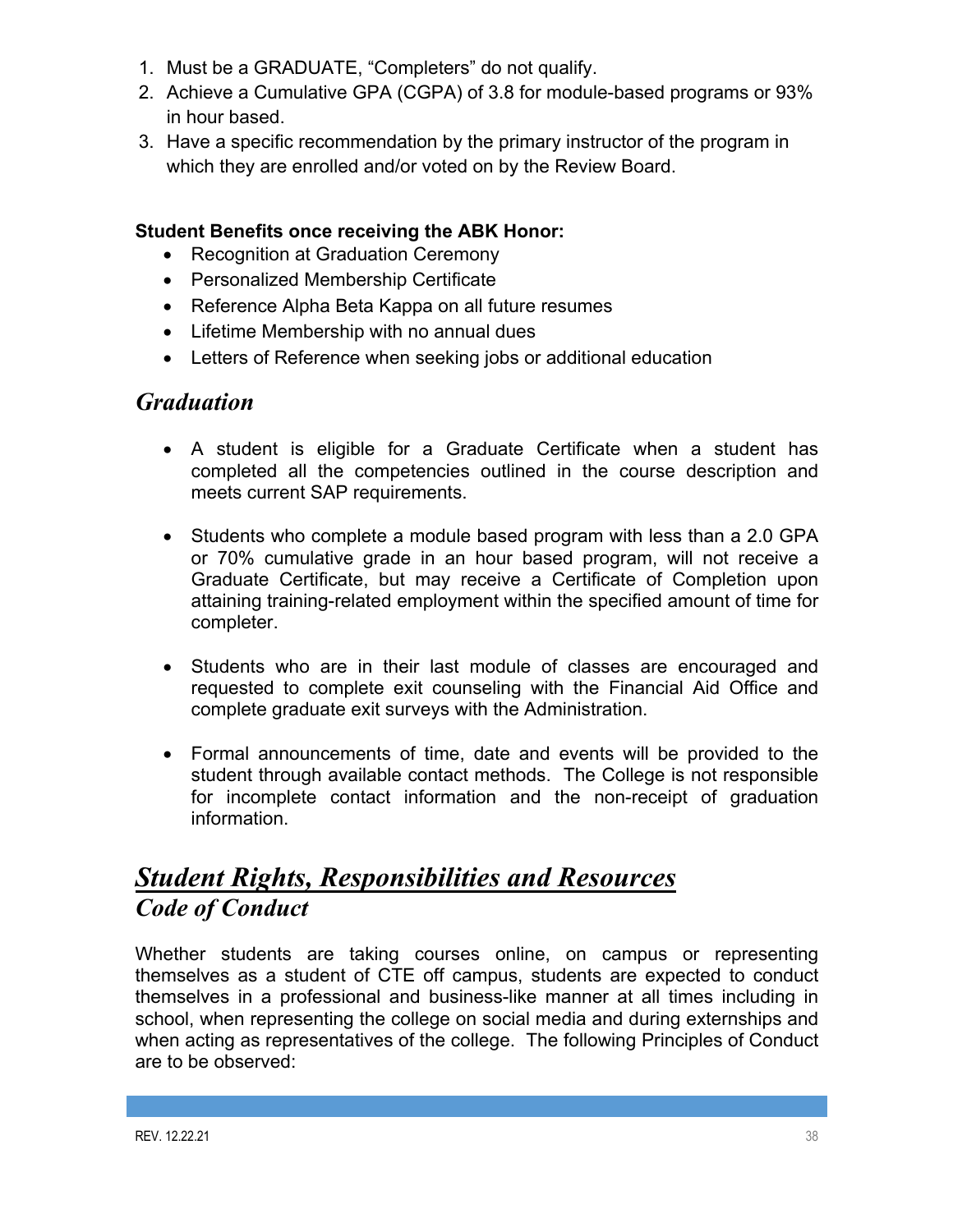1. Must be a GRADUATE, “Completers” do not qualify.
2. Achieve a Cumulative GPA (CGPA) of 3.8 for module-based programs or 93% in hour based.
3. Have a specific recommendation by the primary instructor of the program in which they are enrolled and/or voted on by the Review Board.

**Student Benefits once receiving the ABK Honor:**

- Recognition at Graduation Ceremony
- Personalized Membership Certificate
- Reference Alpha Beta Kappa on all future resumes
- Lifetime Membership with no annual dues
- Letters of Reference when seeking jobs or additional education

## *Graduation*

- A student is eligible for a Graduate Certificate when a student has completed all the competencies outlined in the course description and meets current SAP requirements.

- Students who complete a module based program with less than a 2.0 GPA or 70% cumulative grade in an hour based program, will not receive a Graduate Certificate, but may receive a Certificate of Completion upon attaining training-related employment within the specified amount of time for completer.

- Students who are in their last module of classes are encouraged and requested to complete exit counseling with the Financial Aid Office and complete graduate exit surveys with the Administration.

- Formal announcements of time, date and events will be provided to the student through available contact methods. The College is not responsible for incomplete contact information and the non-receipt of graduation information.

# ***Student Rights, Responsibilities and Resources***

## *Code of Conduct*

Whether students are taking courses online, on campus or representing themselves as a student of CTE off campus, students are expected to conduct themselves in a professional and business-like manner at all times including in school, when representing the college on social media and during externships and when acting as representatives of the college. The following Principles of Conduct are to be observed: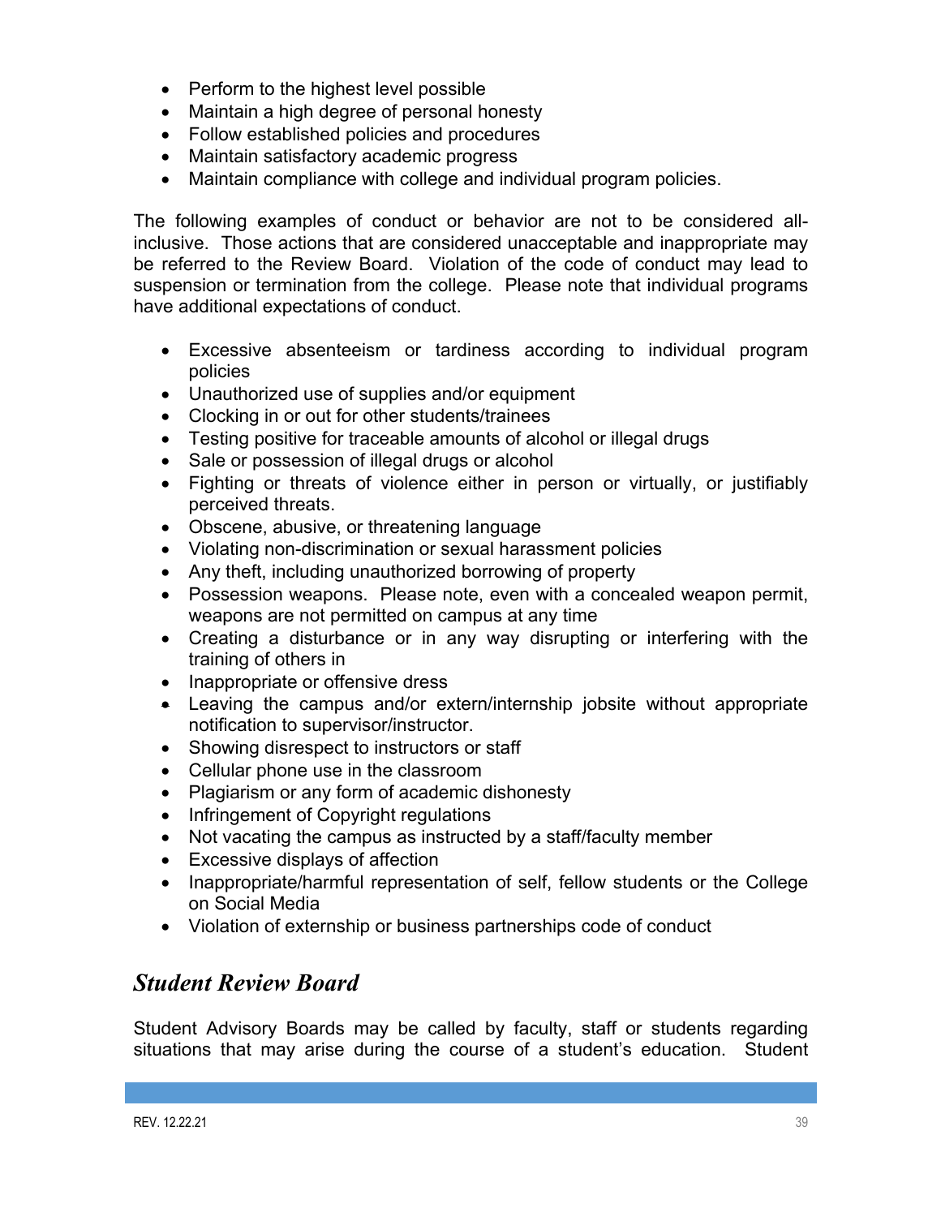- Perform to the highest level possible
- Maintain a high degree of personal honesty
- Follow established policies and procedures
- Maintain satisfactory academic progress
- Maintain compliance with college and individual program policies.

The following examples of conduct or behavior are not to be considered all-inclusive. Those actions that are considered unacceptable and inappropriate may be referred to the Review Board. Violation of the code of conduct may lead to suspension or termination from the college. Please note that individual programs have additional expectations of conduct.

- Excessive absenteeism or tardiness according to individual program policies
- Unauthorized use of supplies and/or equipment
- Clocking in or out for other students/trainees
- Testing positive for traceable amounts of alcohol or illegal drugs
- Sale or possession of illegal drugs or alcohol
- Fighting or threats of violence either in person or virtually, or justifiably perceived threats.
- Obscene, abusive, or threatening language
- Violating non-discrimination or sexual harassment policies
- Any theft, including unauthorized borrowing of property
- Possession weapons. Please note, even with a concealed weapon permit, weapons are not permitted on campus at any time
- Creating a disturbance or in any way disrupting or interfering with the training of others in
- Inappropriate or offensive dress
- Leaving the campus and/or extern/internship jobsite without appropriate notification to supervisor/instructor.
- Showing disrespect to instructors or staff
- Cellular phone use in the classroom
- Plagiarism or any form of academic dishonesty
- Infringement of Copyright regulations
- Not vacating the campus as instructed by a staff/faculty member
- Excessive displays of affection
- Inappropriate/harmful representation of self, fellow students or the College on Social Media
- Violation of externship or business partnerships code of conduct

## *Student Review Board*

Student Advisory Boards may be called by faculty, staff or students regarding situations that may arise during the course of a student's education. Student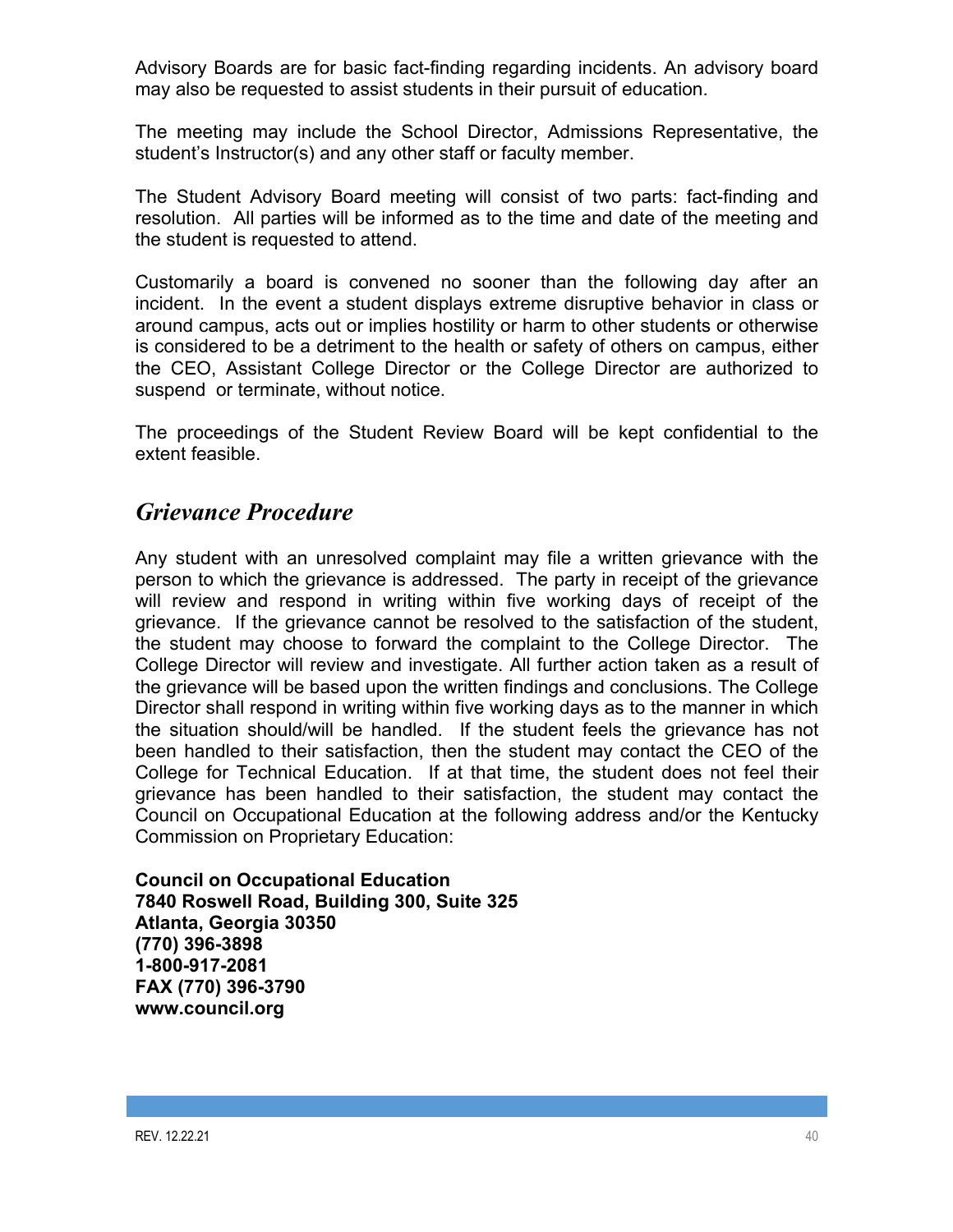Advisory Boards are for basic fact-finding regarding incidents. An advisory board may also be requested to assist students in their pursuit of education.

The meeting may include the School Director, Admissions Representative, the student's Instructor(s) and any other staff or faculty member.

The Student Advisory Board meeting will consist of two parts: fact-finding and resolution. All parties will be informed as to the time and date of the meeting and the student is requested to attend.

Customarily a board is convened no sooner than the following day after an incident. In the event a student displays extreme disruptive behavior in class or around campus, acts out or implies hostility or harm to other students or otherwise is considered to be a detriment to the health or safety of others on campus, either the CEO, Assistant College Director or the College Director are authorized to suspend or terminate, without notice.

The proceedings of the Student Review Board will be kept confidential to the extent feasible.

## *Grievance Procedure*

Any student with an unresolved complaint may file a written grievance with the person to which the grievance is addressed. The party in receipt of the grievance will review and respond in writing within five working days of receipt of the grievance. If the grievance cannot be resolved to the satisfaction of the student, the student may choose to forward the complaint to the College Director. The College Director will review and investigate. All further action taken as a result of the grievance will be based upon the written findings and conclusions. The College Director shall respond in writing within five working days as to the manner in which the situation should/will be handled. If the student feels the grievance has not been handled to their satisfaction, then the student may contact the CEO of the College for Technical Education. If at that time, the student does not feel their grievance has been handled to their satisfaction, the student may contact the Council on Occupational Education at the following address and/or the Kentucky Commission on Proprietary Education:

**Council on Occupational Education**
**7840 Roswell Road, Building 300, Suite 325**
**Atlanta, Georgia 30350**
**(770) 396-3898**
**1-800-917-2081**
**FAX (770) 396-3790**
**www.council.org**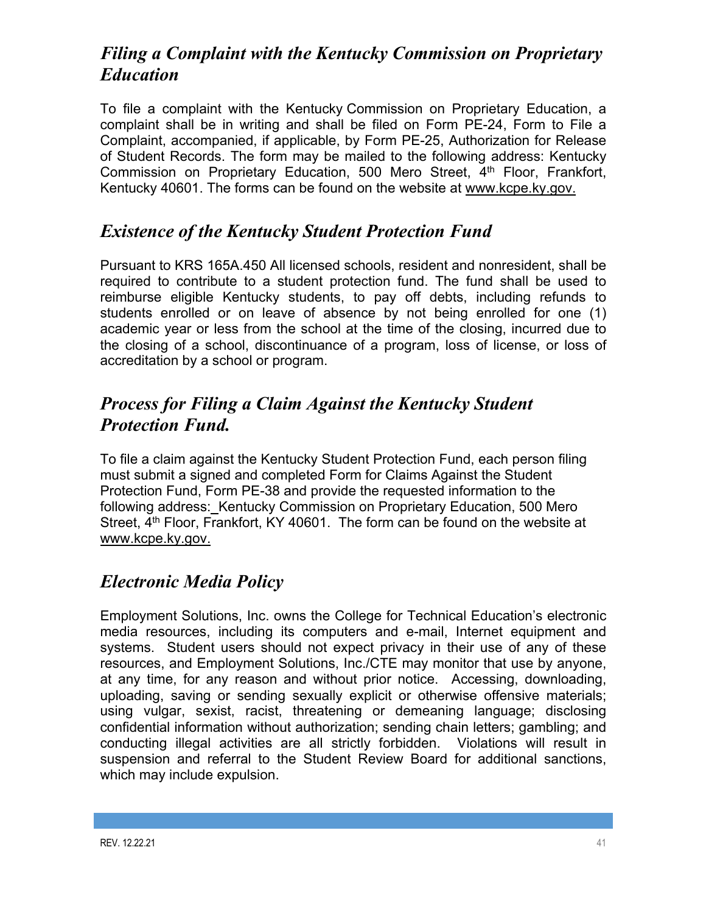## *Filing a Complaint with the Kentucky Commission on Proprietary Education*

To file a complaint with the Kentucky Commission on Proprietary Education, a complaint shall be in writing and shall be filed on Form PE-24, Form to File a Complaint, accompanied, if applicable, by Form PE-25, Authorization for Release of Student Records. The form may be mailed to the following address: Kentucky Commission on Proprietary Education, 500 Mero Street, 4th Floor, Frankfort, Kentucky 40601. The forms can be found on the website at www.kcpe.ky.gov.

## *Existence of the Kentucky Student Protection Fund*

Pursuant to KRS 165A.450 All licensed schools, resident and nonresident, shall be required to contribute to a student protection fund. The fund shall be used to reimburse eligible Kentucky students, to pay off debts, including refunds to students enrolled or on leave of absence by not being enrolled for one (1) academic year or less from the school at the time of the closing, incurred due to the closing of a school, discontinuance of a program, loss of license, or loss of accreditation by a school or program.

## *Process for Filing a Claim Against the Kentucky Student Protection Fund.*

To file a claim against the Kentucky Student Protection Fund, each person filing must submit a signed and completed Form for Claims Against the Student Protection Fund, Form PE-38 and provide the requested information to the following address: Kentucky Commission on Proprietary Education, 500 Mero Street, 4th Floor, Frankfort, KY 40601. The form can be found on the website at www.kcpe.ky.gov.

## *Electronic Media Policy*

Employment Solutions, Inc. owns the College for Technical Education's electronic media resources, including its computers and e-mail, Internet equipment and systems. Student users should not expect privacy in their use of any of these resources, and Employment Solutions, Inc./CTE may monitor that use by anyone, at any time, for any reason and without prior notice. Accessing, downloading, uploading, saving or sending sexually explicit or otherwise offensive materials; using vulgar, sexist, racist, threatening or demeaning language; disclosing confidential information without authorization; sending chain letters; gambling; and conducting illegal activities are all strictly forbidden. Violations will result in suspension and referral to the Student Review Board for additional sanctions, which may include expulsion.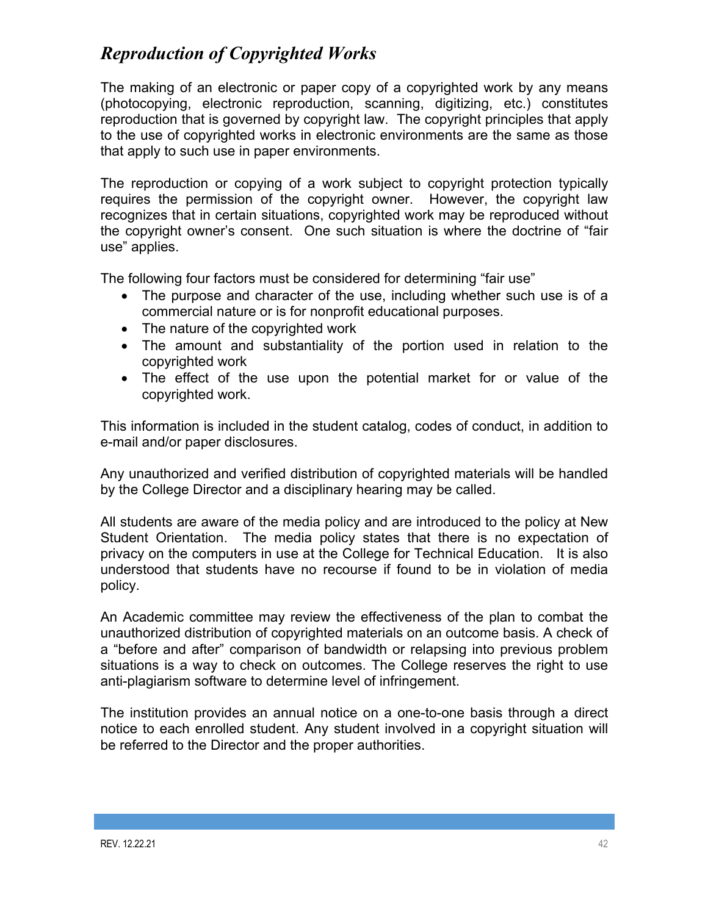## *Reproduction of Copyrighted Works*

The making of an electronic or paper copy of a copyrighted work by any means (photocopying, electronic reproduction, scanning, digitizing, etc.) constitutes reproduction that is governed by copyright law. The copyright principles that apply to the use of copyrighted works in electronic environments are the same as those that apply to such use in paper environments.

The reproduction or copying of a work subject to copyright protection typically requires the permission of the copyright owner. However, the copyright law recognizes that in certain situations, copyrighted work may be reproduced without the copyright owner's consent. One such situation is where the doctrine of "fair use" applies.

The following four factors must be considered for determining "fair use"

- The purpose and character of the use, including whether such use is of a commercial nature or is for nonprofit educational purposes.
- The nature of the copyrighted work
- The amount and substantiality of the portion used in relation to the copyrighted work
- The effect of the use upon the potential market for or value of the copyrighted work.

This information is included in the student catalog, codes of conduct, in addition to e-mail and/or paper disclosures.

Any unauthorized and verified distribution of copyrighted materials will be handled by the College Director and a disciplinary hearing may be called.

All students are aware of the media policy and are introduced to the policy at New Student Orientation. The media policy states that there is no expectation of privacy on the computers in use at the College for Technical Education. It is also understood that students have no recourse if found to be in violation of media policy.

An Academic committee may review the effectiveness of the plan to combat the unauthorized distribution of copyrighted materials on an outcome basis. A check of a "before and after" comparison of bandwidth or relapsing into previous problem situations is a way to check on outcomes. The College reserves the right to use anti-plagiarism software to determine level of infringement.

The institution provides an annual notice on a one-to-one basis through a direct notice to each enrolled student. Any student involved in a copyright situation will be referred to the Director and the proper authorities.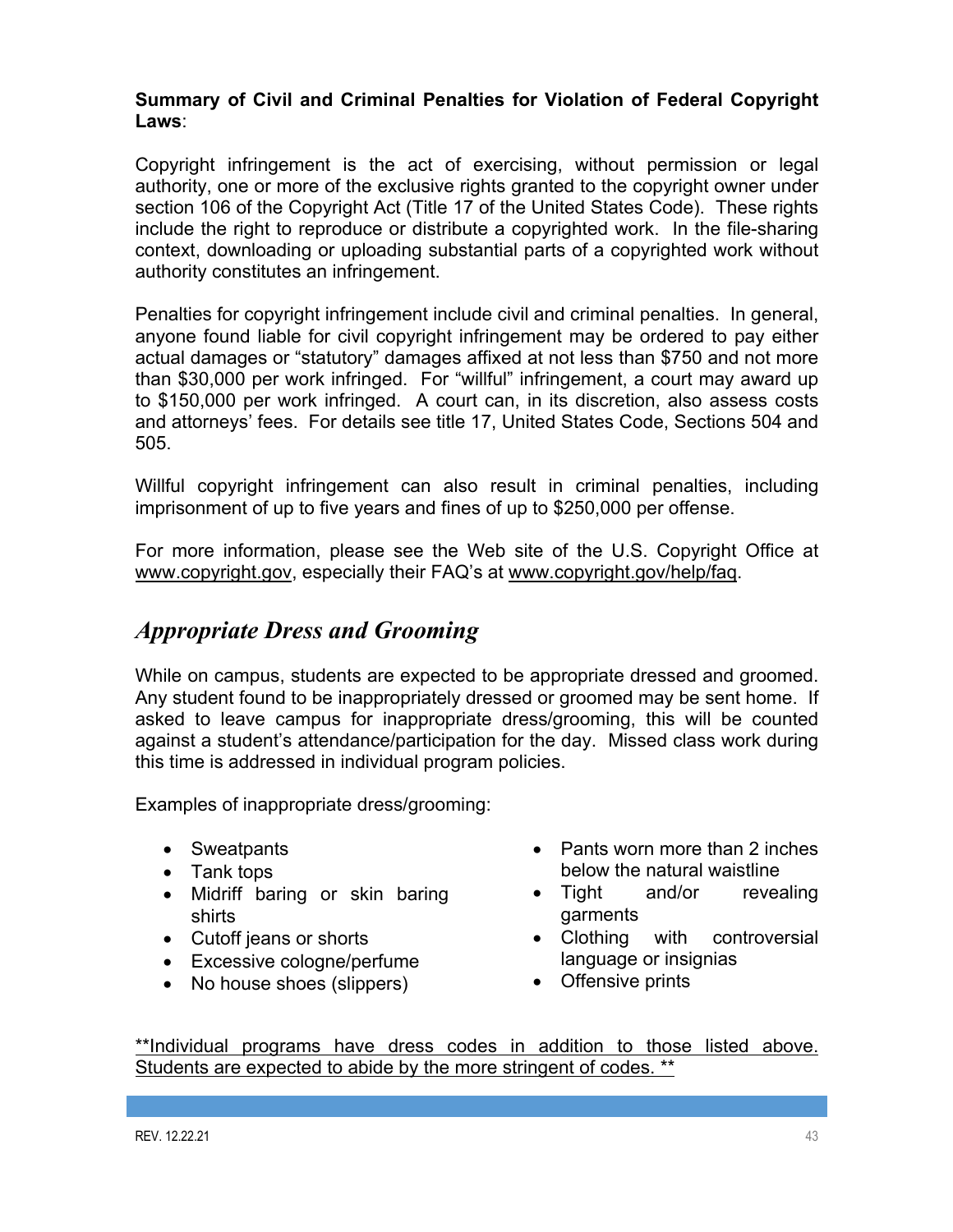**Summary of Civil and Criminal Penalties for Violation of Federal Copyright Laws**:

Copyright infringement is the act of exercising, without permission or legal authority, one or more of the exclusive rights granted to the copyright owner under section 106 of the Copyright Act (Title 17 of the United States Code). These rights include the right to reproduce or distribute a copyrighted work. In the file-sharing context, downloading or uploading substantial parts of a copyrighted work without authority constitutes an infringement.

Penalties for copyright infringement include civil and criminal penalties. In general, anyone found liable for civil copyright infringement may be ordered to pay either actual damages or “statutory” damages affixed at not less than $750 and not more than $30,000 per work infringed. For “willful” infringement, a court may award up to $150,000 per work infringed. A court can, in its discretion, also assess costs and attorneys’ fees. For details see title 17, United States Code, Sections 504 and 505.

Willful copyright infringement can also result in criminal penalties, including imprisonment of up to five years and fines of up to $250,000 per offense.

For more information, please see the Web site of the U.S. Copyright Office at www.copyright.gov, especially their FAQ’s at www.copyright.gov/help/faq.

## *Appropriate Dress and Grooming*

While on campus, students are expected to be appropriate dressed and groomed. Any student found to be inappropriately dressed or groomed may be sent home. If asked to leave campus for inappropriate dress/grooming, this will be counted against a student’s attendance/participation for the day. Missed class work during this time is addressed in individual program policies.

Examples of inappropriate dress/grooming:

- Sweatpants
- Tank tops
- Midriff baring or skin baring shirts
- Cutoff jeans or shorts
- Excessive cologne/perfume
- No house shoes (slippers)
- Pants worn more than 2 inches below the natural waistline
- Tight and/or revealing garments
- Clothing with controversial language or insignias
- Offensive prints

<u>**Individual programs have dress codes in addition to those listed above. Students are expected to abide by the more stringent of codes. **</u>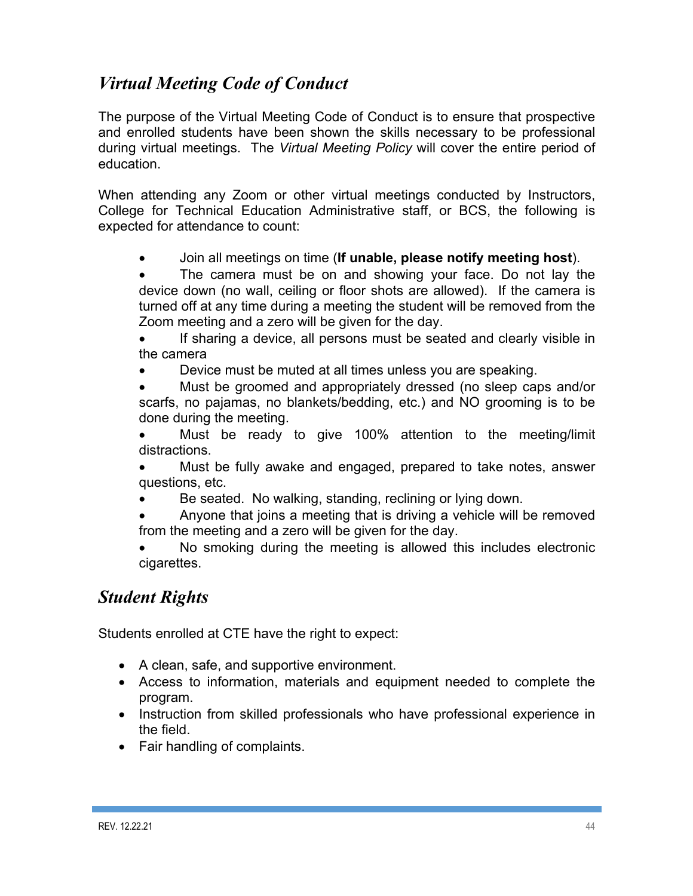## *Virtual Meeting Code of Conduct*

The purpose of the Virtual Meeting Code of Conduct is to ensure that prospective and enrolled students have been shown the skills necessary to be professional during virtual meetings. The *Virtual Meeting Policy* will cover the entire period of education.

When attending any Zoom or other virtual meetings conducted by Instructors, College for Technical Education Administrative staff, or BCS, the following is expected for attendance to count:

- Join all meetings on time (**If unable, please notify meeting host**).
- The camera must be on and showing your face. Do not lay the device down (no wall, ceiling or floor shots are allowed). If the camera is turned off at any time during a meeting the student will be removed from the Zoom meeting and a zero will be given for the day.
- If sharing a device, all persons must be seated and clearly visible in the camera
- Device must be muted at all times unless you are speaking.
- Must be groomed and appropriately dressed (no sleep caps and/or scarfs, no pajamas, no blankets/bedding, etc.) and NO grooming is to be done during the meeting.
- Must be ready to give 100% attention to the meeting/limit distractions.
- Must be fully awake and engaged, prepared to take notes, answer questions, etc.
- Be seated. No walking, standing, reclining or lying down.
- Anyone that joins a meeting that is driving a vehicle will be removed from the meeting and a zero will be given for the day.
- No smoking during the meeting is allowed this includes electronic cigarettes.

## *Student Rights*

Students enrolled at CTE have the right to expect:

- A clean, safe, and supportive environment.
- Access to information, materials and equipment needed to complete the program.
- Instruction from skilled professionals who have professional experience in the field.
- Fair handling of complaints.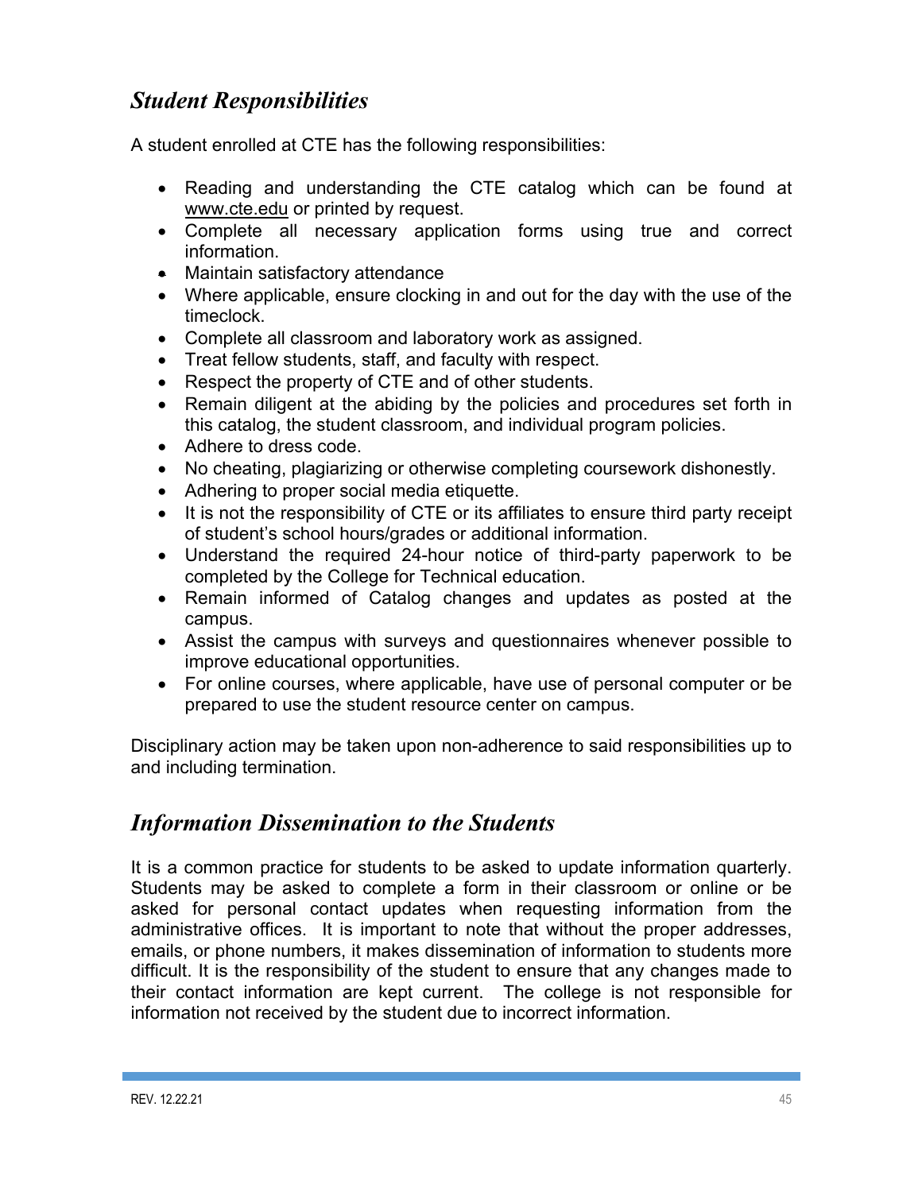## *Student Responsibilities*

A student enrolled at CTE has the following responsibilities:

- Reading and understanding the CTE catalog which can be found at www.cte.edu or printed by request.
- Complete all necessary application forms using true and correct information.
- Maintain satisfactory attendance
- Where applicable, ensure clocking in and out for the day with the use of the timeclock.
- Complete all classroom and laboratory work as assigned.
- Treat fellow students, staff, and faculty with respect.
- Respect the property of CTE and of other students.
- Remain diligent at the abiding by the policies and procedures set forth in this catalog, the student classroom, and individual program policies.
- Adhere to dress code.
- No cheating, plagiarizing or otherwise completing coursework dishonestly.
- Adhering to proper social media etiquette.
- It is not the responsibility of CTE or its affiliates to ensure third party receipt of student's school hours/grades or additional information.
- Understand the required 24-hour notice of third-party paperwork to be completed by the College for Technical education.
- Remain informed of Catalog changes and updates as posted at the campus.
- Assist the campus with surveys and questionnaires whenever possible to improve educational opportunities.
- For online courses, where applicable, have use of personal computer or be prepared to use the student resource center on campus.

Disciplinary action may be taken upon non-adherence to said responsibilities up to and including termination.

## *Information Dissemination to the Students*

It is a common practice for students to be asked to update information quarterly. Students may be asked to complete a form in their classroom or online or be asked for personal contact updates when requesting information from the administrative offices. It is important to note that without the proper addresses, emails, or phone numbers, it makes dissemination of information to students more difficult. It is the responsibility of the student to ensure that any changes made to their contact information are kept current. The college is not responsible for information not received by the student due to incorrect information.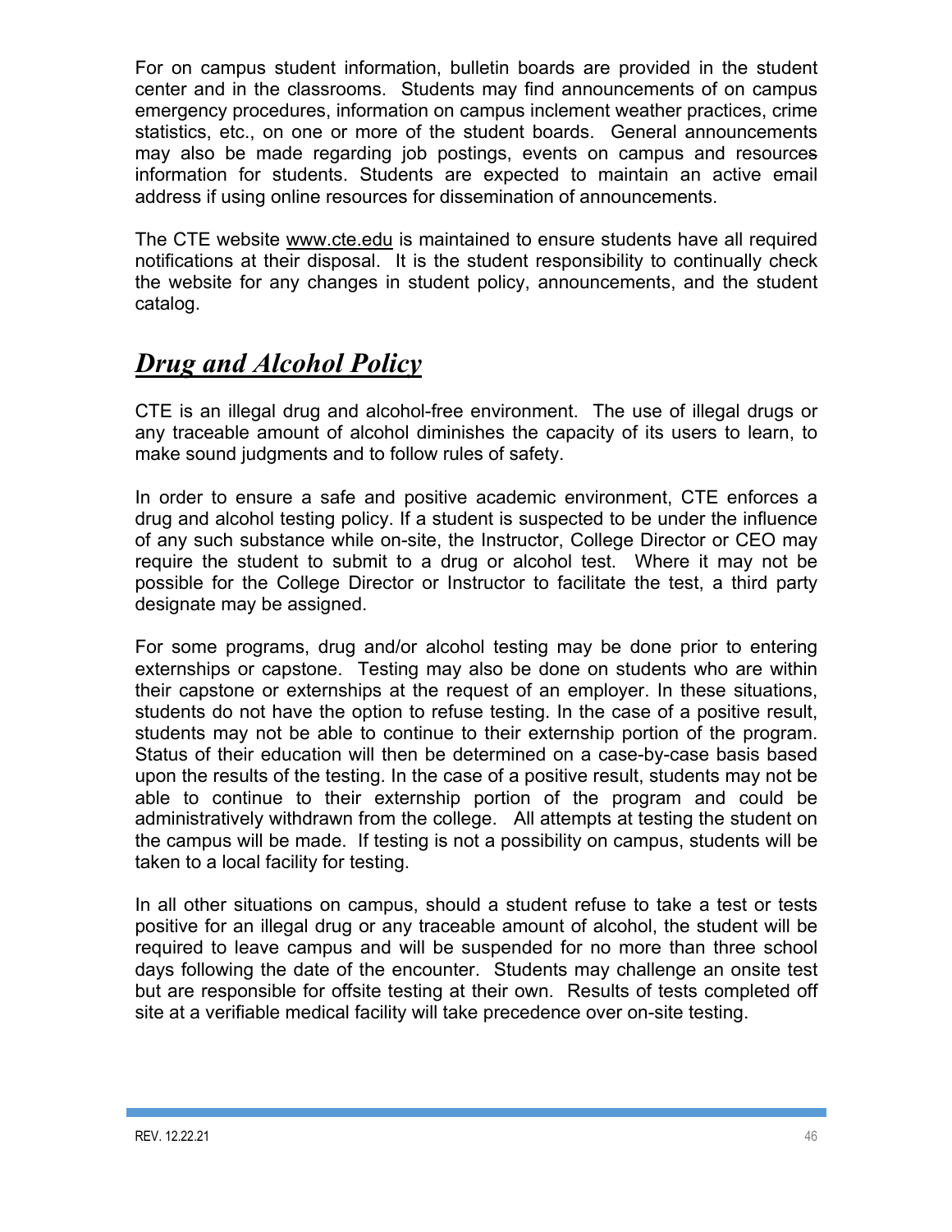For on campus student information, bulletin boards are provided in the student center and in the classrooms. Students may find announcements of on campus emergency procedures, information on campus inclement weather practices, crime statistics, etc., on one or more of the student boards. General announcements may also be made regarding job postings, events on campus and resources information for students. Students are expected to maintain an active email address if using online resources for dissemination of announcements.

The CTE website www.cte.edu is maintained to ensure students have all required notifications at their disposal. It is the student responsibility to continually check the website for any changes in student policy, announcements, and the student catalog.

## ***Drug and Alcohol Policy***

CTE is an illegal drug and alcohol-free environment. The use of illegal drugs or any traceable amount of alcohol diminishes the capacity of its users to learn, to make sound judgments and to follow rules of safety.

In order to ensure a safe and positive academic environment, CTE enforces a drug and alcohol testing policy. If a student is suspected to be under the influence of any such substance while on-site, the Instructor, College Director or CEO may require the student to submit to a drug or alcohol test. Where it may not be possible for the College Director or Instructor to facilitate the test, a third party designate may be assigned.

For some programs, drug and/or alcohol testing may be done prior to entering externships or capstone. Testing may also be done on students who are within their capstone or externships at the request of an employer. In these situations, students do not have the option to refuse testing. In the case of a positive result, students may not be able to continue to their externship portion of the program. Status of their education will then be determined on a case-by-case basis based upon the results of the testing. In the case of a positive result, students may not be able to continue to their externship portion of the program and could be administratively withdrawn from the college. All attempts at testing the student on the campus will be made. If testing is not a possibility on campus, students will be taken to a local facility for testing.

In all other situations on campus, should a student refuse to take a test or tests positive for an illegal drug or any traceable amount of alcohol, the student will be required to leave campus and will be suspended for no more than three school days following the date of the encounter. Students may challenge an onsite test but are responsible for offsite testing at their own. Results of tests completed off site at a verifiable medical facility will take precedence over on-site testing.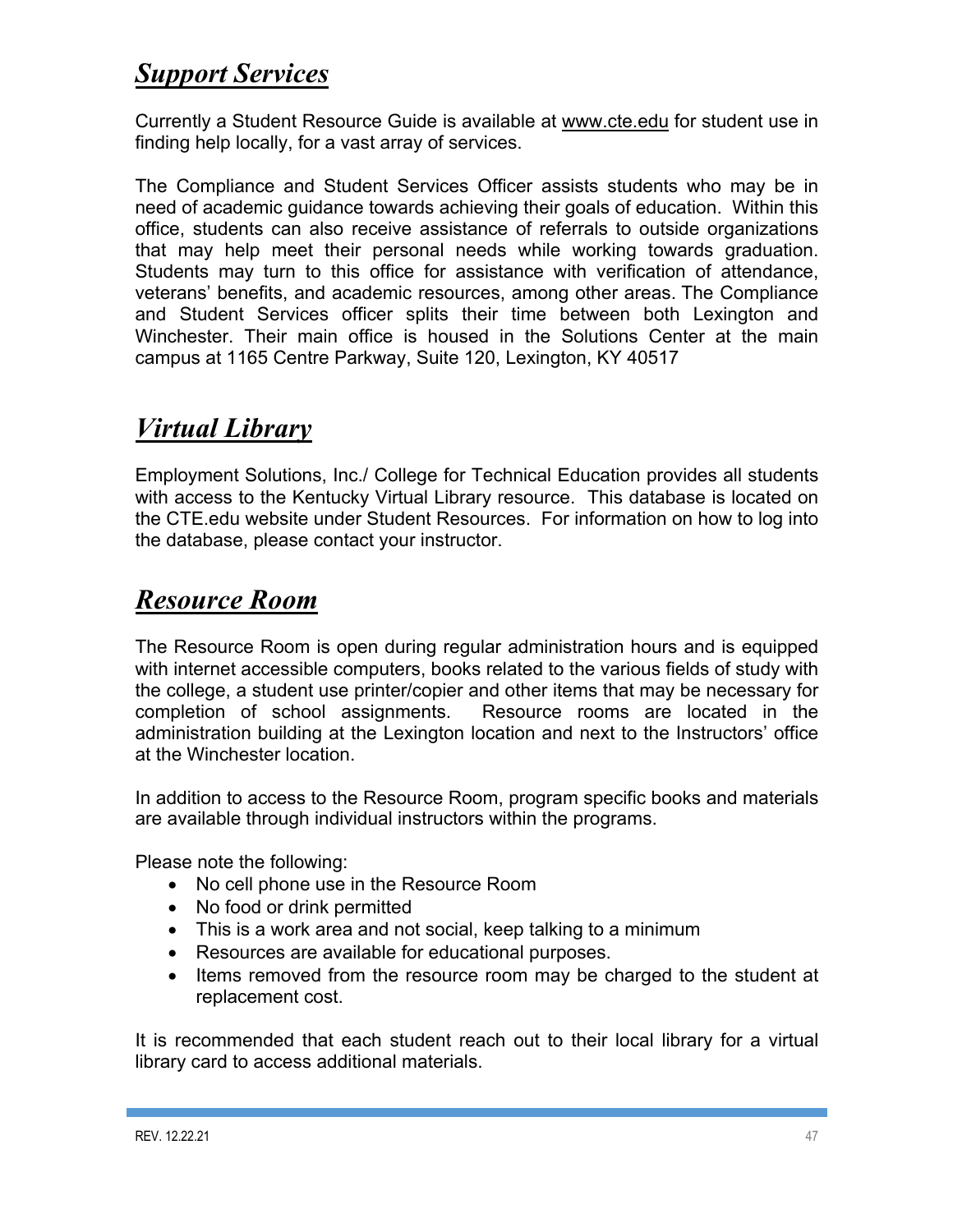## ***Support Services***

Currently a Student Resource Guide is available at www.cte.edu for student use in finding help locally, for a vast array of services.

The Compliance and Student Services Officer assists students who may be in need of academic guidance towards achieving their goals of education. Within this office, students can also receive assistance of referrals to outside organizations that may help meet their personal needs while working towards graduation. Students may turn to this office for assistance with verification of attendance, veterans' benefits, and academic resources, among other areas. The Compliance and Student Services officer splits their time between both Lexington and Winchester. Their main office is housed in the Solutions Center at the main campus at 1165 Centre Parkway, Suite 120, Lexington, KY 40517

## ***Virtual Library***

Employment Solutions, Inc./ College for Technical Education provides all students with access to the Kentucky Virtual Library resource. This database is located on the CTE.edu website under Student Resources. For information on how to log into the database, please contact your instructor.

## ***Resource Room***

The Resource Room is open during regular administration hours and is equipped with internet accessible computers, books related to the various fields of study with the college, a student use printer/copier and other items that may be necessary for completion of school assignments. Resource rooms are located in the administration building at the Lexington location and next to the Instructors' office at the Winchester location.

In addition to access to the Resource Room, program specific books and materials are available through individual instructors within the programs.

Please note the following:

- No cell phone use in the Resource Room
- No food or drink permitted
- This is a work area and not social, keep talking to a minimum
- Resources are available for educational purposes.
- Items removed from the resource room may be charged to the student at replacement cost.

It is recommended that each student reach out to their local library for a virtual library card to access additional materials.

REV. 12.22.21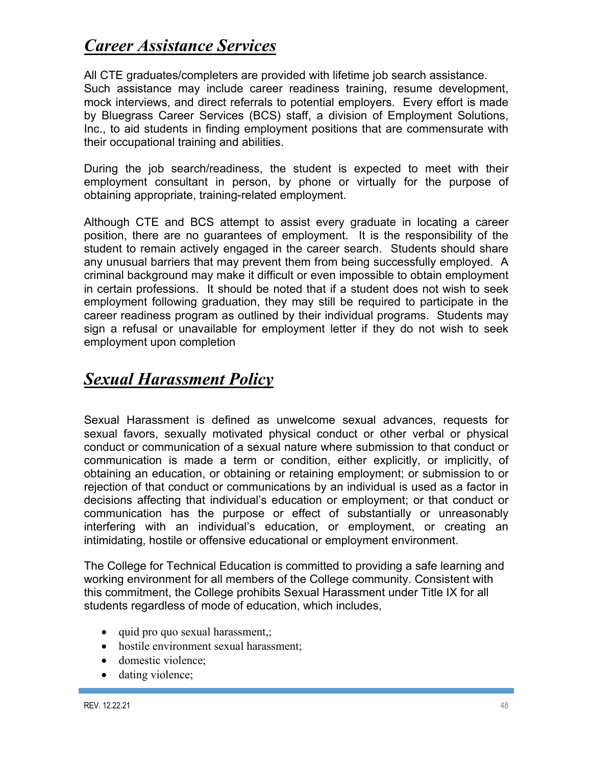## ***Career Assistance Services***

All CTE graduates/completers are provided with lifetime job search assistance. Such assistance may include career readiness training, resume development, mock interviews, and direct referrals to potential employers. Every effort is made by Bluegrass Career Services (BCS) staff, a division of Employment Solutions, Inc., to aid students in finding employment positions that are commensurate with their occupational training and abilities.

During the job search/readiness, the student is expected to meet with their employment consultant in person, by phone or virtually for the purpose of obtaining appropriate, training-related employment.

Although CTE and BCS attempt to assist every graduate in locating a career position, there are no guarantees of employment. It is the responsibility of the student to remain actively engaged in the career search. Students should share any unusual barriers that may prevent them from being successfully employed. A criminal background may make it difficult or even impossible to obtain employment in certain professions. It should be noted that if a student does not wish to seek employment following graduation, they may still be required to participate in the career readiness program as outlined by their individual programs. Students may sign a refusal or unavailable for employment letter if they do not wish to seek employment upon completion

## ***Sexual Harassment Policy***

Sexual Harassment is defined as unwelcome sexual advances, requests for sexual favors, sexually motivated physical conduct or other verbal or physical conduct or communication of a sexual nature where submission to that conduct or communication is made a term or condition, either explicitly, or implicitly, of obtaining an education, or obtaining or retaining employment; or submission to or rejection of that conduct or communications by an individual is used as a factor in decisions affecting that individual's education or employment; or that conduct or communication has the purpose or effect of substantially or unreasonably interfering with an individual's education, or employment, or creating an intimidating, hostile or offensive educational or employment environment.

The College for Technical Education is committed to providing a safe learning and working environment for all members of the College community. Consistent with this commitment, the College prohibits Sexual Harassment under Title IX for all students regardless of mode of education, which includes,

- quid pro quo sexual harassment,;
- hostile environment sexual harassment;
- domestic violence;
- dating violence;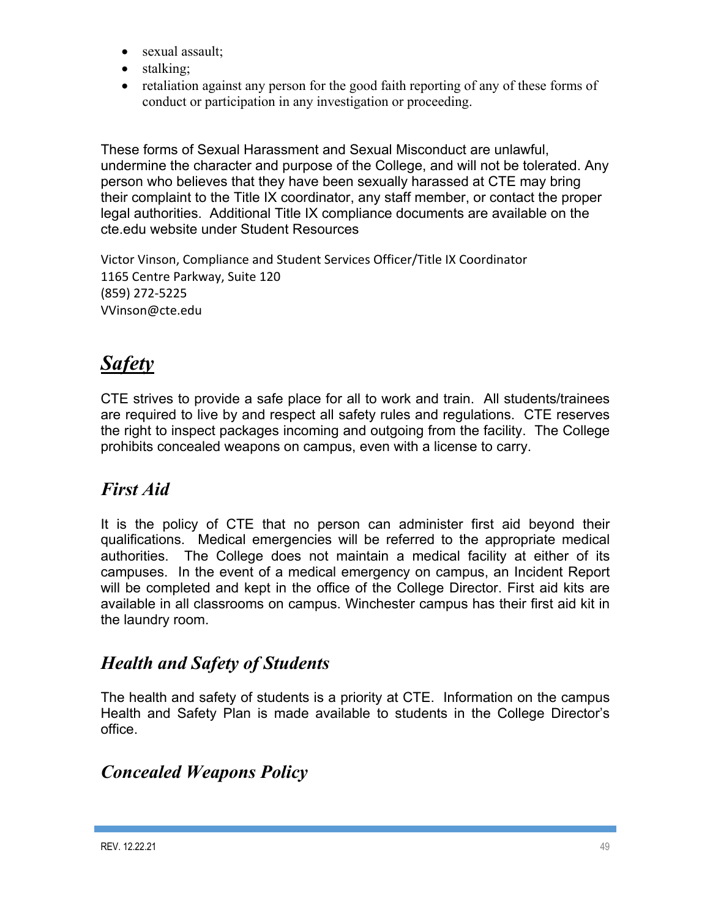- sexual assault;
- stalking;
- retaliation against any person for the good faith reporting of any of these forms of conduct or participation in any investigation or proceeding.

These forms of Sexual Harassment and Sexual Misconduct are unlawful, undermine the character and purpose of the College, and will not be tolerated. Any person who believes that they have been sexually harassed at CTE may bring their complaint to the Title IX coordinator, any staff member, or contact the proper legal authorities. Additional Title IX compliance documents are available on the cte.edu website under Student Resources

Victor Vinson, Compliance and Student Services Officer/Title IX Coordinator
1165 Centre Parkway, Suite 120
(859) 272-5225
VVinson@cte.edu

# ***Safety***

CTE strives to provide a safe place for all to work and train. All students/trainees are required to live by and respect all safety rules and regulations. CTE reserves the right to inspect packages incoming and outgoing from the facility. The College prohibits concealed weapons on campus, even with a license to carry.

## *First Aid*

It is the policy of CTE that no person can administer first aid beyond their qualifications. Medical emergencies will be referred to the appropriate medical authorities. The College does not maintain a medical facility at either of its campuses. In the event of a medical emergency on campus, an Incident Report will be completed and kept in the office of the College Director. First aid kits are available in all classrooms on campus. Winchester campus has their first aid kit in the laundry room.

## *Health and Safety of Students*

The health and safety of students is a priority at CTE. Information on the campus Health and Safety Plan is made available to students in the College Director's office.

## *Concealed Weapons Policy*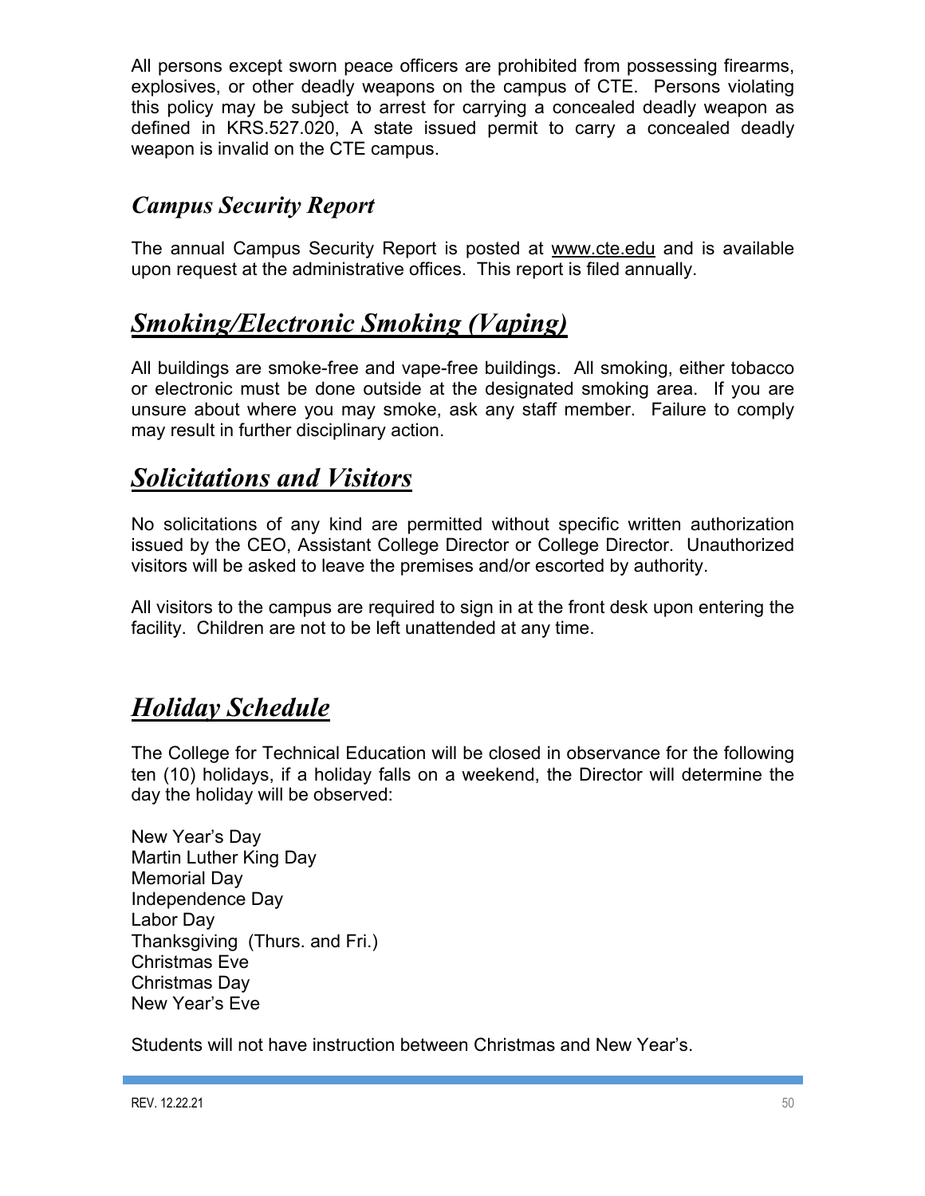All persons except sworn peace officers are prohibited from possessing firearms, explosives, or other deadly weapons on the campus of CTE. Persons violating this policy may be subject to arrest for carrying a concealed deadly weapon as defined in KRS.527.020, A state issued permit to carry a concealed deadly weapon is invalid on the CTE campus.

### *Campus Security Report*

The annual Campus Security Report is posted at www.cte.edu and is available upon request at the administrative offices. This report is filed annually.

## *Smoking/Electronic Smoking (Vaping)*

All buildings are smoke-free and vape-free buildings. All smoking, either tobacco or electronic must be done outside at the designated smoking area. If you are unsure about where you may smoke, ask any staff member. Failure to comply may result in further disciplinary action.

## *Solicitations and Visitors*

No solicitations of any kind are permitted without specific written authorization issued by the CEO, Assistant College Director or College Director. Unauthorized visitors will be asked to leave the premises and/or escorted by authority.

All visitors to the campus are required to sign in at the front desk upon entering the facility. Children are not to be left unattended at any time.

## *Holiday Schedule*

The College for Technical Education will be closed in observance for the following ten (10) holidays, if a holiday falls on a weekend, the Director will determine the day the holiday will be observed:

New Year's Day
Martin Luther King Day
Memorial Day
Independence Day
Labor Day
Thanksgiving (Thurs. and Fri.)
Christmas Eve
Christmas Day
New Year's Eve

Students will not have instruction between Christmas and New Year's.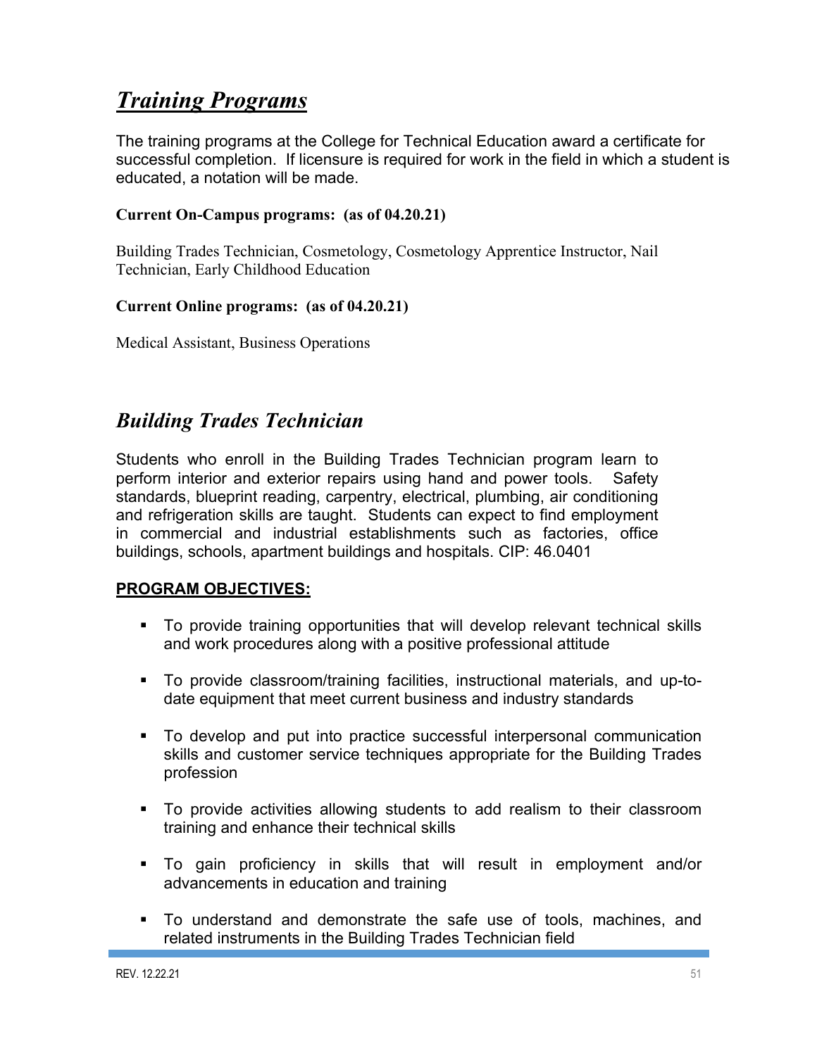## *Training Programs*

The training programs at the College for Technical Education award a certificate for successful completion. If licensure is required for work in the field in which a student is educated, a notation will be made.

**Current On-Campus programs: (as of 04.20.21)**

Building Trades Technician, Cosmetology, Cosmetology Apprentice Instructor, Nail Technician, Early Childhood Education

**Current Online programs: (as of 04.20.21)**

Medical Assistant, Business Operations

## *Building Trades Technician*

Students who enroll in the Building Trades Technician program learn to perform interior and exterior repairs using hand and power tools. Safety standards, blueprint reading, carpentry, electrical, plumbing, air conditioning and refrigeration skills are taught. Students can expect to find employment in commercial and industrial establishments such as factories, office buildings, schools, apartment buildings and hospitals. CIP: 46.0401

**PROGRAM OBJECTIVES:**

- To provide training opportunities that will develop relevant technical skills and work procedures along with a positive professional attitude
- To provide classroom/training facilities, instructional materials, and up-to-date equipment that meet current business and industry standards
- To develop and put into practice successful interpersonal communication skills and customer service techniques appropriate for the Building Trades profession
- To provide activities allowing students to add realism to their classroom training and enhance their technical skills
- To gain proficiency in skills that will result in employment and/or advancements in education and training
- To understand and demonstrate the safe use of tools, machines, and related instruments in the Building Trades Technician field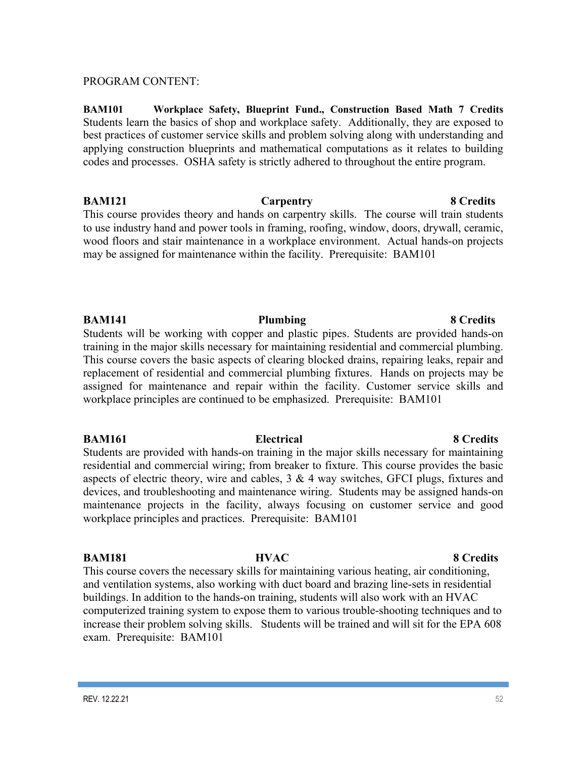PROGRAM CONTENT:

**BAM101 Workplace Safety, Blueprint Fund., Construction Based Math 7 Credits**
Students learn the basics of shop and workplace safety. Additionally, they are exposed to best practices of customer service skills and problem solving along with understanding and applying construction blueprints and mathematical computations as it relates to building codes and processes. OSHA safety is strictly adhered to throughout the entire program.

**BAM121 Carpentry 8 Credits**
This course provides theory and hands on carpentry skills. The course will train students to use industry hand and power tools in framing, roofing, window, doors, drywall, ceramic, wood floors and stair maintenance in a workplace environment. Actual hands-on projects may be assigned for maintenance within the facility. Prerequisite: BAM101

**BAM141 Plumbing 8 Credits**
Students will be working with copper and plastic pipes. Students are provided hands-on training in the major skills necessary for maintaining residential and commercial plumbing. This course covers the basic aspects of clearing blocked drains, repairing leaks, repair and replacement of residential and commercial plumbing fixtures. Hands on projects may be assigned for maintenance and repair within the facility. Customer service skills and workplace principles are continued to be emphasized. Prerequisite: BAM101

**BAM161 Electrical 8 Credits**
Students are provided with hands-on training in the major skills necessary for maintaining residential and commercial wiring; from breaker to fixture. This course provides the basic aspects of electric theory, wire and cables, 3 & 4 way switches, GFCI plugs, fixtures and devices, and troubleshooting and maintenance wiring. Students may be assigned hands-on maintenance projects in the facility, always focusing on customer service and good workplace principles and practices. Prerequisite: BAM101

**BAM181 HVAC 8 Credits**
This course covers the necessary skills for maintaining various heating, air conditioning, and ventilation systems, also working with duct board and brazing line-sets in residential buildings. In addition to the hands-on training, students will also work with an HVAC computerized training system to expose them to various trouble-shooting techniques and to increase their problem solving skills. Students will be trained and will sit for the EPA 608 exam. Prerequisite: BAM101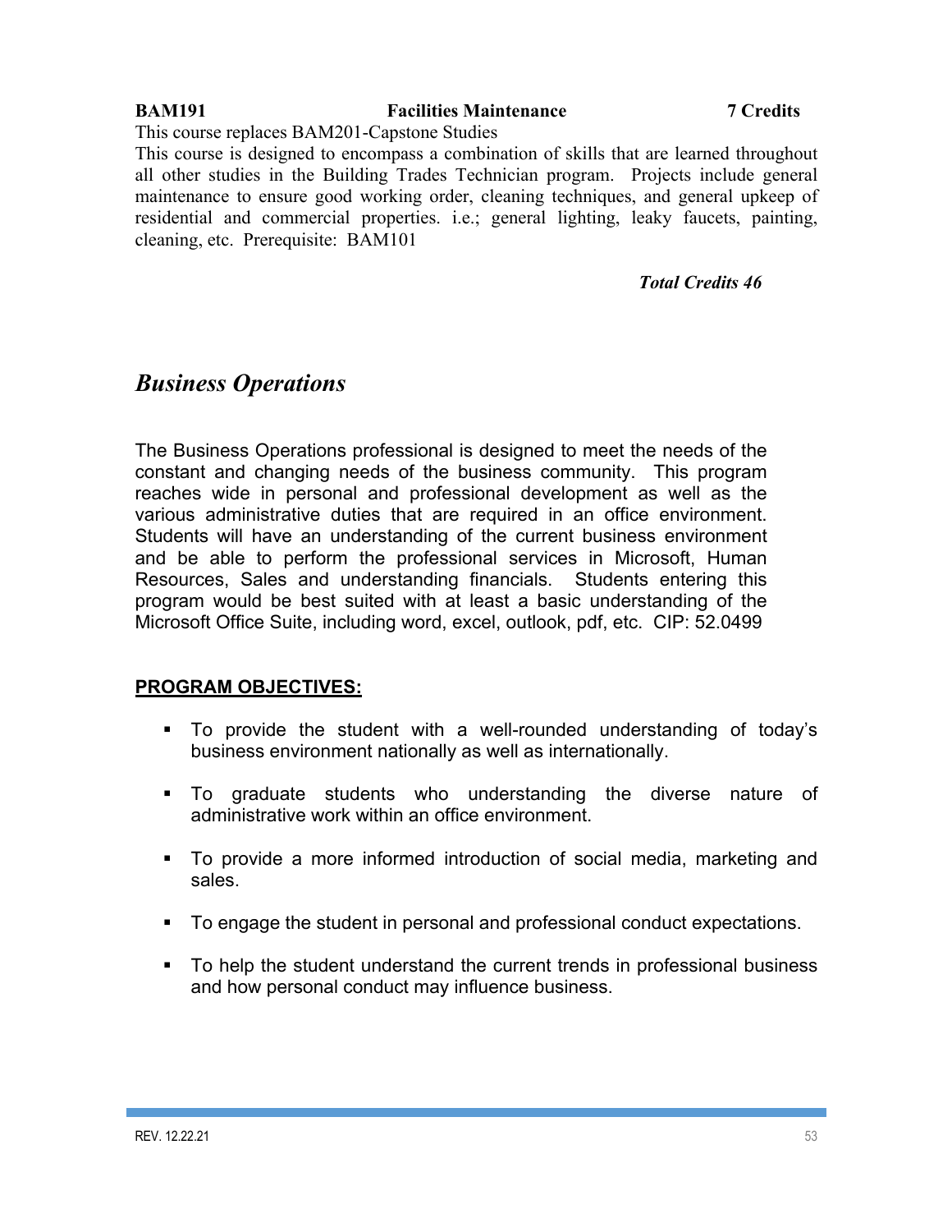**BAM191 Facilities Maintenance 7 Credits**

This course replaces BAM201-Capstone Studies

This course is designed to encompass a combination of skills that are learned throughout all other studies in the Building Trades Technician program. Projects include general maintenance to ensure good working order, cleaning techniques, and general upkeep of residential and commercial properties. i.e.; general lighting, leaky faucets, painting, cleaning, etc. Prerequisite: BAM101

***Total Credits 46***

# *Business Operations*

The Business Operations professional is designed to meet the needs of the constant and changing needs of the business community. This program reaches wide in personal and professional development as well as the various administrative duties that are required in an office environment. Students will have an understanding of the current business environment and be able to perform the professional services in Microsoft, Human Resources, Sales and understanding financials. Students entering this program would be best suited with at least a basic understanding of the Microsoft Office Suite, including word, excel, outlook, pdf, etc. CIP: 52.0499

## PROGRAM OBJECTIVES:

- To provide the student with a well-rounded understanding of today's business environment nationally as well as internationally.
- To graduate students who understanding the diverse nature of administrative work within an office environment.
- To provide a more informed introduction of social media, marketing and sales.
- To engage the student in personal and professional conduct expectations.
- To help the student understand the current trends in professional business and how personal conduct may influence business.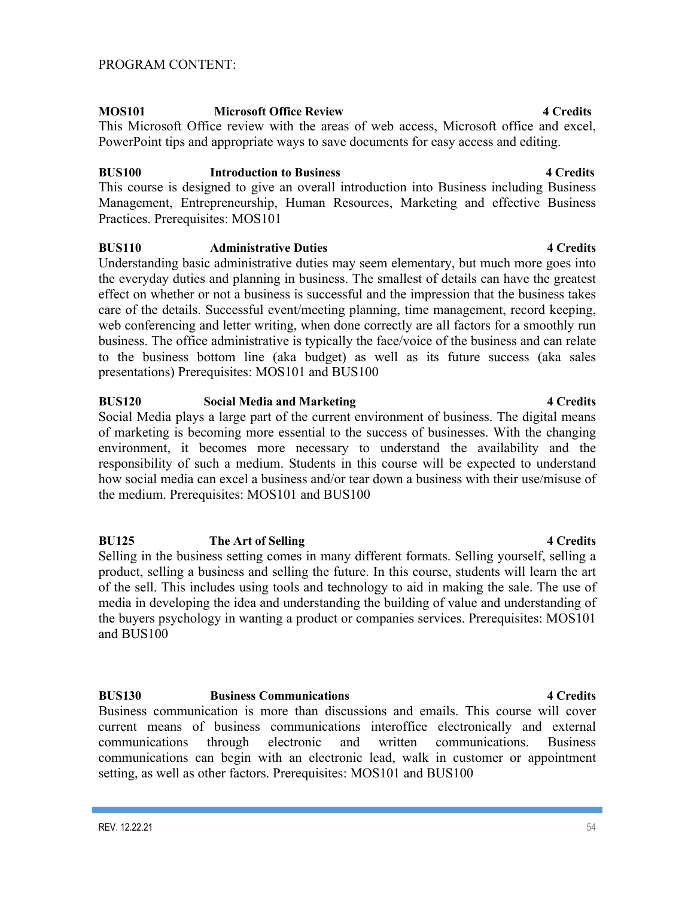PROGRAM CONTENT:

**MOS101 Microsoft Office Review 4 Credits**

This Microsoft Office review with the areas of web access, Microsoft office and excel, PowerPoint tips and appropriate ways to save documents for easy access and editing.

**BUS100 Introduction to Business 4 Credits**

This course is designed to give an overall introduction into Business including Business Management, Entrepreneurship, Human Resources, Marketing and effective Business Practices. Prerequisites: MOS101

**BUS110 Administrative Duties 4 Credits**

Understanding basic administrative duties may seem elementary, but much more goes into the everyday duties and planning in business. The smallest of details can have the greatest effect on whether or not a business is successful and the impression that the business takes care of the details. Successful event/meeting planning, time management, record keeping, web conferencing and letter writing, when done correctly are all factors for a smoothly run business. The office administrative is typically the face/voice of the business and can relate to the business bottom line (aka budget) as well as its future success (aka sales presentations) Prerequisites: MOS101 and BUS100

**BUS120 Social Media and Marketing 4 Credits**

Social Media plays a large part of the current environment of business. The digital means of marketing is becoming more essential to the success of businesses. With the changing environment, it becomes more necessary to understand the availability and the responsibility of such a medium. Students in this course will be expected to understand how social media can excel a business and/or tear down a business with their use/misuse of the medium. Prerequisites: MOS101 and BUS100

**BU125 The Art of Selling 4 Credits**

Selling in the business setting comes in many different formats. Selling yourself, selling a product, selling a business and selling the future. In this course, students will learn the art of the sell. This includes using tools and technology to aid in making the sale. The use of media in developing the idea and understanding the building of value and understanding of the buyers psychology in wanting a product or companies services. Prerequisites: MOS101 and BUS100

**BUS130 Business Communications 4 Credits**

Business communication is more than discussions and emails. This course will cover current means of business communications interoffice electronically and external communications through electronic and written communications. Business communications can begin with an electronic lead, walk in customer or appointment setting, as well as other factors. Prerequisites: MOS101 and BUS100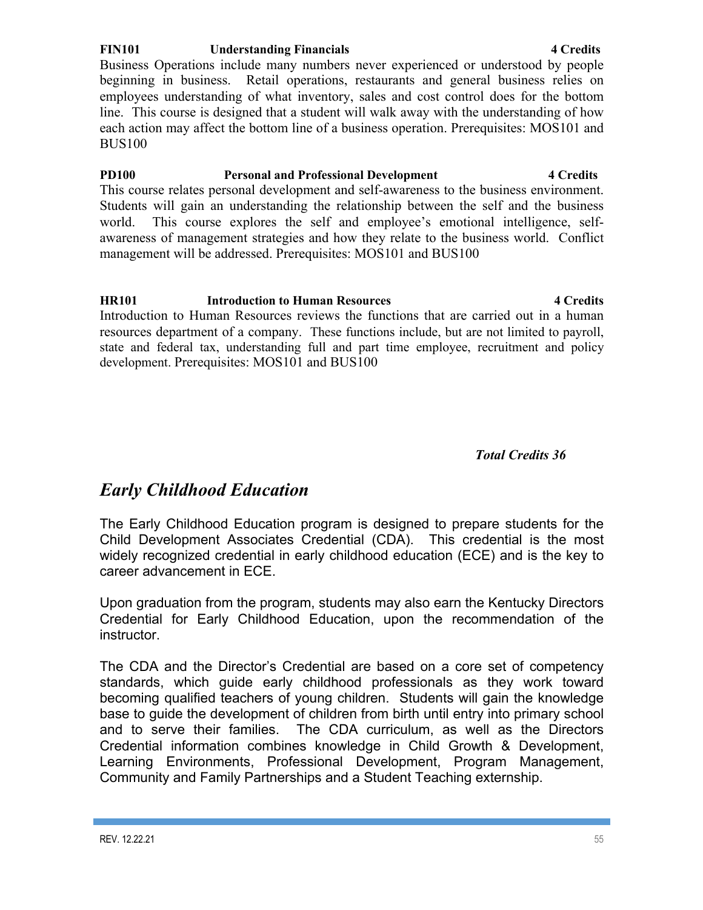**FIN101 Understanding Financials 4 Credits**

Business Operations include many numbers never experienced or understood by people beginning in business. Retail operations, restaurants and general business relies on employees understanding of what inventory, sales and cost control does for the bottom line. This course is designed that a student will walk away with the understanding of how each action may affect the bottom line of a business operation. Prerequisites: MOS101 and BUS100

**PD100 Personal and Professional Development 4 Credits**

This course relates personal development and self-awareness to the business environment. Students will gain an understanding the relationship between the self and the business world. This course explores the self and employee's emotional intelligence, self-awareness of management strategies and how they relate to the business world. Conflict management will be addressed. Prerequisites: MOS101 and BUS100

**HR101 Introduction to Human Resources 4 Credits**

Introduction to Human Resources reviews the functions that are carried out in a human resources department of a company. These functions include, but are not limited to payroll, state and federal tax, understanding full and part time employee, recruitment and policy development. Prerequisites: MOS101 and BUS100

***Total Credits 36***

## *Early Childhood Education*

The Early Childhood Education program is designed to prepare students for the Child Development Associates Credential (CDA). This credential is the most widely recognized credential in early childhood education (ECE) and is the key to career advancement in ECE.

Upon graduation from the program, students may also earn the Kentucky Directors Credential for Early Childhood Education, upon the recommendation of the instructor.

The CDA and the Director's Credential are based on a core set of competency standards, which guide early childhood professionals as they work toward becoming qualified teachers of young children. Students will gain the knowledge base to guide the development of children from birth until entry into primary school and to serve their families. The CDA curriculum, as well as the Directors Credential information combines knowledge in Child Growth & Development, Learning Environments, Professional Development, Program Management, Community and Family Partnerships and a Student Teaching externship.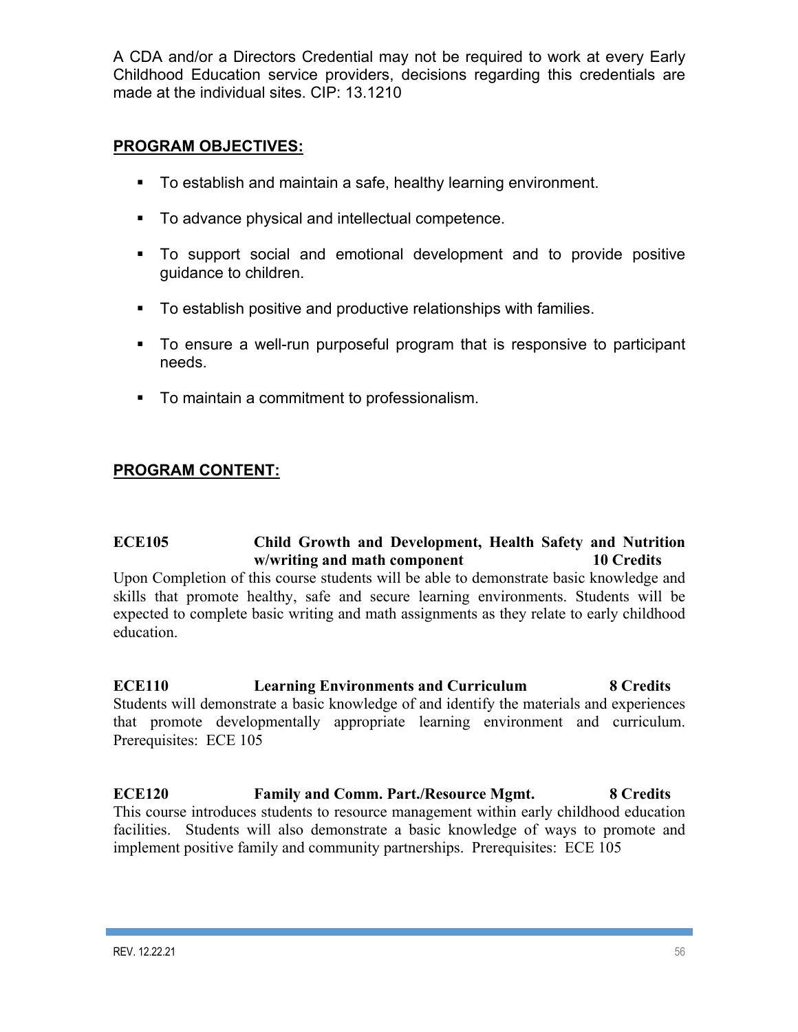A CDA and/or a Directors Credential may not be required to work at every Early Childhood Education service providers, decisions regarding this credentials are made at the individual sites. CIP: 13.1210

## PROGRAM OBJECTIVES:

- To establish and maintain a safe, healthy learning environment.
- To advance physical and intellectual competence.
- To support social and emotional development and to provide positive guidance to children.
- To establish positive and productive relationships with families.
- To ensure a well-run purposeful program that is responsive to participant needs.
- To maintain a commitment to professionalism.

## PROGRAM CONTENT:

**ECE105 Child Growth and Development, Health Safety and Nutrition w/writing and math component 10 Credits**

Upon Completion of this course students will be able to demonstrate basic knowledge and skills that promote healthy, safe and secure learning environments. Students will be expected to complete basic writing and math assignments as they relate to early childhood education.

**ECE110 Learning Environments and Curriculum 8 Credits**

Students will demonstrate a basic knowledge of and identify the materials and experiences that promote developmentally appropriate learning environment and curriculum. Prerequisites: ECE 105

**ECE120 Family and Comm. Part./Resource Mgmt. 8 Credits**

This course introduces students to resource management within early childhood education facilities. Students will also demonstrate a basic knowledge of ways to promote and implement positive family and community partnerships. Prerequisites: ECE 105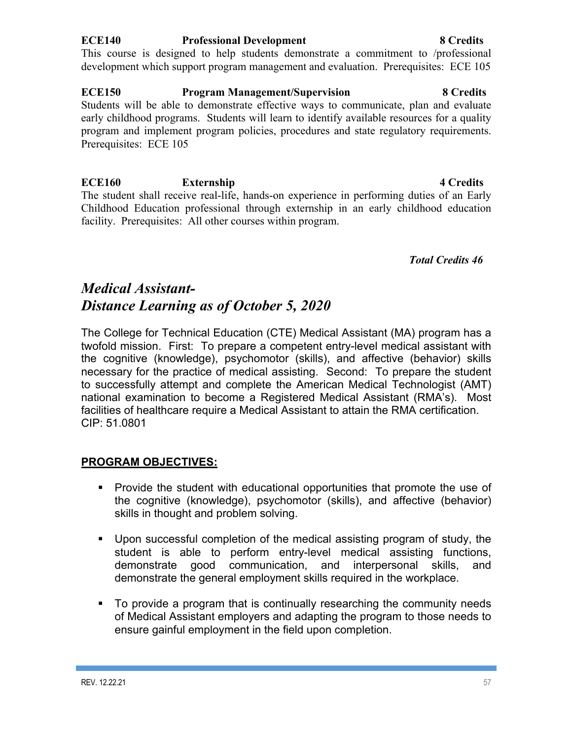**ECE140 Professional Development 8 Credits**

This course is designed to help students demonstrate a commitment to /professional development which support program management and evaluation. Prerequisites: ECE 105

**ECE150 Program Management/Supervision 8 Credits**

Students will be able to demonstrate effective ways to communicate, plan and evaluate early childhood programs. Students will learn to identify available resources for a quality program and implement program policies, procedures and state regulatory requirements. Prerequisites: ECE 105

**ECE160 Externship 4 Credits**

The student shall receive real-life, hands-on experience in performing duties of an Early Childhood Education professional through externship in an early childhood education facility. Prerequisites: All other courses within program.

***Total Credits 46***

## *Medical Assistant-*
## *Distance Learning as of October 5, 2020*

The College for Technical Education (CTE) Medical Assistant (MA) program has a twofold mission. First: To prepare a competent entry-level medical assistant with the cognitive (knowledge), psychomotor (skills), and affective (behavior) skills necessary for the practice of medical assisting. Second: To prepare the student to successfully attempt and complete the American Medical Technologist (AMT) national examination to become a Registered Medical Assistant (RMA's). Most facilities of healthcare require a Medical Assistant to attain the RMA certification.
CIP: 51.0801

**PROGRAM OBJECTIVES:**

- Provide the student with educational opportunities that promote the use of the cognitive (knowledge), psychomotor (skills), and affective (behavior) skills in thought and problem solving.
- Upon successful completion of the medical assisting program of study, the student is able to perform entry-level medical assisting functions, demonstrate good communication, and interpersonal skills, and demonstrate the general employment skills required in the workplace.
- To provide a program that is continually researching the community needs of Medical Assistant employers and adapting the program to those needs to ensure gainful employment in the field upon completion.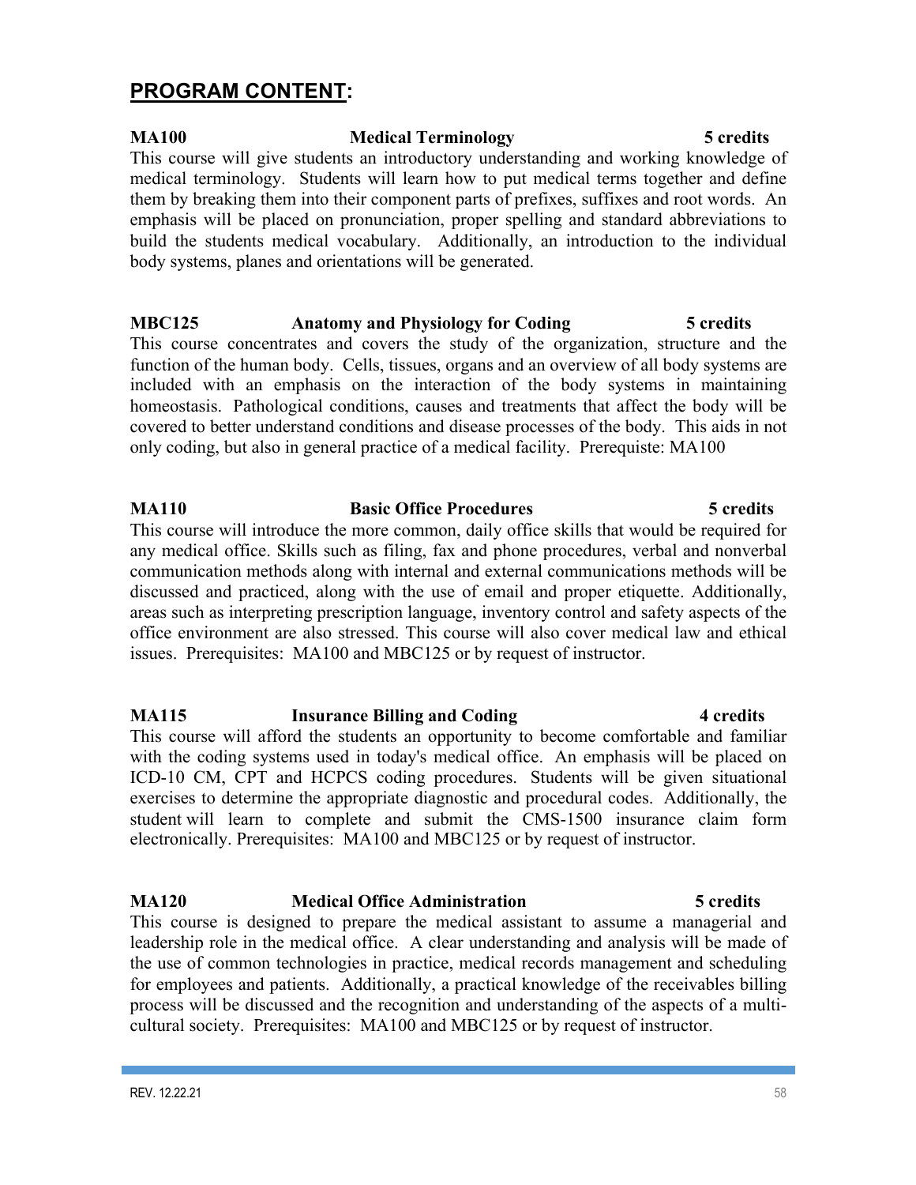## PROGRAM CONTENT:

**MA100 Medical Terminology 5 credits**

This course will give students an introductory understanding and working knowledge of medical terminology. Students will learn how to put medical terms together and define them by breaking them into their component parts of prefixes, suffixes and root words. An emphasis will be placed on pronunciation, proper spelling and standard abbreviations to build the students medical vocabulary. Additionally, an introduction to the individual body systems, planes and orientations will be generated.

**MBC125 Anatomy and Physiology for Coding 5 credits**

This course concentrates and covers the study of the organization, structure and the function of the human body. Cells, tissues, organs and an overview of all body systems are included with an emphasis on the interaction of the body systems in maintaining homeostasis. Pathological conditions, causes and treatments that affect the body will be covered to better understand conditions and disease processes of the body. This aids in not only coding, but also in general practice of a medical facility. Prerequiste: MA100

**MA110 Basic Office Procedures 5 credits**

This course will introduce the more common, daily office skills that would be required for any medical office. Skills such as filing, fax and phone procedures, verbal and nonverbal communication methods along with internal and external communications methods will be discussed and practiced, along with the use of email and proper etiquette. Additionally, areas such as interpreting prescription language, inventory control and safety aspects of the office environment are also stressed. This course will also cover medical law and ethical issues. Prerequisites: MA100 and MBC125 or by request of instructor.

**MA115 Insurance Billing and Coding 4 credits**

This course will afford the students an opportunity to become comfortable and familiar with the coding systems used in today's medical office. An emphasis will be placed on ICD-10 CM, CPT and HCPCS coding procedures. Students will be given situational exercises to determine the appropriate diagnostic and procedural codes. Additionally, the student will learn to complete and submit the CMS-1500 insurance claim form electronically. Prerequisites: MA100 and MBC125 or by request of instructor.

**MA120 Medical Office Administration 5 credits**

This course is designed to prepare the medical assistant to assume a managerial and leadership role in the medical office. A clear understanding and analysis will be made of the use of common technologies in practice, medical records management and scheduling for employees and patients. Additionally, a practical knowledge of the receivables billing process will be discussed and the recognition and understanding of the aspects of a multi-cultural society. Prerequisites: MA100 and MBC125 or by request of instructor.

REV. 12.22.21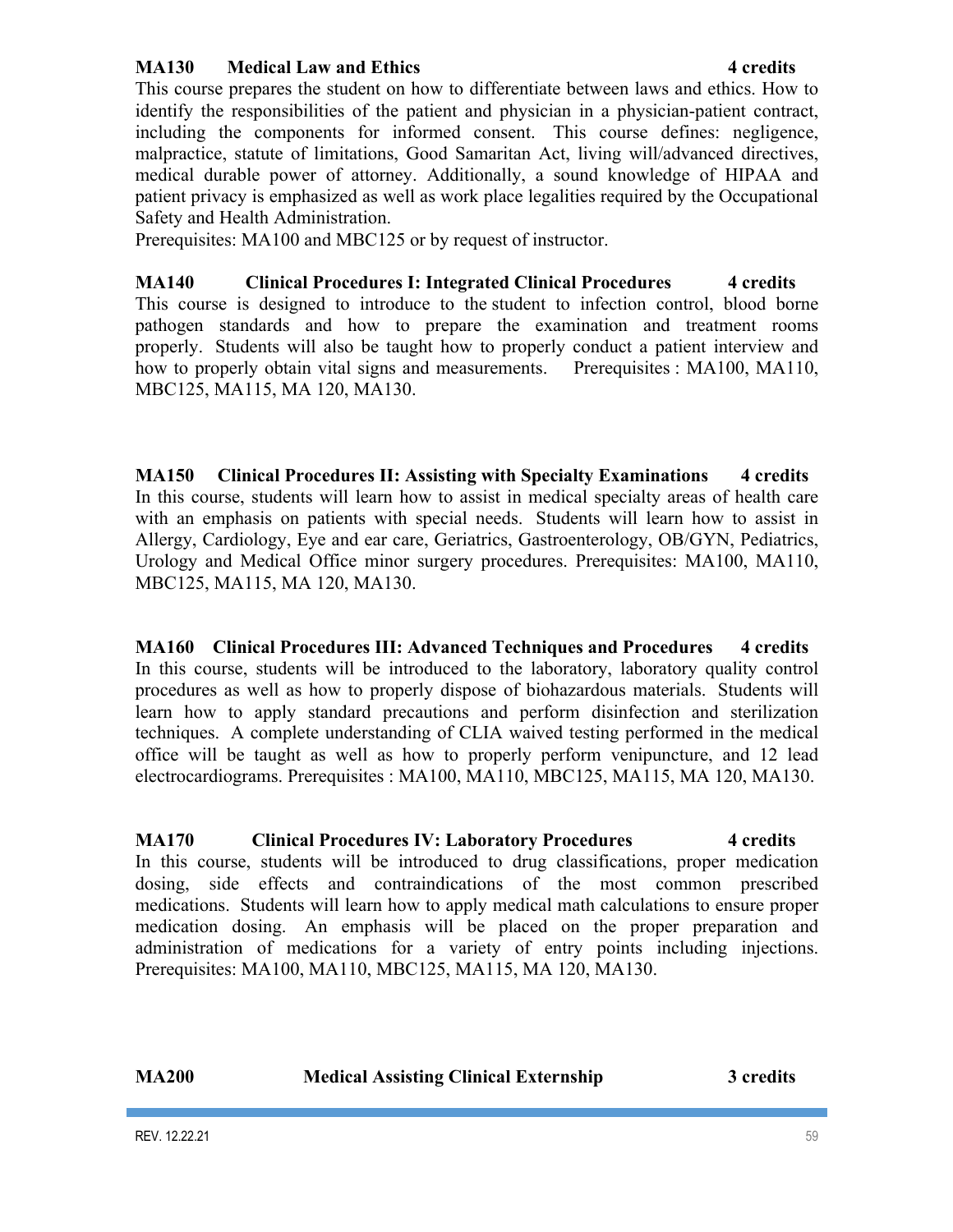**MA130 Medical Law and Ethics 4 credits**

This course prepares the student on how to differentiate between laws and ethics. How to identify the responsibilities of the patient and physician in a physician-patient contract, including the components for informed consent. This course defines: negligence, malpractice, statute of limitations, Good Samaritan Act, living will/advanced directives, medical durable power of attorney. Additionally, a sound knowledge of HIPAA and patient privacy is emphasized as well as work place legalities required by the Occupational Safety and Health Administration.

Prerequisites: MA100 and MBC125 or by request of instructor.

**MA140 Clinical Procedures I: Integrated Clinical Procedures 4 credits**

This course is designed to introduce to the student to infection control, blood borne pathogen standards and how to prepare the examination and treatment rooms properly. Students will also be taught how to properly conduct a patient interview and how to properly obtain vital signs and measurements. Prerequisites : MA100, MA110, MBC125, MA115, MA 120, MA130.

**MA150 Clinical Procedures II: Assisting with Specialty Examinations 4 credits**

In this course, students will learn how to assist in medical specialty areas of health care with an emphasis on patients with special needs. Students will learn how to assist in Allergy, Cardiology, Eye and ear care, Geriatrics, Gastroenterology, OB/GYN, Pediatrics, Urology and Medical Office minor surgery procedures. Prerequisites: MA100, MA110, MBC125, MA115, MA 120, MA130.

**MA160 Clinical Procedures III: Advanced Techniques and Procedures 4 credits**

In this course, students will be introduced to the laboratory, laboratory quality control procedures as well as how to properly dispose of biohazardous materials. Students will learn how to apply standard precautions and perform disinfection and sterilization techniques. A complete understanding of CLIA waived testing performed in the medical office will be taught as well as how to properly perform venipuncture, and 12 lead electrocardiograms. Prerequisites : MA100, MA110, MBC125, MA115, MA 120, MA130.

**MA170 Clinical Procedures IV: Laboratory Procedures 4 credits**

In this course, students will be introduced to drug classifications, proper medication dosing, side effects and contraindications of the most common prescribed medications. Students will learn how to apply medical math calculations to ensure proper medication dosing. An emphasis will be placed on the proper preparation and administration of medications for a variety of entry points including injections. Prerequisites: MA100, MA110, MBC125, MA115, MA 120, MA130.

**MA200 Medical Assisting Clinical Externship 3 credits**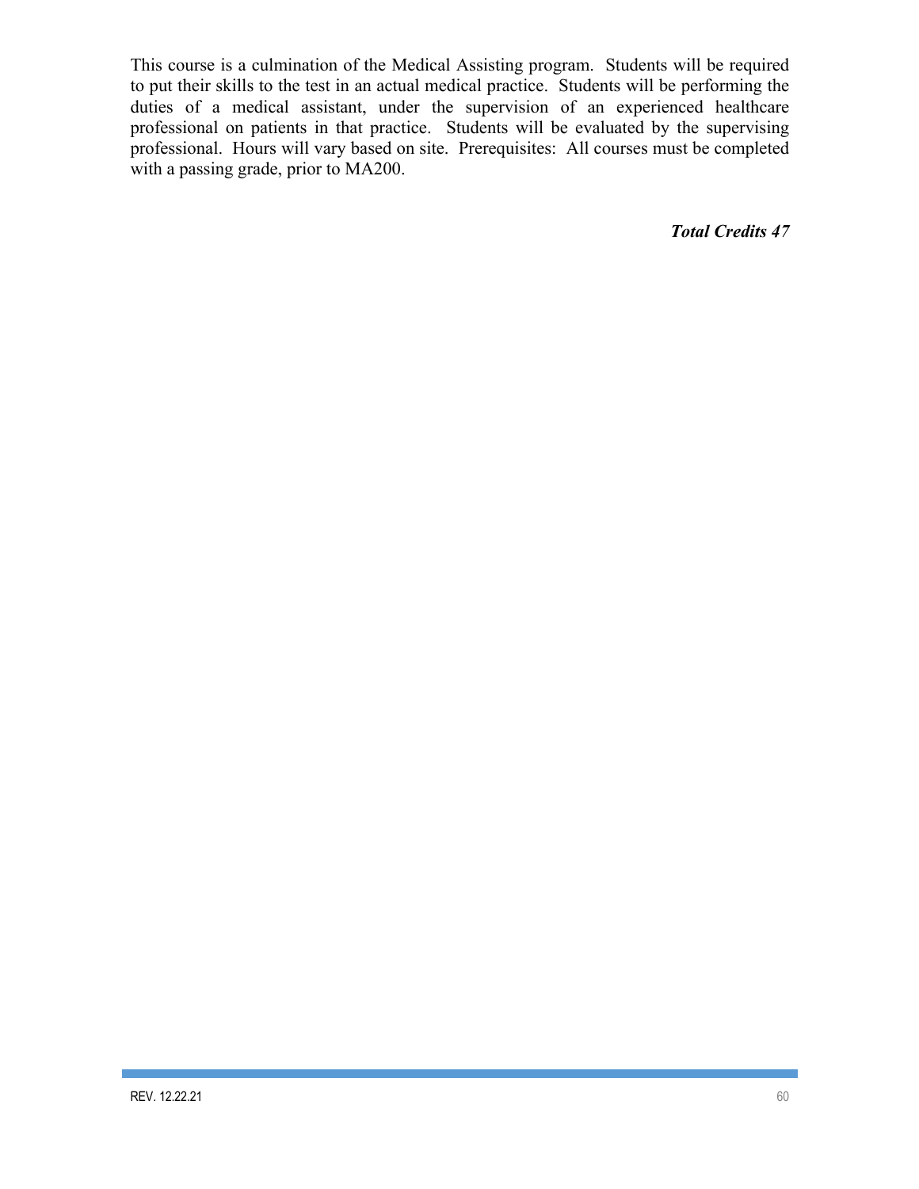This course is a culmination of the Medical Assisting program. Students will be required to put their skills to the test in an actual medical practice. Students will be performing the duties of a medical assistant, under the supervision of an experienced healthcare professional on patients in that practice. Students will be evaluated by the supervising professional. Hours will vary based on site. Prerequisites: All courses must be completed with a passing grade, prior to MA200.

***Total Credits 47***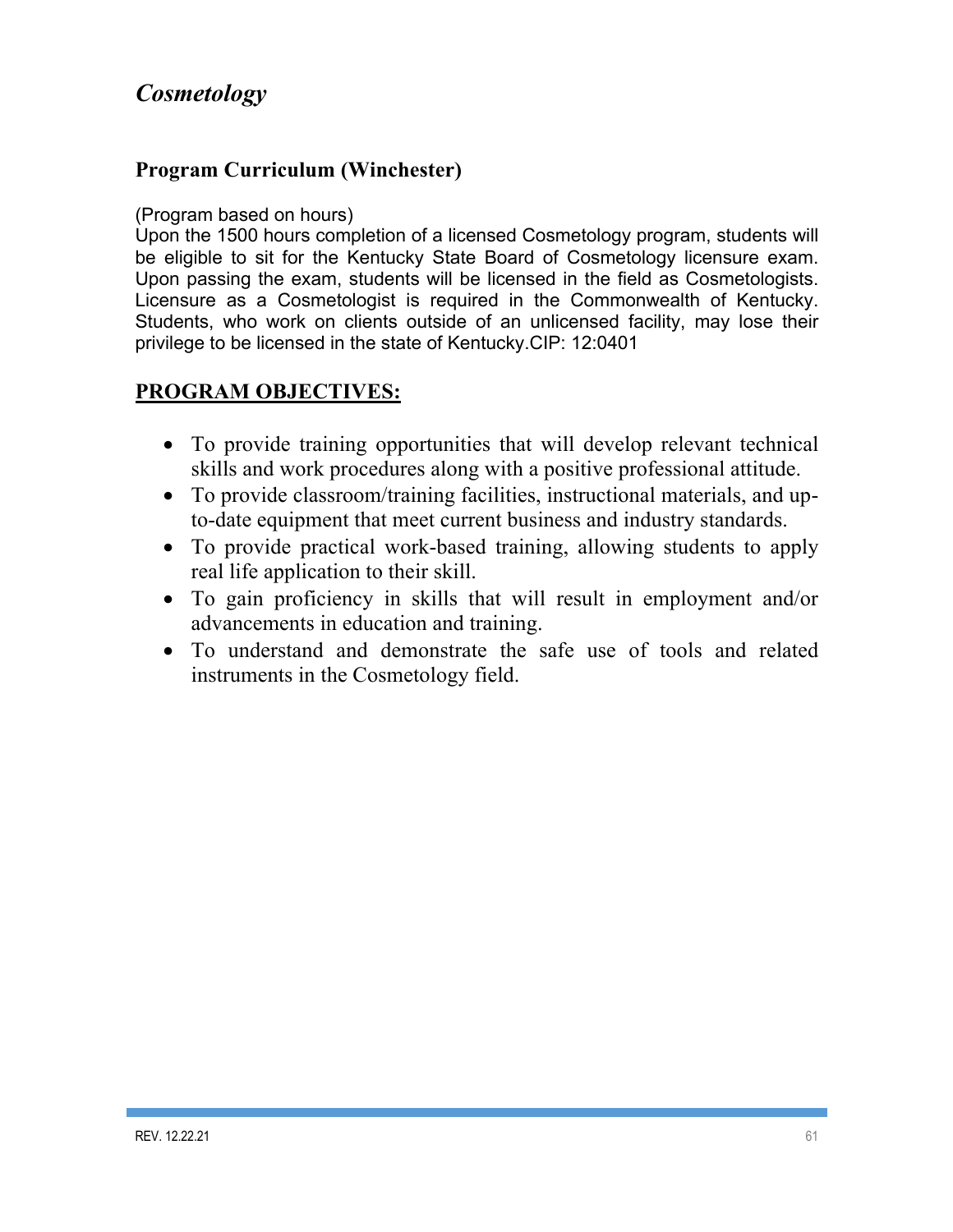# *Cosmetology*

## Program Curriculum (Winchester)

(Program based on hours)
Upon the 1500 hours completion of a licensed Cosmetology program, students will be eligible to sit for the Kentucky State Board of Cosmetology licensure exam. Upon passing the exam, students will be licensed in the field as Cosmetologists. Licensure as a Cosmetologist is required in the Commonwealth of Kentucky. Students, who work on clients outside of an unlicensed facility, may lose their privilege to be licensed in the state of Kentucky.CIP: 12:0401

## PROGRAM OBJECTIVES:

- To provide training opportunities that will develop relevant technical skills and work procedures along with a positive professional attitude.
- To provide classroom/training facilities, instructional materials, and up-to-date equipment that meet current business and industry standards.
- To provide practical work-based training, allowing students to apply real life application to their skill.
- To gain proficiency in skills that will result in employment and/or advancements in education and training.
- To understand and demonstrate the safe use of tools and related instruments in the Cosmetology field.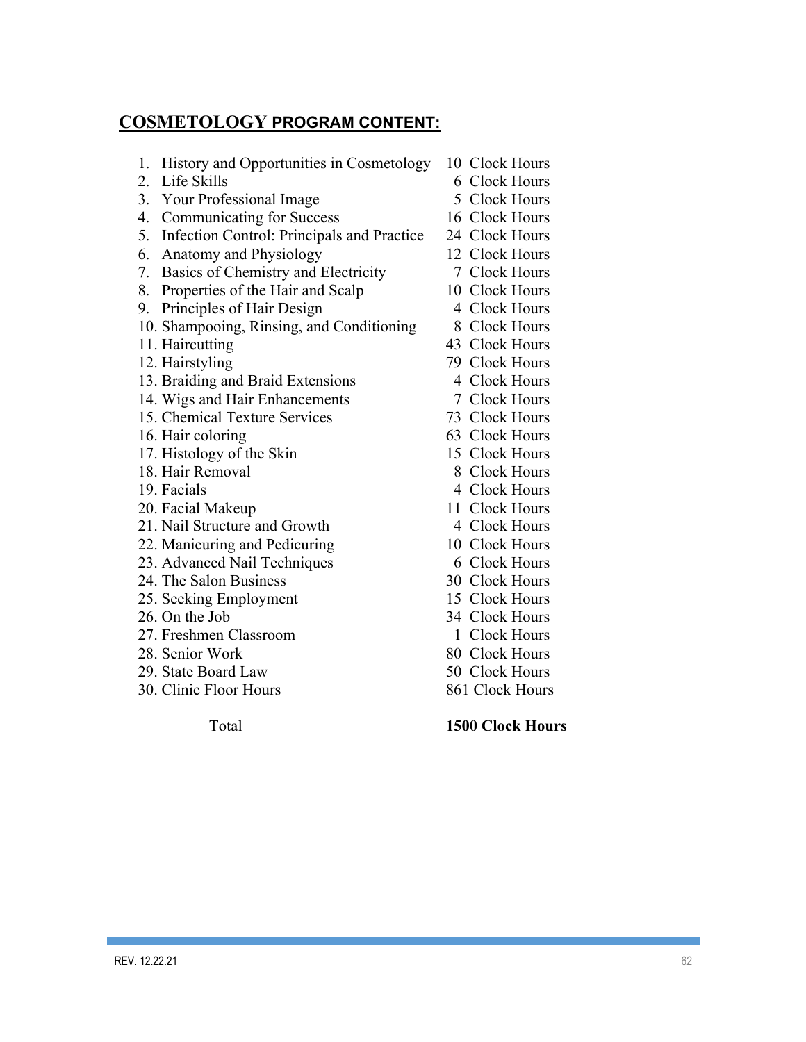## **COSMETOLOGY PROGRAM CONTENT:**

1. History and Opportunities in Cosmetology — 10 Clock Hours
2. Life Skills — 6 Clock Hours
3. Your Professional Image — 5 Clock Hours
4. Communicating for Success — 16 Clock Hours
5. Infection Control: Principals and Practice — 24 Clock Hours
6. Anatomy and Physiology — 12 Clock Hours
7. Basics of Chemistry and Electricity — 7 Clock Hours
8. Properties of the Hair and Scalp — 10 Clock Hours
9. Principles of Hair Design — 4 Clock Hours
10. Shampooing, Rinsing, and Conditioning — 8 Clock Hours
11. Haircutting — 43 Clock Hours
12. Hairstyling — 79 Clock Hours
13. Braiding and Braid Extensions — 4 Clock Hours
14. Wigs and Hair Enhancements — 7 Clock Hours
15. Chemical Texture Services — 73 Clock Hours
16. Hair coloring — 63 Clock Hours
17. Histology of the Skin — 15 Clock Hours
18. Hair Removal — 8 Clock Hours
19. Facials — 4 Clock Hours
20. Facial Makeup — 11 Clock Hours
21. Nail Structure and Growth — 4 Clock Hours
22. Manicuring and Pedicuring — 10 Clock Hours
23. Advanced Nail Techniques — 6 Clock Hours
24. The Salon Business — 30 Clock Hours
25. Seeking Employment — 15 Clock Hours
26. On the Job — 34 Clock Hours
27. Freshmen Classroom — 1 Clock Hours
28. Senior Work — 80 Clock Hours
29. State Board Law — 50 Clock Hours
30. Clinic Floor Hours — 861 Clock Hours

Total — **1500 Clock Hours**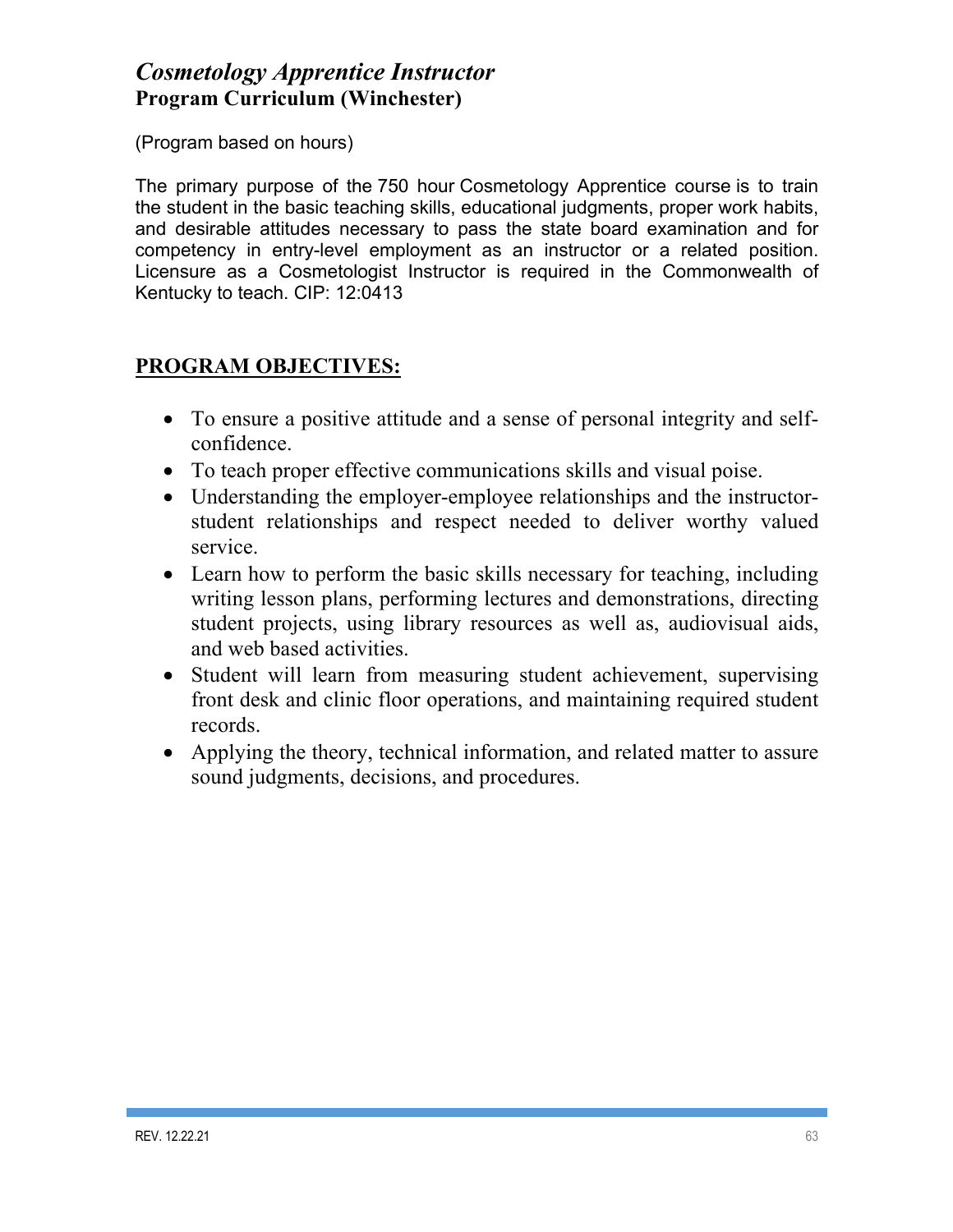## *Cosmetology Apprentice Instructor*

### Program Curriculum (Winchester)

(Program based on hours)

The primary purpose of the 750 hour Cosmetology Apprentice course is to train the student in the basic teaching skills, educational judgments, proper work habits, and desirable attitudes necessary to pass the state board examination and for competency in entry-level employment as an instructor or a related position. Licensure as a Cosmetologist Instructor is required in the Commonwealth of Kentucky to teach. CIP: 12:0413

### PROGRAM OBJECTIVES:

- To ensure a positive attitude and a sense of personal integrity and self-confidence.
- To teach proper effective communications skills and visual poise.
- Understanding the employer-employee relationships and the instructor-student relationships and respect needed to deliver worthy valued service.
- Learn how to perform the basic skills necessary for teaching, including writing lesson plans, performing lectures and demonstrations, directing student projects, using library resources as well as, audiovisual aids, and web based activities.
- Student will learn from measuring student achievement, supervising front desk and clinic floor operations, and maintaining required student records.
- Applying the theory, technical information, and related matter to assure sound judgments, decisions, and procedures.

REV. 12.22.21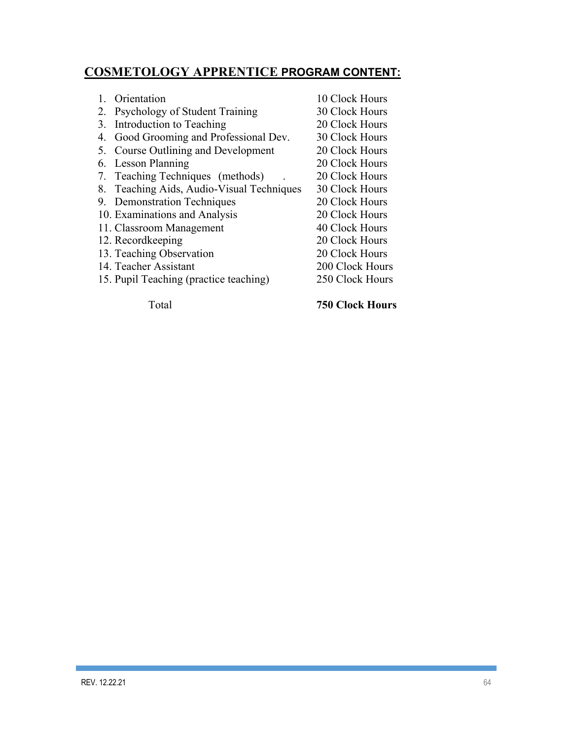## COSMETOLOGY APPRENTICE PROGRAM CONTENT:

| | |
|---|---|
| 1. Orientation | 10 Clock Hours |
| 2. Psychology of Student Training | 30 Clock Hours |
| 3. Introduction to Teaching | 20 Clock Hours |
| 4. Good Grooming and Professional Dev. | 30 Clock Hours |
| 5. Course Outlining and Development | 20 Clock Hours |
| 6. Lesson Planning | 20 Clock Hours |
| 7. Teaching Techniques (methods) | 20 Clock Hours |
| 8. Teaching Aids, Audio-Visual Techniques | 30 Clock Hours |
| 9. Demonstration Techniques | 20 Clock Hours |
| 10. Examinations and Analysis | 20 Clock Hours |
| 11. Classroom Management | 40 Clock Hours |
| 12. Recordkeeping | 20 Clock Hours |
| 13. Teaching Observation | 20 Clock Hours |
| 14. Teacher Assistant | 200 Clock Hours |
| 15. Pupil Teaching (practice teaching) | 250 Clock Hours |
| Total | **750 Clock Hours** |

REV. 12.22.21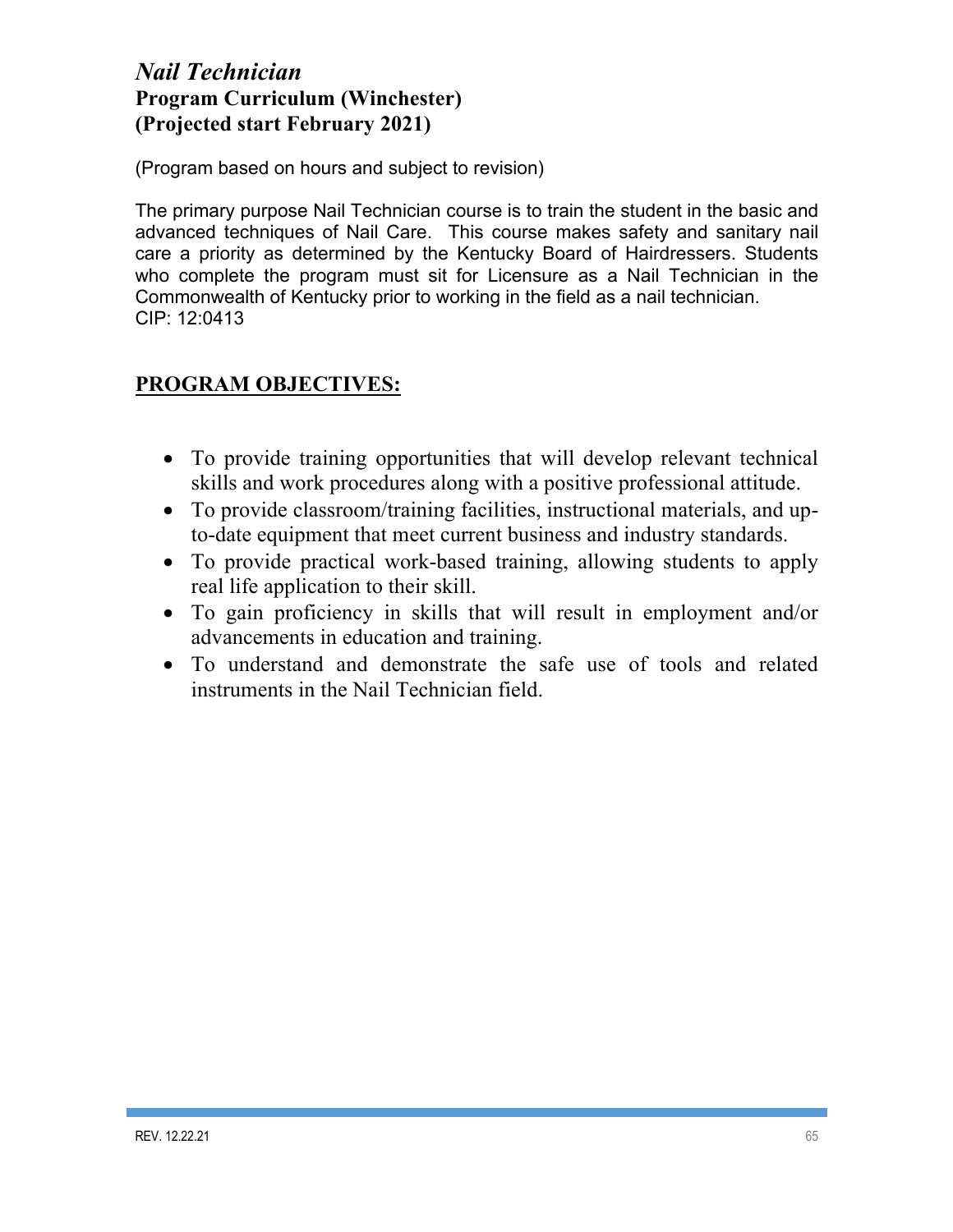# *Nail Technician*

## Program Curriculum (Winchester)
## (Projected start February 2021)

(Program based on hours and subject to revision)

The primary purpose Nail Technician course is to train the student in the basic and advanced techniques of Nail Care. This course makes safety and sanitary nail care a priority as determined by the Kentucky Board of Hairdressers. Students who complete the program must sit for Licensure as a Nail Technician in the Commonwealth of Kentucky prior to working in the field as a nail technician.
CIP: 12:0413

## PROGRAM OBJECTIVES:

- To provide training opportunities that will develop relevant technical skills and work procedures along with a positive professional attitude.
- To provide classroom/training facilities, instructional materials, and up-to-date equipment that meet current business and industry standards.
- To provide practical work-based training, allowing students to apply real life application to their skill.
- To gain proficiency in skills that will result in employment and/or advancements in education and training.
- To understand and demonstrate the safe use of tools and related instruments in the Nail Technician field.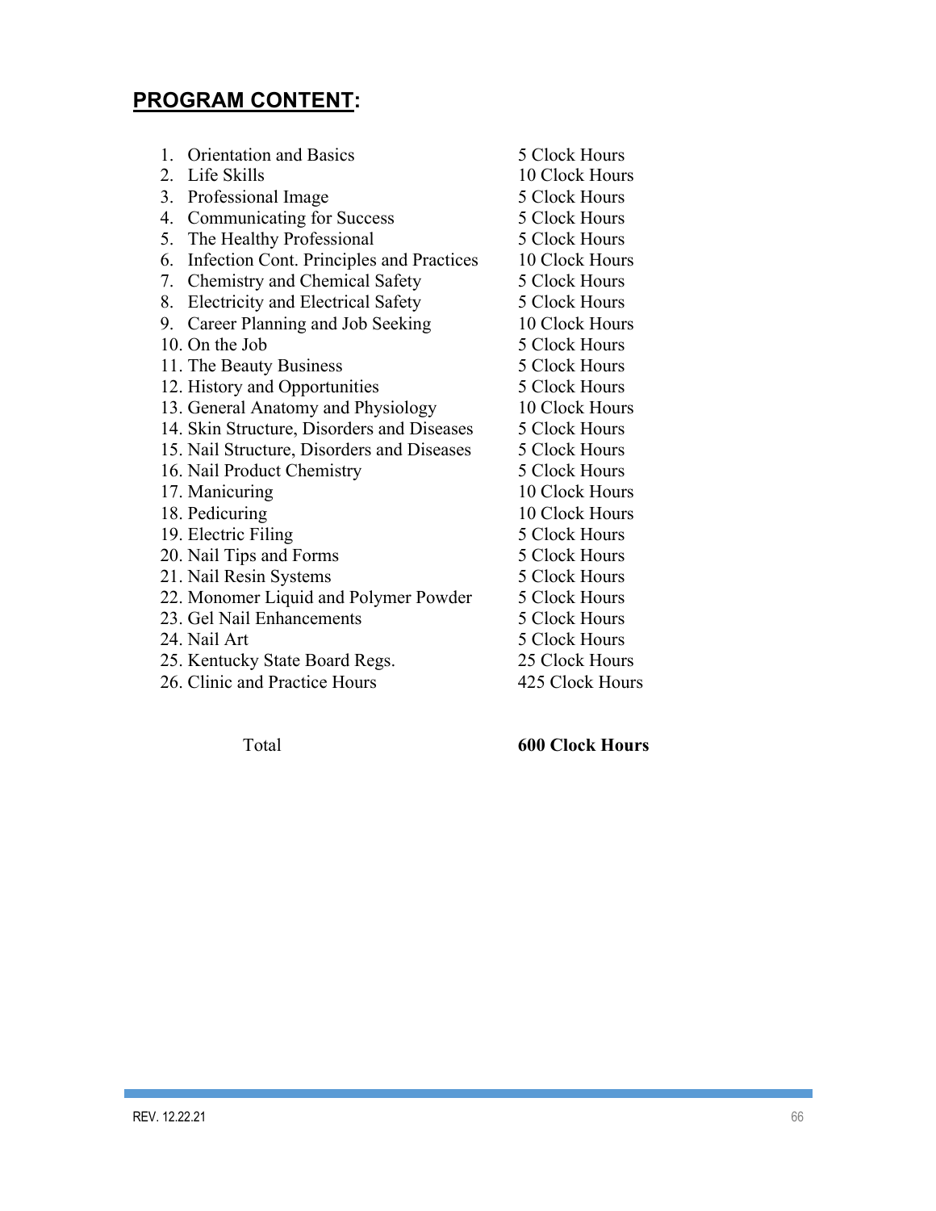## **PROGRAM CONTENT**:

| | |
|---|---|
| 1. Orientation and Basics | 5 Clock Hours |
| 2. Life Skills | 10 Clock Hours |
| 3. Professional Image | 5 Clock Hours |
| 4. Communicating for Success | 5 Clock Hours |
| 5. The Healthy Professional | 5 Clock Hours |
| 6. Infection Cont. Principles and Practices | 10 Clock Hours |
| 7. Chemistry and Chemical Safety | 5 Clock Hours |
| 8. Electricity and Electrical Safety | 5 Clock Hours |
| 9. Career Planning and Job Seeking | 10 Clock Hours |
| 10. On the Job | 5 Clock Hours |
| 11. The Beauty Business | 5 Clock Hours |
| 12. History and Opportunities | 5 Clock Hours |
| 13. General Anatomy and Physiology | 10 Clock Hours |
| 14. Skin Structure, Disorders and Diseases | 5 Clock Hours |
| 15. Nail Structure, Disorders and Diseases | 5 Clock Hours |
| 16. Nail Product Chemistry | 5 Clock Hours |
| 17. Manicuring | 10 Clock Hours |
| 18. Pedicuring | 10 Clock Hours |
| 19. Electric Filing | 5 Clock Hours |
| 20. Nail Tips and Forms | 5 Clock Hours |
| 21. Nail Resin Systems | 5 Clock Hours |
| 22. Monomer Liquid and Polymer Powder | 5 Clock Hours |
| 23. Gel Nail Enhancements | 5 Clock Hours |
| 24. Nail Art | 5 Clock Hours |
| 25. Kentucky State Board Regs. | 25 Clock Hours |
| 26. Clinic and Practice Hours | 425 Clock Hours |
| Total | **600 Clock Hours** |

REV. 12.22.21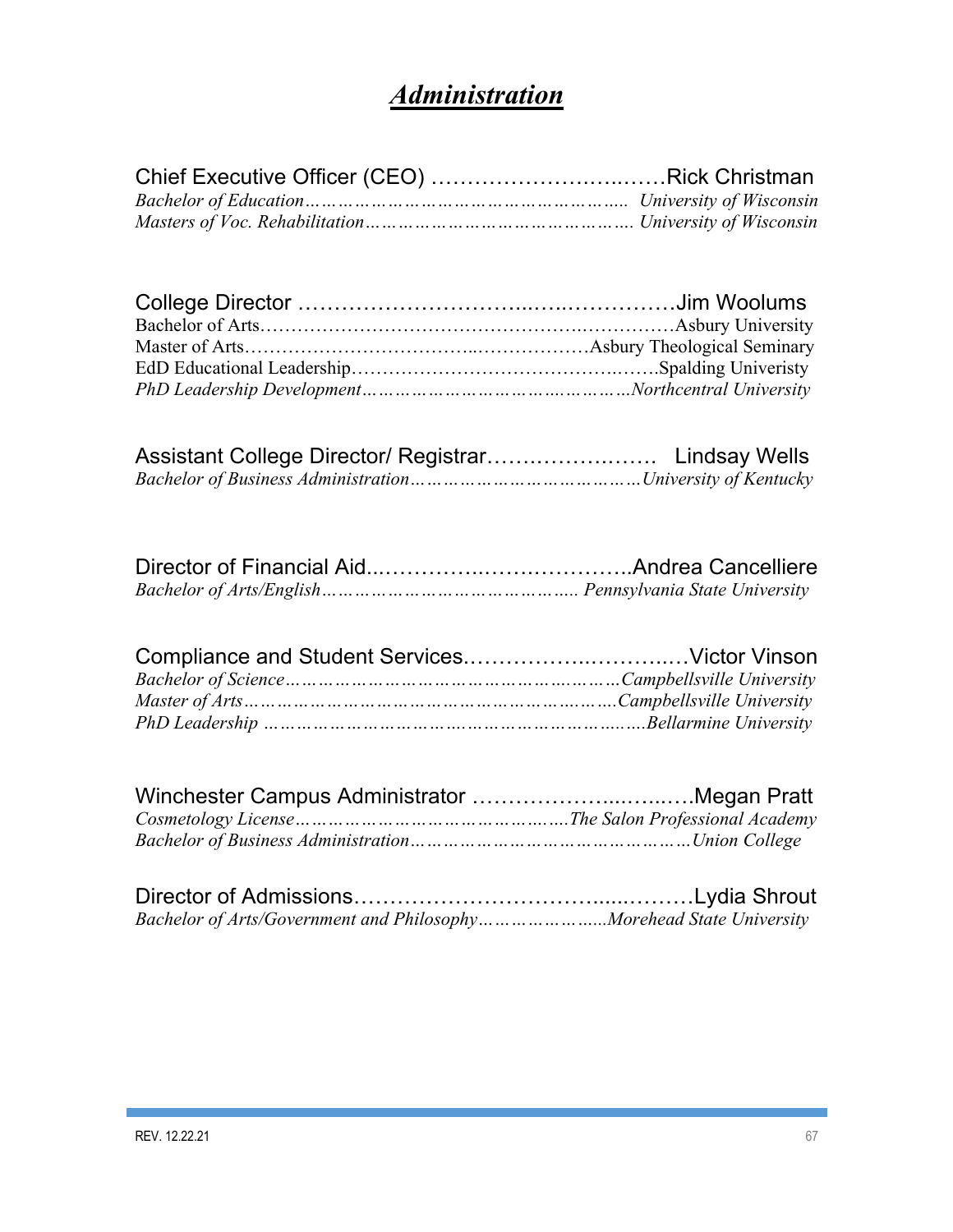# ***Administration***

Chief Executive Officer (CEO) ……………………….……Rick Christman
*Bachelor of Education……………………………………………….. University of Wisconsin*
*Masters of Voc. Rehabilitation………………………………………. University of Wisconsin*

College Director ………………………..….……………Jim Woolums
Bachelor of Arts………………………………………….…………Asbury University
Master of Arts……………………………..………………Asbury Theological Seminary
EdD Educational Leadership…………………………………..…….Spalding Univeristy
*PhD Leadership Development……………………………….………Northcentral University*

Assistant College Director/ Registrar……………….…… Lindsay Wells
*Bachelor of Business Administration…………………………………University of Kentucky*

Director of Financial Aid..……………..…………………Andrea Cancelliere
*Bachelor of Arts/English……………………………………….. Pennsylvania State University*

Compliance and Student Services.……………..………..…Victor Vinson
*Bachelor of Science………………………………………….………Campbellsville University*
*Master of Arts…………………………………………………….….Campbellsville University*
*PhD Leadership …………………………….…………………….…..Bellarmine University*

Winchester Campus Administrator ……………...…...….Megan Pratt
*Cosmetology License………………………………………..….The Salon Professional Academy*
*Bachelor of Business Administration…………………………………………Union College*

Director of Admissions…………………………......………Lydia Shrout
*Bachelor of Arts/Government and Philosophy……………….....Morehead State University*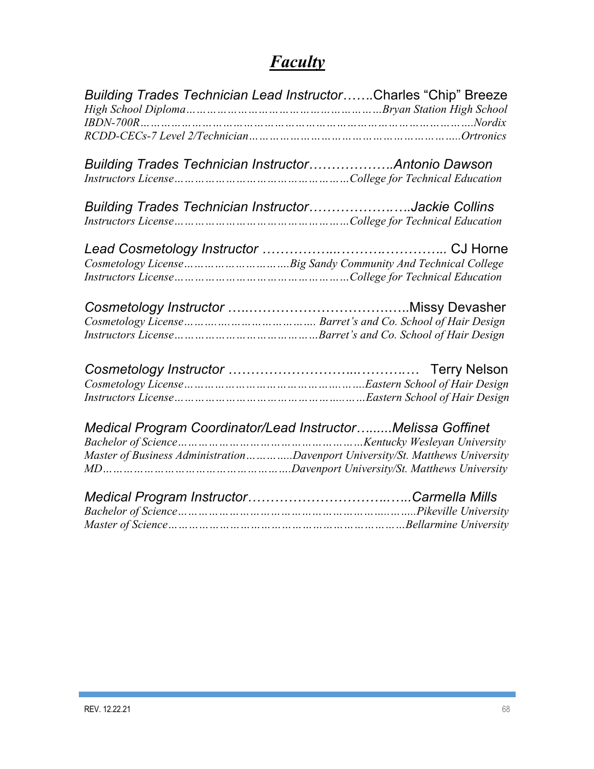# *Faculty*

*Building Trades Technician Lead Instructor*…….Charles "Chip" Breeze
*High School Diploma……………………………………………Bryan Station High School*
*IBDN-700R…………………………………………………………………………….Nordix*
*RCDD-CECs-7 Level 2/Technician…………………………………………………..Ortronics*

*Building Trades Technician Instructor……………….Antonio Dawson*
*Instructors License…………………………………………College for Technical Education*

*Building Trades Technician Instructor……………….….Jackie Collins*
*Instructors License…………………………………………College for Technical Education*

*Lead Cosmetology Instructor* ……………..……….………….. CJ Horne
*Cosmetology License………………………….Big Sandy Community And Technical College*
*Instructors License…………………………………………College for Technical Education*

*Cosmetology Instructor* …..……………………………….Missy Devasher
*Cosmetology License………..………………………. Barret's and Co. School of Hair Design*
*Instructors License…………………………………Barret's and Co. School of Hair Design*

*Cosmetology Instructor* ……………………...………..… Terry Nelson
*Cosmetology License…………………………………….……Eastern School of Hair Design*
*Instructors License……………………………………..………Eastern School of Hair Design*

*Medical Program Coordinator/Lead Instructor…......Melissa Goffinet*
*Bachelor of Science……………………………………………Kentucky Wesleyan University*
*Master of Business Administration………….Davenport University/St. Matthews University*
*MD…………………………………………….Davenport University/St. Matthews University*

*Medical Program Instructor…………………………..…..Carmella Mills*
*Bachelor of Science…………………………………………….………..Pikeville University*
*Master of Science………………………………………………………Bellarmine University*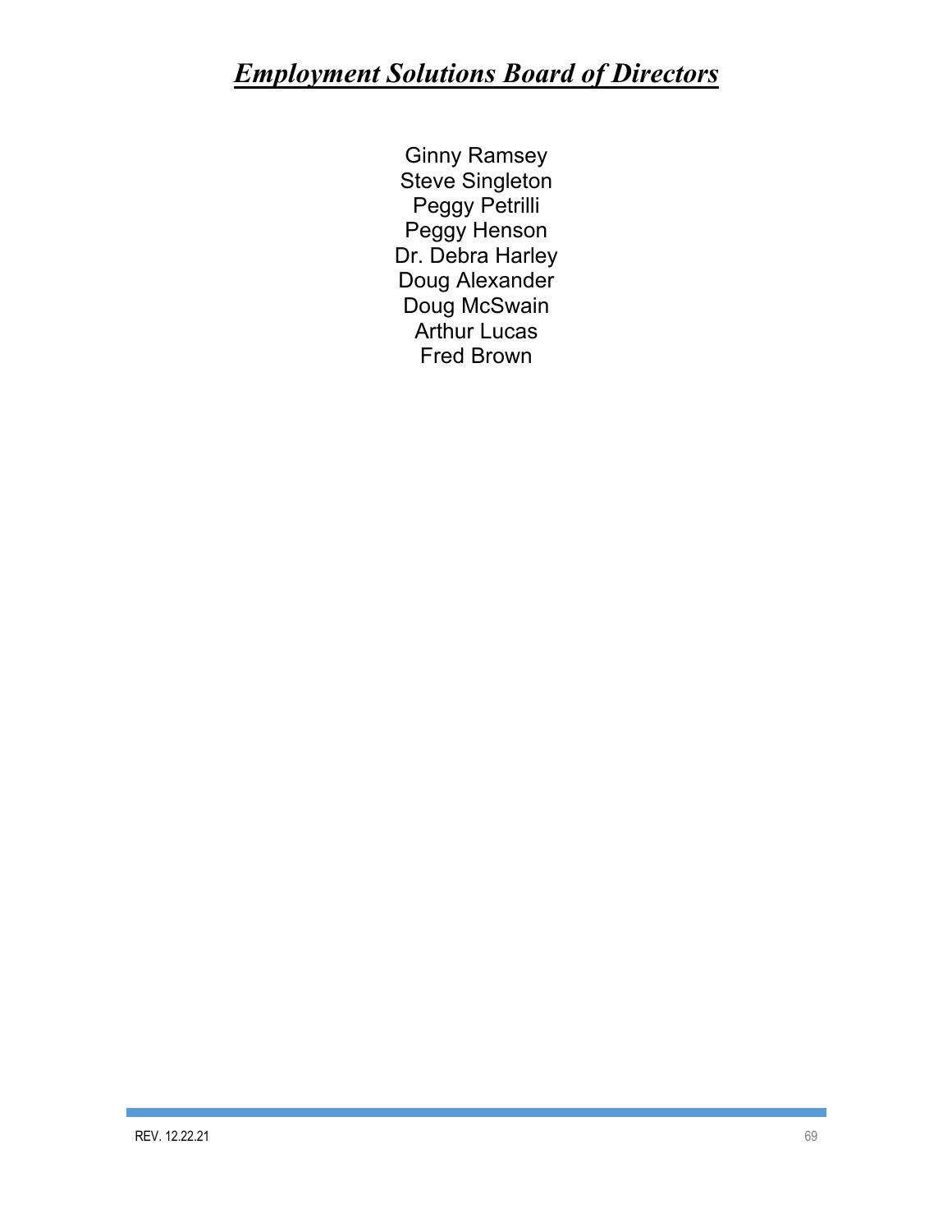# ***Employment Solutions Board of Directors***

Ginny Ramsey
Steve Singleton
Peggy Petrilli
Peggy Henson
Dr. Debra Harley
Doug Alexander
Doug McSwain
Arthur Lucas
Fred Brown